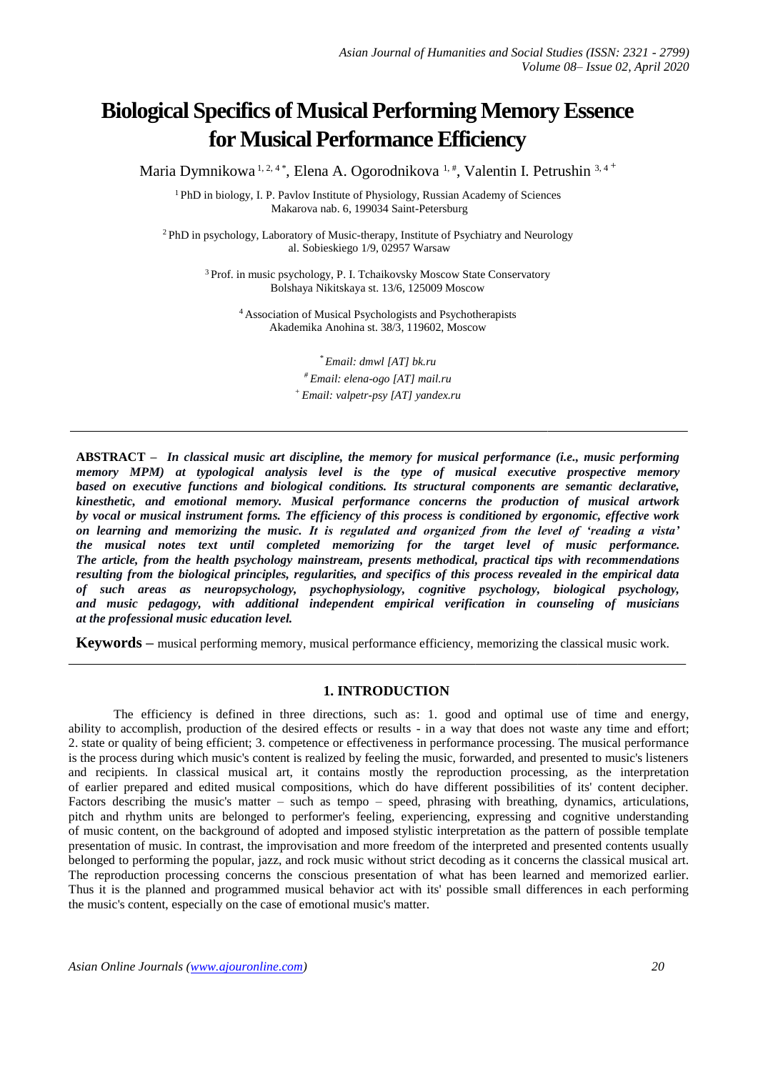# Biological Specifics of Musical Performing Memory Essence for Musical Performance Efficiency

Maria Dymnikowa [1, 2, 4 *], Elena A. Ogorodnikova [1, #], Valentin I. Petrushin [3, 4 +]

[1] PhD in biology, I. P. Pavlov Institute of Physiology, Russian Academy of Sciences
Makarova nab. 6, 199034 Saint-Petersburg

[2] PhD in psychology, Laboratory of Music-therapy, Institute of Psychiatry and Neurology
al. Sobieskiego 1/9, 02957 Warsaw

[3] Prof. in music psychology, P. I. Tchaikovsky Moscow State Conservatory
Bolshaya Nikitskaya st. 13/6, 125009 Moscow

[4] Association of Musical Psychologists and Psychotherapists
Akademika Anohina st. 38/3, 119602, Moscow

[*] *Email: dmwl [AT] bk.ru*
[#] *Email: elena-ogo [AT] mail.ru*
[+] *Email: valpetr-psy [AT] yandex.ru*

---

**ABSTRACT –** ***In classical music art discipline, the memory for musical performance (i.e., music performing memory MPM) at typological analysis level is the type of musical executive prospective memory based on executive functions and biological conditions. Its structural components are semantic declarative, kinesthetic, and emotional memory. Musical performance concerns the production of musical artwork by vocal or musical instrument forms. The efficiency of this process is conditioned by ergonomic, effective work on learning and memorizing the music. It is regulated and organized from the level of 'reading a vista' the musical notes text until completed memorizing for the target level of music performance. The article, from the health psychology mainstream, presents methodical, practical tips with recommendations resulting from the biological principles, regularities, and specifics of this process revealed in the empirical data of such areas as neuropsychology, psychophysiology, cognitive psychology, biological psychology, and music pedagogy, with additional independent empirical verification in counseling of musicians at the professional music education level.***

**Keywords –** musical performing memory, musical performance efficiency, memorizing the classical music work.

---

## 1. INTRODUCTION

The efficiency is defined in three directions, such as: 1. good and optimal use of time and energy, ability to accomplish, production of the desired effects or results - in a way that does not waste any time and effort; 2. state or quality of being efficient; 3. competence or effectiveness in performance processing. The musical performance is the process during which music's content is realized by feeling the music, forwarded, and presented to music's listeners and recipients. In classical musical art, it contains mostly the reproduction processing, as the interpretation of earlier prepared and edited musical compositions, which do have different possibilities of its' content decipher. Factors describing the music's matter – such as tempo – speed, phrasing with breathing, dynamics, articulations, pitch and rhythm units are belonged to performer's feeling, experiencing, expressing and cognitive understanding of music content, on the background of adopted and imposed stylistic interpretation as the pattern of possible template presentation of music. In contrast, the improvisation and more freedom of the interpreted and presented contents usually belonged to performing the popular, jazz, and rock music without strict decoding as it concerns the classical musical art. The reproduction processing concerns the conscious presentation of what has been learned and memorized earlier. Thus it is the planned and programmed musical behavior act with its' possible small differences in each performing the music's content, especially on the case of emotional music's matter.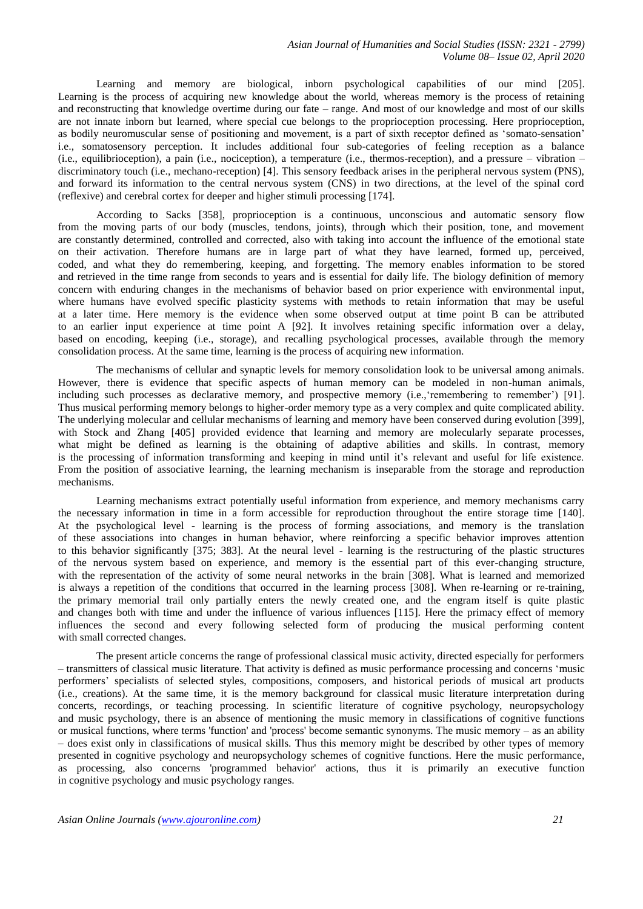Learning and memory are biological, inborn psychological capabilities of our mind [205]. Learning is the process of acquiring new knowledge about the world, whereas memory is the process of retaining and reconstructing that knowledge overtime during our fate – range. And most of our knowledge and most of our skills are not innate inborn but learned, where special cue belongs to the proprioception processing. Here proprioception, as bodily neuromuscular sense of positioning and movement, is a part of sixth receptor defined as 'somato-sensation' i.e., somatosensory perception. It includes additional four sub-categories of feeling reception as a balance (i.e., equilibrioception), a pain (i.e., nociception), a temperature (i.e., thermos-reception), and a pressure – vibration – discriminatory touch (i.e., mechano-reception) [4]. This sensory feedback arises in the peripheral nervous system (PNS), and forward its information to the central nervous system (CNS) in two directions, at the level of the spinal cord (reflexive) and cerebral cortex for deeper and higher stimuli processing [174].

According to Sacks [358], proprioception is a continuous, unconscious and automatic sensory flow from the moving parts of our body (muscles, tendons, joints), through which their position, tone, and movement are constantly determined, controlled and corrected, also with taking into account the influence of the emotional state on their activation. Therefore humans are in large part of what they have learned, formed up, perceived, coded, and what they do remembering, keeping, and forgetting. The memory enables information to be stored and retrieved in the time range from seconds to years and is essential for daily life. The biology definition of memory concern with enduring changes in the mechanisms of behavior based on prior experience with environmental input, where humans have evolved specific plasticity systems with methods to retain information that may be useful at a later time. Here memory is the evidence when some observed output at time point B can be attributed to an earlier input experience at time point A [92]. It involves retaining specific information over a delay, based on encoding, keeping (i.e., storage), and recalling psychological processes, available through the memory consolidation process. At the same time, learning is the process of acquiring new information.

The mechanisms of cellular and synaptic levels for memory consolidation look to be universal among animals. However, there is evidence that specific aspects of human memory can be modeled in non-human animals, including such processes as declarative memory, and prospective memory (i.e.,'remembering to remember') [91]. Thus musical performing memory belongs to higher-order memory type as a very complex and quite complicated ability. The underlying molecular and cellular mechanisms of learning and memory have been conserved during evolution [399], with Stock and Zhang [405] provided evidence that learning and memory are molecularly separate processes, what might be defined as learning is the obtaining of adaptive abilities and skills. In contrast, memory is the processing of information transforming and keeping in mind until it's relevant and useful for life existence. From the position of associative learning, the learning mechanism is inseparable from the storage and reproduction mechanisms.

Learning mechanisms extract potentially useful information from experience, and memory mechanisms carry the necessary information in time in a form accessible for reproduction throughout the entire storage time [140]. At the psychological level - learning is the process of forming associations, and memory is the translation of these associations into changes in human behavior, where reinforcing a specific behavior improves attention to this behavior significantly [375; 383]. At the neural level - learning is the restructuring of the plastic structures of the nervous system based on experience, and memory is the essential part of this ever-changing structure, with the representation of the activity of some neural networks in the brain [308]. What is learned and memorized is always a repetition of the conditions that occurred in the learning process [308]. When re-learning or re-training, the primary memorial trail only partially enters the newly created one, and the engram itself is quite plastic and changes both with time and under the influence of various influences [115]. Here the primacy effect of memory influences the second and every following selected form of producing the musical performing content with small corrected changes.

The present article concerns the range of professional classical music activity, directed especially for performers – transmitters of classical music literature. That activity is defined as music performance processing and concerns 'music performers' specialists of selected styles, compositions, composers, and historical periods of musical art products (i.e., creations). At the same time, it is the memory background for classical music literature interpretation during concerts, recordings, or teaching processing. In scientific literature of cognitive psychology, neuropsychology and music psychology, there is an absence of mentioning the music memory in classifications of cognitive functions or musical functions, where terms 'function' and 'process' become semantic synonyms. The music memory – as an ability – does exist only in classifications of musical skills. Thus this memory might be described by other types of memory presented in cognitive psychology and neuropsychology schemes of cognitive functions. Here the music performance, as processing, also concerns 'programmed behavior' actions, thus it is primarily an executive function in cognitive psychology and music psychology ranges.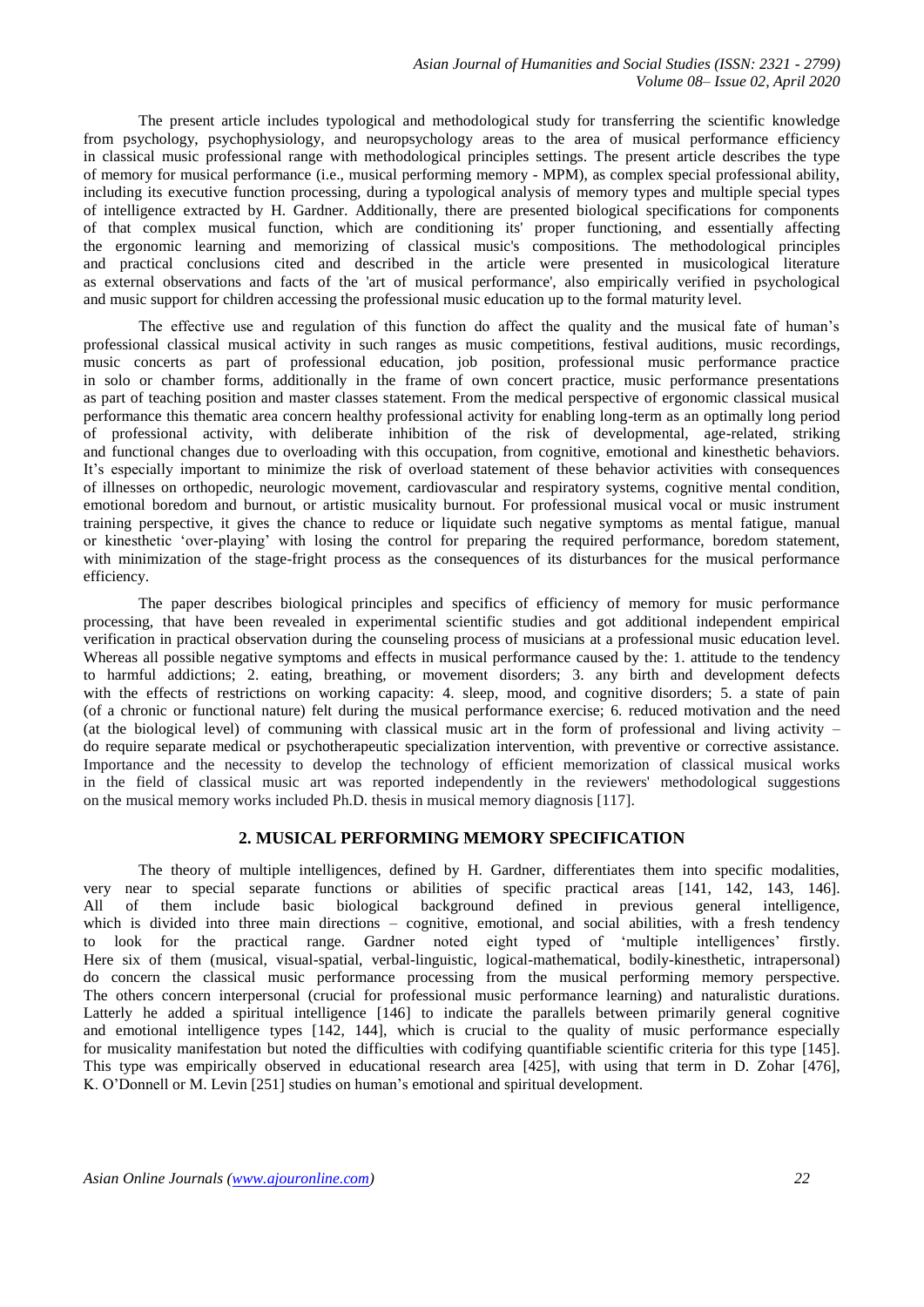The present article includes typological and methodological study for transferring the scientific knowledge from psychology, psychophysiology, and neuropsychology areas to the area of musical performance efficiency in classical music professional range with methodological principles settings. The present article describes the type of memory for musical performance (i.e., musical performing memory - MPM), as complex special professional ability, including its executive function processing, during a typological analysis of memory types and multiple special types of intelligence extracted by H. Gardner. Additionally, there are presented biological specifications for components of that complex musical function, which are conditioning its' proper functioning, and essentially affecting the ergonomic learning and memorizing of classical music's compositions. The methodological principles and practical conclusions cited and described in the article were presented in musicological literature as external observations and facts of the 'art of musical performance', also empirically verified in psychological and music support for children accessing the professional music education up to the formal maturity level.

The effective use and regulation of this function do affect the quality and the musical fate of human's professional classical musical activity in such ranges as music competitions, festival auditions, music recordings, music concerts as part of professional education, job position, professional music performance practice in solo or chamber forms, additionally in the frame of own concert practice, music performance presentations as part of teaching position and master classes statement. From the medical perspective of ergonomic classical musical performance this thematic area concern healthy professional activity for enabling long-term as an optimally long period of professional activity, with deliberate inhibition of the risk of developmental, age-related, striking and functional changes due to overloading with this occupation, from cognitive, emotional and kinesthetic behaviors. It's especially important to minimize the risk of overload statement of these behavior activities with consequences of illnesses on orthopedic, neurologic movement, cardiovascular and respiratory systems, cognitive mental condition, emotional boredom and burnout, or artistic musicality burnout. For professional musical vocal or music instrument training perspective, it gives the chance to reduce or liquidate such negative symptoms as mental fatigue, manual or kinesthetic 'over-playing' with losing the control for preparing the required performance, boredom statement, with minimization of the stage-fright process as the consequences of its disturbances for the musical performance efficiency.

The paper describes biological principles and specifics of efficiency of memory for music performance processing, that have been revealed in experimental scientific studies and got additional independent empirical verification in practical observation during the counseling process of musicians at a professional music education level. Whereas all possible negative symptoms and effects in musical performance caused by the: 1. attitude to the tendency to harmful addictions; 2. eating, breathing, or movement disorders; 3. any birth and development defects with the effects of restrictions on working capacity: 4. sleep, mood, and cognitive disorders; 5. a state of pain (of a chronic or functional nature) felt during the musical performance exercise; 6. reduced motivation and the need (at the biological level) of communing with classical music art in the form of professional and living activity – do require separate medical or psychotherapeutic specialization intervention, with preventive or corrective assistance. Importance and the necessity to develop the technology of efficient memorization of classical musical works in the field of classical music art was reported independently in the reviewers' methodological suggestions on the musical memory works included Ph.D. thesis in musical memory diagnosis [117].

## 2. MUSICAL PERFORMING MEMORY SPECIFICATION

The theory of multiple intelligences, defined by H. Gardner, differentiates them into specific modalities, very near to special separate functions or abilities of specific practical areas [141, 142, 143, 146]. All of them include basic biological background defined in previous general intelligence, which is divided into three main directions – cognitive, emotional, and social abilities, with a fresh tendency to look for the practical range. Gardner noted eight typed of 'multiple intelligences' firstly. Here six of them (musical, visual-spatial, verbal-linguistic, logical-mathematical, bodily-kinesthetic, intrapersonal) do concern the classical music performance processing from the musical performing memory perspective. The others concern interpersonal (crucial for professional music performance learning) and naturalistic durations. Latterly he added a spiritual intelligence [146] to indicate the parallels between primarily general cognitive and emotional intelligence types [142, 144], which is crucial to the quality of music performance especially for musicality manifestation but noted the difficulties with codifying quantifiable scientific criteria for this type [145]. This type was empirically observed in educational research area [425], with using that term in D. Zohar [476], K. O'Donnell or M. Levin [251] studies on human's emotional and spiritual development.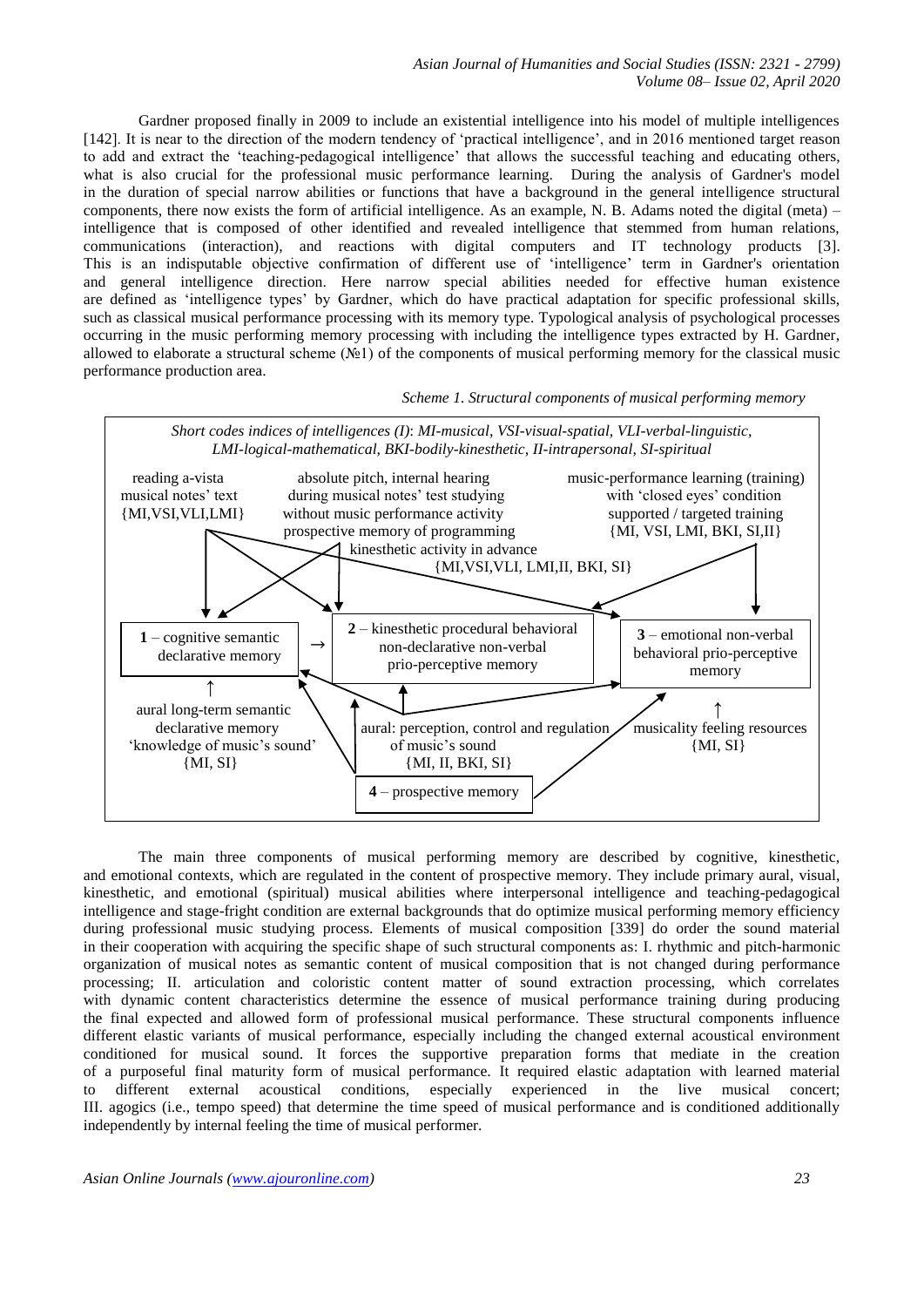Gardner proposed finally in 2009 to include an existential intelligence into his model of multiple intelligences [142]. It is near to the direction of the modern tendency of 'practical intelligence', and in 2016 mentioned target reason to add and extract the 'teaching-pedagogical intelligence' that allows the successful teaching and educating others, what is also crucial for the professional music performance learning. During the analysis of Gardner's model in the duration of special narrow abilities or functions that have a background in the general intelligence structural components, there now exists the form of artificial intelligence. As an example, N. B. Adams noted the digital (meta) – intelligence that is composed of other identified and revealed intelligence that stemmed from human relations, communications (interaction), and reactions with digital computers and IT technology products [3]. This is an indisputable objective confirmation of different use of 'intelligence' term in Gardner's orientation and general intelligence direction. Here narrow special abilities needed for effective human existence are defined as 'intelligence types' by Gardner, which do have practical adaptation for specific professional skills, such as classical musical performance processing with its memory type. Typological analysis of psychological processes occurring in the music performing memory processing with including the intelligence types extracted by H. Gardner, allowed to elaborate a structural scheme (№1) of the components of musical performing memory for the classical music performance production area.

*Scheme 1. Structural components of musical performing memory*

*Short codes indices of intelligences (I): MI-musical, VSI-visual-spatial, VLI-verbal-linguistic, LMI-logical-mathematical, BKI-bodily-kinesthetic, II-intrapersonal, SI-spiritual*

- reading a-vista musical notes' text {MI,VSI,VLI,LMI}
- absolute pitch, internal hearing during musical notes' test studying without music performance activity prospective memory of programming kinesthetic activity in advance {MI,VSI,VLI, LMI,II, BKI, SI}
- music-performance learning (training) with 'closed eyes' condition supported / targeted training {MI, VSI, LMI, BKI, SI,II}
- **1** – cognitive semantic declarative memory
- **2** – kinesthetic procedural behavioral non-declarative non-verbal prio-perceptive memory
- **3** – emotional non-verbal behavioral prio-perceptive memory
- aural long-term semantic declarative memory 'knowledge of music's sound' {MI, SI}
- aural: perception, control and regulation of music's sound {MI, II, BKI, SI}
- musicality feeling resources {MI, SI}
- **4** – prospective memory

The main three components of musical performing memory are described by cognitive, kinesthetic, and emotional contexts, which are regulated in the content of prospective memory. They include primary aural, visual, kinesthetic, and emotional (spiritual) musical abilities where interpersonal intelligence and teaching-pedagogical intelligence and stage-fright condition are external backgrounds that do optimize musical performing memory efficiency during professional music studying process. Elements of musical composition [339] do order the sound material in their cooperation with acquiring the specific shape of such structural components as: I. rhythmic and pitch-harmonic organization of musical notes as semantic content of musical composition that is not changed during performance processing; II. articulation and coloristic content matter of sound extraction processing, which correlates with dynamic content characteristics determine the essence of musical performance training during producing the final expected and allowed form of professional musical performance. These structural components influence different elastic variants of musical performance, especially including the changed external acoustical environment conditioned for musical sound. It forces the supportive preparation forms that mediate in the creation of a purposeful final maturity form of musical performance. It required elastic adaptation with learned material to different external acoustical conditions, especially experienced in the live musical concert; III. agogics (i.e., tempo speed) that determine the time speed of musical performance and is conditioned additionally independently by internal feeling the time of musical performer.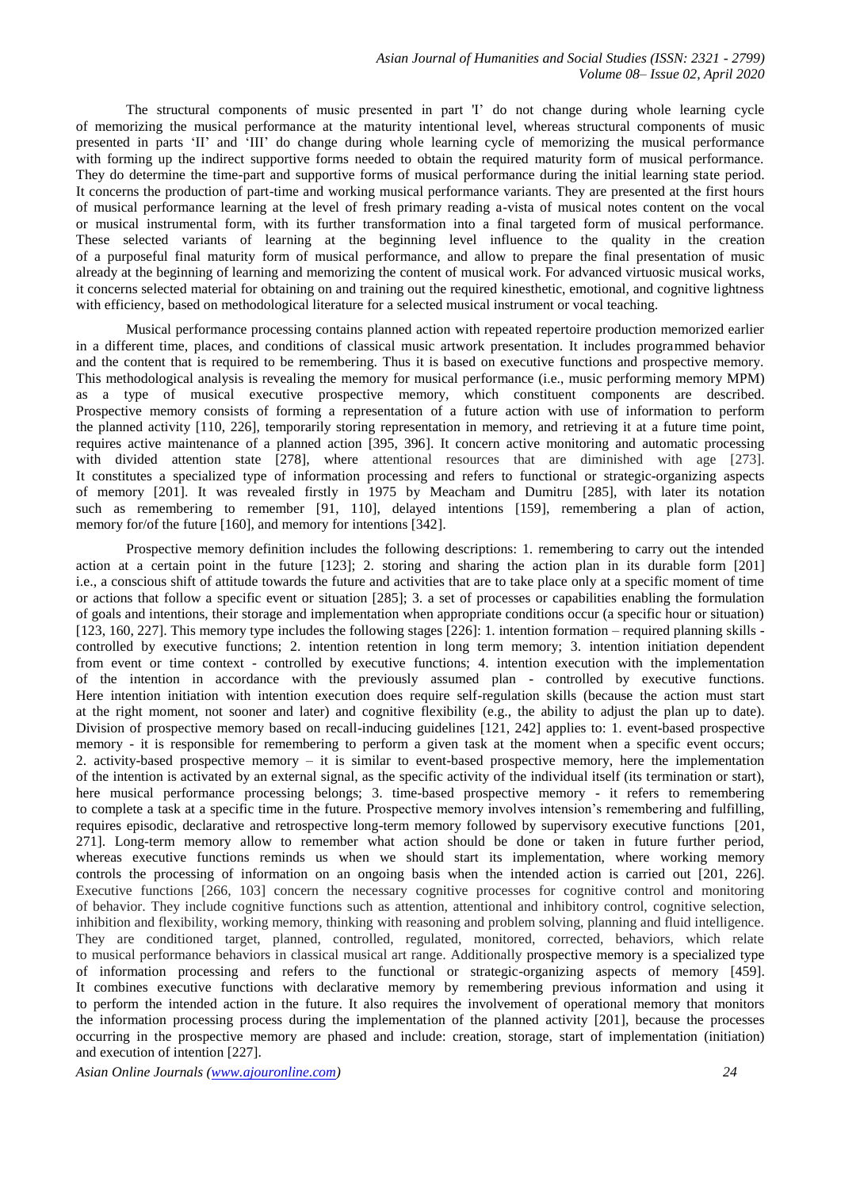The structural components of music presented in part 'I' do not change during whole learning cycle of memorizing the musical performance at the maturity intentional level, whereas structural components of music presented in parts 'II' and 'III' do change during whole learning cycle of memorizing the musical performance with forming up the indirect supportive forms needed to obtain the required maturity form of musical performance. They do determine the time-part and supportive forms of musical performance during the initial learning state period. It concerns the production of part-time and working musical performance variants. They are presented at the first hours of musical performance learning at the level of fresh primary reading a-vista of musical notes content on the vocal or musical instrumental form, with its further transformation into a final targeted form of musical performance. These selected variants of learning at the beginning level influence to the quality in the creation of a purposeful final maturity form of musical performance, and allow to prepare the final presentation of music already at the beginning of learning and memorizing the content of musical work. For advanced virtuosic musical works, it concerns selected material for obtaining on and training out the required kinesthetic, emotional, and cognitive lightness with efficiency, based on methodological literature for a selected musical instrument or vocal teaching.

Musical performance processing contains planned action with repeated repertoire production memorized earlier in a different time, places, and conditions of classical music artwork presentation. It includes programmed behavior and the content that is required to be remembering. Thus it is based on executive functions and prospective memory. This methodological analysis is revealing the memory for musical performance (i.e., music performing memory MPM) as a type of musical executive prospective memory, which constituent components are described. Prospective memory consists of forming a representation of a future action with use of information to perform the planned activity [110, 226], temporarily storing representation in memory, and retrieving it at a future time point, requires active maintenance of a planned action [395, 396]. It concern active monitoring and automatic processing with divided attention state [278], where attentional resources that are diminished with age [273]. It constitutes a specialized type of information processing and refers to functional or strategic-organizing aspects of memory [201]. It was revealed firstly in 1975 by Meacham and Dumitru [285], with later its notation such as remembering to remember [91, 110], delayed intentions [159], remembering a plan of action, memory for/of the future [160], and memory for intentions [342].

Prospective memory definition includes the following descriptions: 1. remembering to carry out the intended action at a certain point in the future [123]; 2. storing and sharing the action plan in its durable form [201] i.e., a conscious shift of attitude towards the future and activities that are to take place only at a specific moment of time or actions that follow a specific event or situation [285]; 3. a set of processes or capabilities enabling the formulation of goals and intentions, their storage and implementation when appropriate conditions occur (a specific hour or situation) [123, 160, 227]. This memory type includes the following stages [226]: 1. intention formation – required planning skills - controlled by executive functions; 2. intention retention in long term memory; 3. intention initiation dependent from event or time context - controlled by executive functions; 4. intention execution with the implementation of the intention in accordance with the previously assumed plan - controlled by executive functions. Here intention initiation with intention execution does require self-regulation skills (because the action must start at the right moment, not sooner and later) and cognitive flexibility (e.g., the ability to adjust the plan up to date). Division of prospective memory based on recall-inducing guidelines [121, 242] applies to: 1. event-based prospective memory - it is responsible for remembering to perform a given task at the moment when a specific event occurs; 2. activity-based prospective memory – it is similar to event-based prospective memory, here the implementation of the intention is activated by an external signal, as the specific activity of the individual itself (its termination or start), here musical performance processing belongs; 3. time-based prospective memory - it refers to remembering to complete a task at a specific time in the future. Prospective memory involves intension's remembering and fulfilling, requires episodic, declarative and retrospective long-term memory followed by supervisory executive functions [201, 271]. Long-term memory allow to remember what action should be done or taken in future further period, whereas executive functions reminds us when we should start its implementation, where working memory controls the processing of information on an ongoing basis when the intended action is carried out [201, 226]. Executive functions [266, 103] concern the necessary cognitive processes for cognitive control and monitoring of behavior. They include cognitive functions such as attention, attentional and inhibitory control, cognitive selection, inhibition and flexibility, working memory, thinking with reasoning and problem solving, planning and fluid intelligence. They are conditioned target, planned, controlled, regulated, monitored, corrected, behaviors, which relate to musical performance behaviors in classical musical art range. Additionally prospective memory is a specialized type of information processing and refers to the functional or strategic-organizing aspects of memory [459]. It combines executive functions with declarative memory by remembering previous information and using it to perform the intended action in the future. It also requires the involvement of operational memory that monitors the information processing process during the implementation of the planned activity [201], because the processes occurring in the prospective memory are phased and include: creation, storage, start of implementation (initiation) and execution of intention [227].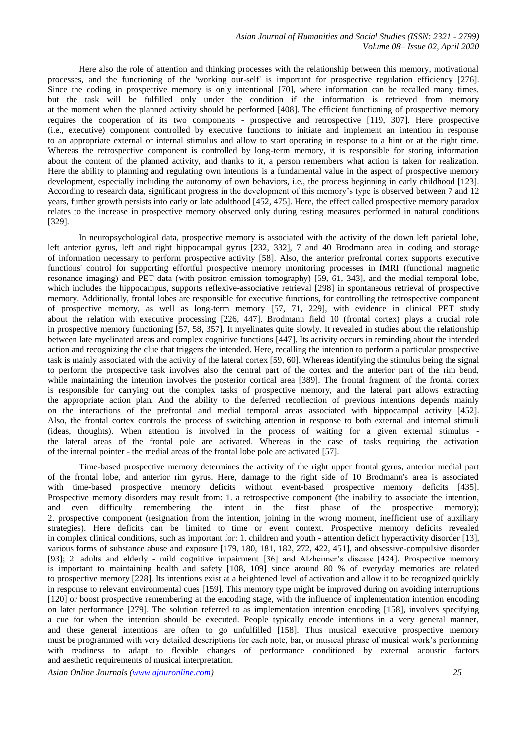Here also the role of attention and thinking processes with the relationship between this memory, motivational processes, and the functioning of the 'working our-self' is important for prospective regulation efficiency [276]. Since the coding in prospective memory is only intentional [70], where information can be recalled many times, but the task will be fulfilled only under the condition if the information is retrieved from memory at the moment when the planned activity should be performed [408]. The efficient functioning of prospective memory requires the cooperation of its two components - prospective and retrospective [119, 307]. Here prospective (i.e., executive) component controlled by executive functions to initiate and implement an intention in response to an appropriate external or internal stimulus and allow to start operating in response to a hint or at the right time. Whereas the retrospective component is controlled by long-term memory, it is responsible for storing information about the content of the planned activity, and thanks to it, a person remembers what action is taken for realization. Here the ability to planning and regulating own intentions is a fundamental value in the aspect of prospective memory development, especially including the autonomy of own behaviors, i.e., the process beginning in early childhood [123]. According to research data, significant progress in the development of this memory's type is observed between 7 and 12 years, further growth persists into early or late adulthood [452, 475]. Here, the effect called prospective memory paradox relates to the increase in prospective memory observed only during testing measures performed in natural conditions [329].

In neuropsychological data, prospective memory is associated with the activity of the down left parietal lobe, left anterior gyrus, left and right hippocampal gyrus [232, 332], 7 and 40 Brodmann area in coding and storage of information necessary to perform prospective activity [58]. Also, the anterior prefrontal cortex supports executive functions' control for supporting effortful prospective memory monitoring processes in fMRI (functional magnetic resonance imaging) and PET data (with positron emission tomography) [59, 61, 343], and the medial temporal lobe, which includes the hippocampus, supports reflexive-associative retrieval [298] in spontaneous retrieval of prospective memory. Additionally, frontal lobes are responsible for executive functions, for controlling the retrospective component of prospective memory, as well as long-term memory [57, 71, 229], with evidence in clinical PET study about the relation with executive processing [226, 447]. Brodmann field 10 (frontal cortex) plays a crucial role in prospective memory functioning [57, 58, 357]. It myelinates quite slowly. It revealed in studies about the relationship between late myelinated areas and complex cognitive functions [447]. Its activity occurs in reminding about the intended action and recognizing the clue that triggers the intended. Here, recalling the intention to perform a particular prospective task is mainly associated with the activity of the lateral cortex [59, 60]. Whereas identifying the stimulus being the signal to perform the prospective task involves also the central part of the cortex and the anterior part of the rim bend, while maintaining the intention involves the posterior cortical area [389]. The frontal fragment of the frontal cortex is responsible for carrying out the complex tasks of prospective memory, and the lateral part allows extracting the appropriate action plan. And the ability to the deferred recollection of previous intentions depends mainly on the interactions of the prefrontal and medial temporal areas associated with hippocampal activity [452]. Also, the frontal cortex controls the process of switching attention in response to both external and internal stimuli (ideas, thoughts). When attention is involved in the process of waiting for a given external stimulus - the lateral areas of the frontal pole are activated. Whereas in the case of tasks requiring the activation of the internal pointer - the medial areas of the frontal lobe pole are activated [57].

Time-based prospective memory determines the activity of the right upper frontal gyrus, anterior medial part of the frontal lobe, and anterior rim gyrus. Here, damage to the right side of 10 Brodmann's area is associated with time-based prospective memory deficits without event-based prospective memory deficits [435]. Prospective memory disorders may result from: 1. a retrospective component (the inability to associate the intention, and even difficulty remembering the intent in the first phase of the prospective memory); 2. prospective component (resignation from the intention, joining in the wrong moment, inefficient use of auxiliary strategies). Here deficits can be limited to time or event context. Prospective memory deficits revealed in complex clinical conditions, such as important for: 1. children and youth - attention deficit hyperactivity disorder [13], various forms of substance abuse and exposure [179, 180, 181, 182, 272, 422, 451], and obsessive-compulsive disorder [93]; 2. adults and elderly - mild cognitive impairment [36] and Alzheimer's disease [424]. Prospective memory is important to maintaining health and safety [108, 109] since around 80 % of everyday memories are related to prospective memory [228]. Its intentions exist at a heightened level of activation and allow it to be recognized quickly in response to relevant environmental cues [159]. This memory type might be improved during on avoiding interruptions [120] or boost prospective remembering at the encoding stage, with the influence of implementation intention encoding on later performance [279]. The solution referred to as implementation intention encoding [158], involves specifying a cue for when the intention should be executed. People typically encode intentions in a very general manner, and these general intentions are often to go unfulfilled [158]. Thus musical executive prospective memory must be programmed with very detailed descriptions for each note, bar, or musical phrase of musical work's performing with readiness to adapt to flexible changes of performance conditioned by external acoustic factors and aesthetic requirements of musical interpretation.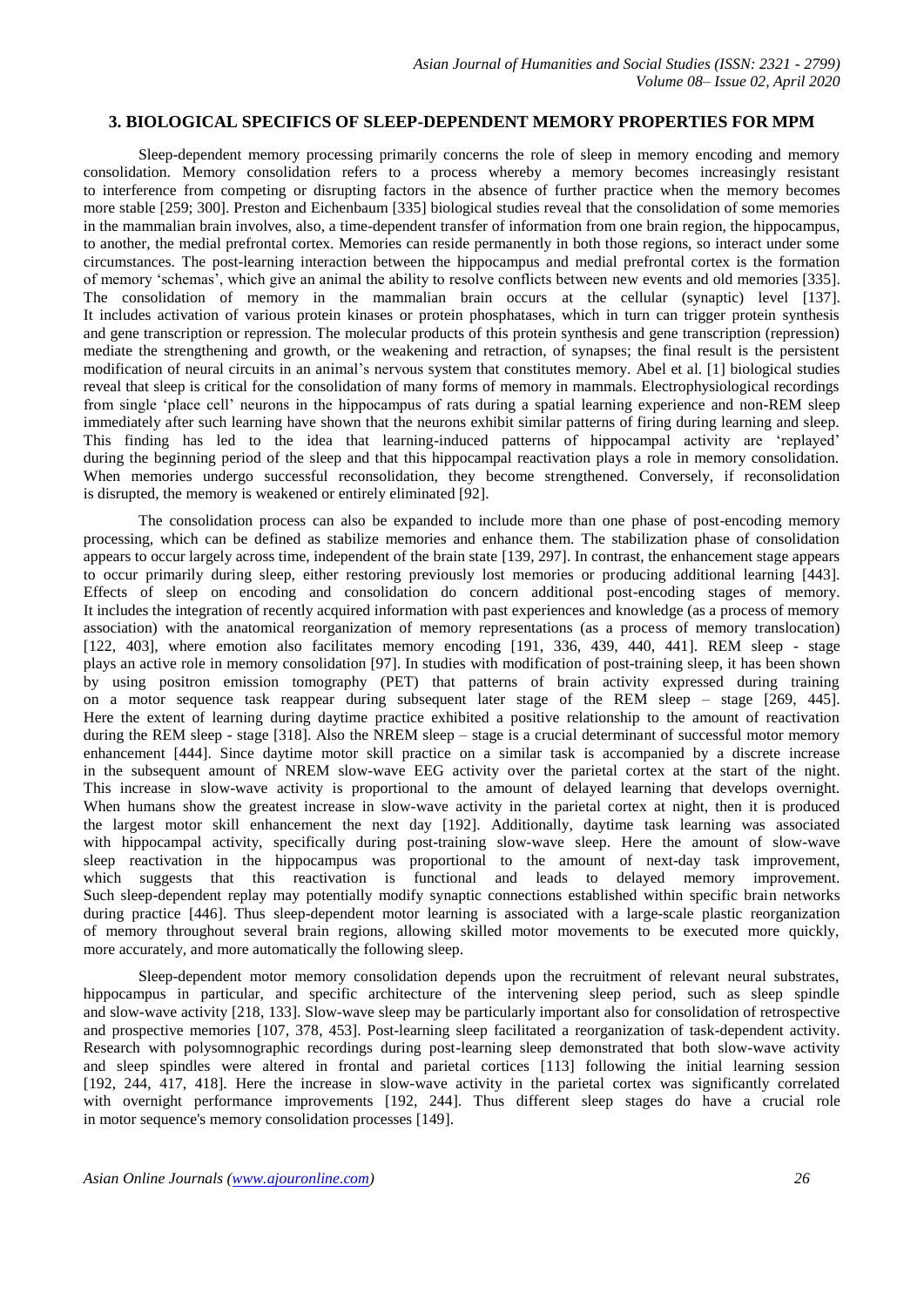## 3. BIOLOGICAL SPECIFICS OF SLEEP-DEPENDENT MEMORY PROPERTIES FOR MPM

Sleep-dependent memory processing primarily concerns the role of sleep in memory encoding and memory consolidation. Memory consolidation refers to a process whereby a memory becomes increasingly resistant to interference from competing or disrupting factors in the absence of further practice when the memory becomes more stable [259; 300]. Preston and Eichenbaum [335] biological studies reveal that the consolidation of some memories in the mammalian brain involves, also, a time-dependent transfer of information from one brain region, the hippocampus, to another, the medial prefrontal cortex. Memories can reside permanently in both those regions, so interact under some circumstances. The post-learning interaction between the hippocampus and medial prefrontal cortex is the formation of memory 'schemas', which give an animal the ability to resolve conflicts between new events and old memories [335]. The consolidation of memory in the mammalian brain occurs at the cellular (synaptic) level [137]. It includes activation of various protein kinases or protein phosphatases, which in turn can trigger protein synthesis and gene transcription or repression. The molecular products of this protein synthesis and gene transcription (repression) mediate the strengthening and growth, or the weakening and retraction, of synapses; the final result is the persistent modification of neural circuits in an animal's nervous system that constitutes memory. Abel et al. [1] biological studies reveal that sleep is critical for the consolidation of many forms of memory in mammals. Electrophysiological recordings from single 'place cell' neurons in the hippocampus of rats during a spatial learning experience and non-REM sleep immediately after such learning have shown that the neurons exhibit similar patterns of firing during learning and sleep. This finding has led to the idea that learning-induced patterns of hippocampal activity are 'replayed' during the beginning period of the sleep and that this hippocampal reactivation plays a role in memory consolidation. When memories undergo successful reconsolidation, they become strengthened. Conversely, if reconsolidation is disrupted, the memory is weakened or entirely eliminated [92].

The consolidation process can also be expanded to include more than one phase of post-encoding memory processing, which can be defined as stabilize memories and enhance them. The stabilization phase of consolidation appears to occur largely across time, independent of the brain state [139, 297]. In contrast, the enhancement stage appears to occur primarily during sleep, either restoring previously lost memories or producing additional learning [443]. Effects of sleep on encoding and consolidation do concern additional post-encoding stages of memory. It includes the integration of recently acquired information with past experiences and knowledge (as a process of memory association) with the anatomical reorganization of memory representations (as a process of memory translocation) [122, 403], where emotion also facilitates memory encoding [191, 336, 439, 440, 441]. REM sleep - stage plays an active role in memory consolidation [97]. In studies with modification of post-training sleep, it has been shown by using positron emission tomography (PET) that patterns of brain activity expressed during training on a motor sequence task reappear during subsequent later stage of the REM sleep – stage [269, 445]. Here the extent of learning during daytime practice exhibited a positive relationship to the amount of reactivation during the REM sleep - stage [318]. Also the NREM sleep – stage is a crucial determinant of successful motor memory enhancement [444]. Since daytime motor skill practice on a similar task is accompanied by a discrete increase in the subsequent amount of NREM slow-wave EEG activity over the parietal cortex at the start of the night. This increase in slow-wave activity is proportional to the amount of delayed learning that develops overnight. When humans show the greatest increase in slow-wave activity in the parietal cortex at night, then it is produced the largest motor skill enhancement the next day [192]. Additionally, daytime task learning was associated with hippocampal activity, specifically during post-training slow-wave sleep. Here the amount of slow-wave sleep reactivation in the hippocampus was proportional to the amount of next-day task improvement, which suggests that this reactivation is functional and leads to delayed memory improvement. Such sleep-dependent replay may potentially modify synaptic connections established within specific brain networks during practice [446]. Thus sleep-dependent motor learning is associated with a large-scale plastic reorganization of memory throughout several brain regions, allowing skilled motor movements to be executed more quickly, more accurately, and more automatically the following sleep.

Sleep-dependent motor memory consolidation depends upon the recruitment of relevant neural substrates, hippocampus in particular, and specific architecture of the intervening sleep period, such as sleep spindle and slow-wave activity [218, 133]. Slow-wave sleep may be particularly important also for consolidation of retrospective and prospective memories [107, 378, 453]. Post-learning sleep facilitated a reorganization of task-dependent activity. Research with polysomnographic recordings during post-learning sleep demonstrated that both slow-wave activity and sleep spindles were altered in frontal and parietal cortices [113] following the initial learning session [192, 244, 417, 418]. Here the increase in slow-wave activity in the parietal cortex was significantly correlated with overnight performance improvements [192, 244]. Thus different sleep stages do have a crucial role in motor sequence's memory consolidation processes [149].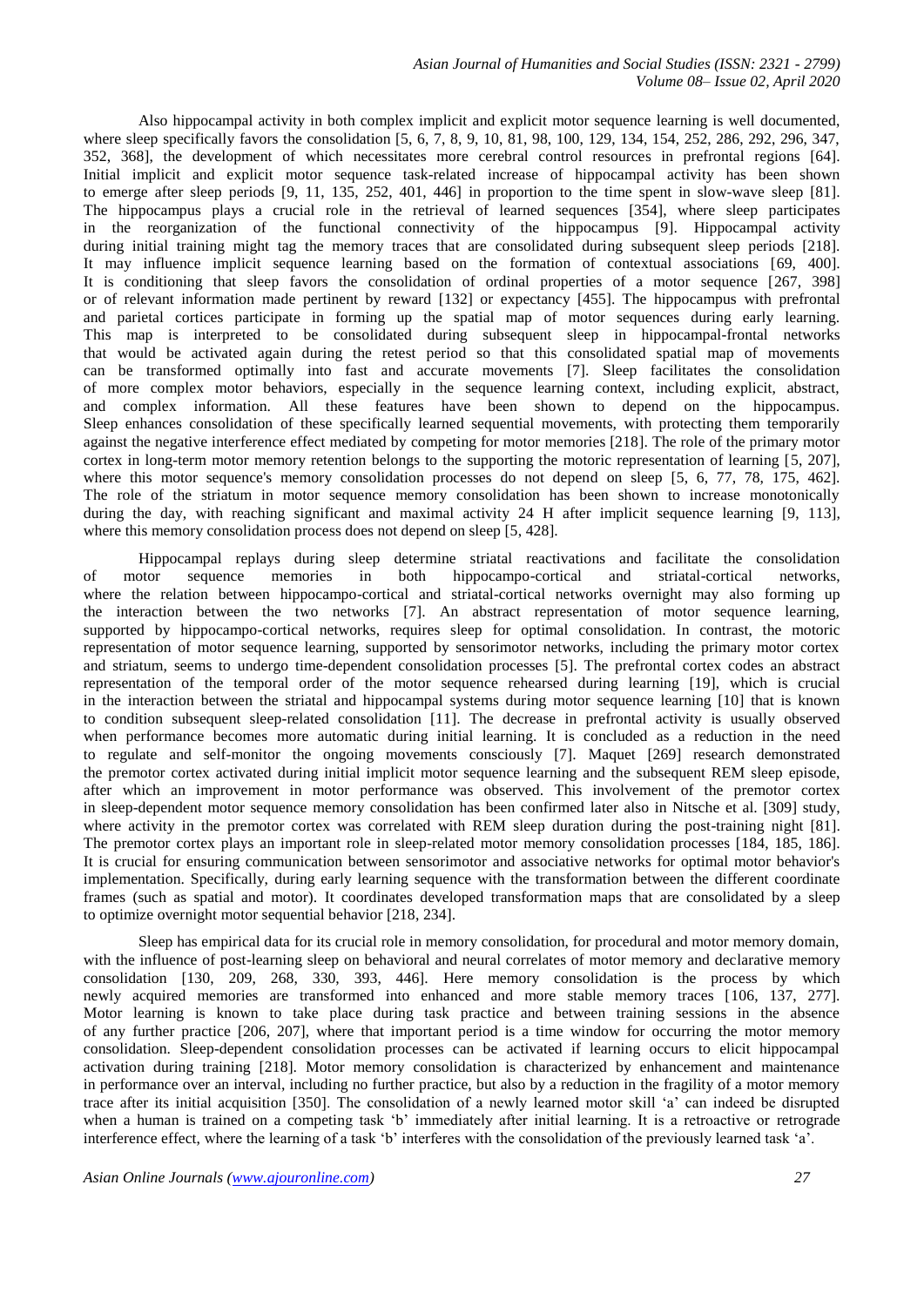Also hippocampal activity in both complex implicit and explicit motor sequence learning is well documented, where sleep specifically favors the consolidation [5, 6, 7, 8, 9, 10, 81, 98, 100, 129, 134, 154, 252, 286, 292, 296, 347, 352, 368], the development of which necessitates more cerebral control resources in prefrontal regions [64]. Initial implicit and explicit motor sequence task-related increase of hippocampal activity has been shown to emerge after sleep periods [9, 11, 135, 252, 401, 446] in proportion to the time spent in slow-wave sleep [81]. The hippocampus plays a crucial role in the retrieval of learned sequences [354], where sleep participates in the reorganization of the functional connectivity of the hippocampus [9]. Hippocampal activity during initial training might tag the memory traces that are consolidated during subsequent sleep periods [218]. It may influence implicit sequence learning based on the formation of contextual associations [69, 400]. It is conditioning that sleep favors the consolidation of ordinal properties of a motor sequence [267, 398] or of relevant information made pertinent by reward [132] or expectancy [455]. The hippocampus with prefrontal and parietal cortices participate in forming up the spatial map of motor sequences during early learning. This map is interpreted to be consolidated during subsequent sleep in hippocampal-frontal networks that would be activated again during the retest period so that this consolidated spatial map of movements can be transformed optimally into fast and accurate movements [7]. Sleep facilitates the consolidation of more complex motor behaviors, especially in the sequence learning context, including explicit, abstract, and complex information. All these features have been shown to depend on the hippocampus. Sleep enhances consolidation of these specifically learned sequential movements, with protecting them temporarily against the negative interference effect mediated by competing for motor memories [218]. The role of the primary motor cortex in long-term motor memory retention belongs to the supporting the motoric representation of learning [5, 207], where this motor sequence's memory consolidation processes do not depend on sleep [5, 6, 77, 78, 175, 462]. The role of the striatum in motor sequence memory consolidation has been shown to increase monotonically during the day, with reaching significant and maximal activity 24 H after implicit sequence learning [9, 113], where this memory consolidation process does not depend on sleep [5, 428].

Hippocampal replays during sleep determine striatal reactivations and facilitate the consolidation of motor sequence memories in both hippocampo-cortical and striatal-cortical networks, where the relation between hippocampo-cortical and striatal-cortical networks overnight may also forming up the interaction between the two networks [7]. An abstract representation of motor sequence learning, supported by hippocampo-cortical networks, requires sleep for optimal consolidation. In contrast, the motoric representation of motor sequence learning, supported by sensorimotor networks, including the primary motor cortex and striatum, seems to undergo time-dependent consolidation processes [5]. The prefrontal cortex codes an abstract representation of the temporal order of the motor sequence rehearsed during learning [19], which is crucial in the interaction between the striatal and hippocampal systems during motor sequence learning [10] that is known to condition subsequent sleep-related consolidation [11]. The decrease in prefrontal activity is usually observed when performance becomes more automatic during initial learning. It is concluded as a reduction in the need to regulate and self-monitor the ongoing movements consciously [7]. Maquet [269] research demonstrated the premotor cortex activated during initial implicit motor sequence learning and the subsequent REM sleep episode, after which an improvement in motor performance was observed. This involvement of the premotor cortex in sleep-dependent motor sequence memory consolidation has been confirmed later also in Nitsche et al. [309] study, where activity in the premotor cortex was correlated with REM sleep duration during the post-training night [81]. The premotor cortex plays an important role in sleep-related motor memory consolidation processes [184, 185, 186]. It is crucial for ensuring communication between sensorimotor and associative networks for optimal motor behavior's implementation. Specifically, during early learning sequence with the transformation between the different coordinate frames (such as spatial and motor). It coordinates developed transformation maps that are consolidated by a sleep to optimize overnight motor sequential behavior [218, 234].

Sleep has empirical data for its crucial role in memory consolidation, for procedural and motor memory domain, with the influence of post-learning sleep on behavioral and neural correlates of motor memory and declarative memory consolidation [130, 209, 268, 330, 393, 446]. Here memory consolidation is the process by which newly acquired memories are transformed into enhanced and more stable memory traces [106, 137, 277]. Motor learning is known to take place during task practice and between training sessions in the absence of any further practice [206, 207], where that important period is a time window for occurring the motor memory consolidation. Sleep-dependent consolidation processes can be activated if learning occurs to elicit hippocampal activation during training [218]. Motor memory consolidation is characterized by enhancement and maintenance in performance over an interval, including no further practice, but also by a reduction in the fragility of a motor memory trace after its initial acquisition [350]. The consolidation of a newly learned motor skill 'a' can indeed be disrupted when a human is trained on a competing task 'b' immediately after initial learning. It is a retroactive or retrograde interference effect, where the learning of a task 'b' interferes with the consolidation of the previously learned task 'a'.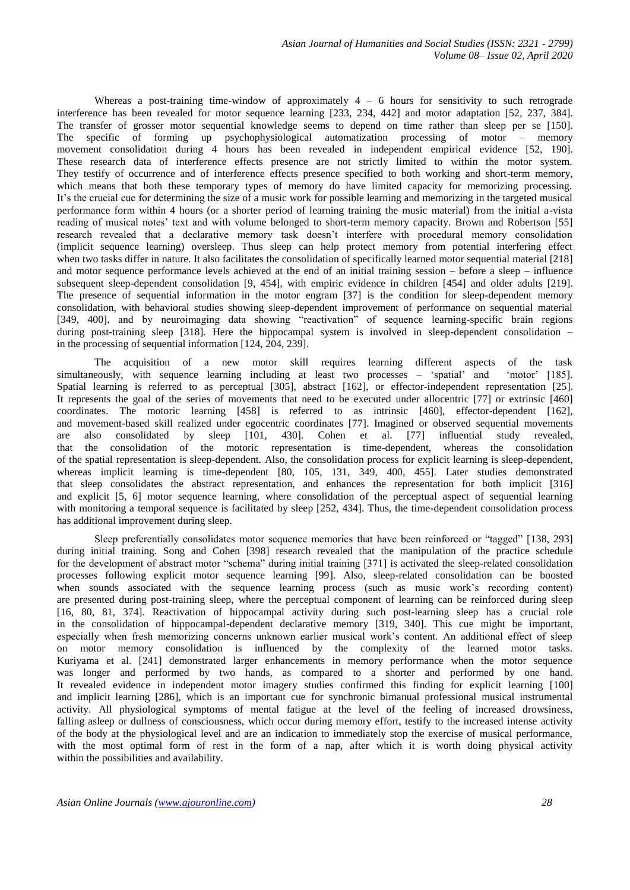Whereas a post-training time-window of approximately 4 – 6 hours for sensitivity to such retrograde interference has been revealed for motor sequence learning [233, 234, 442] and motor adaptation [52, 237, 384]. The transfer of grosser motor sequential knowledge seems to depend on time rather than sleep per se [150]. The specific of forming up psychophysiological automatization processing of motor – memory movement consolidation during 4 hours has been revealed in independent empirical evidence [52, 190]. These research data of interference effects presence are not strictly limited to within the motor system. They testify of occurrence and of interference effects presence specified to both working and short-term memory, which means that both these temporary types of memory do have limited capacity for memorizing processing. It's the crucial cue for determining the size of a music work for possible learning and memorizing in the targeted musical performance form within 4 hours (or a shorter period of learning training the music material) from the initial a-vista reading of musical notes' text and with volume belonged to short-term memory capacity. Brown and Robertson [55] research revealed that a declarative memory task doesn't interfere with procedural memory consolidation (implicit sequence learning) oversleep. Thus sleep can help protect memory from potential interfering effect when two tasks differ in nature. It also facilitates the consolidation of specifically learned motor sequential material [218] and motor sequence performance levels achieved at the end of an initial training session – before a sleep – influence subsequent sleep-dependent consolidation [9, 454], with empiric evidence in children [454] and older adults [219]. The presence of sequential information in the motor engram [37] is the condition for sleep-dependent memory consolidation, with behavioral studies showing sleep-dependent improvement of performance on sequential material [349, 400], and by neuroimaging data showing "reactivation" of sequence learning-specific brain regions during post-training sleep [318]. Here the hippocampal system is involved in sleep-dependent consolidation – in the processing of sequential information [124, 204, 239].

The acquisition of a new motor skill requires learning different aspects of the task simultaneously, with sequence learning including at least two processes – 'spatial' and 'motor' [185]. Spatial learning is referred to as perceptual [305], abstract [162], or effector-independent representation [25]. It represents the goal of the series of movements that need to be executed under allocentric [77] or extrinsic [460] coordinates. The motoric learning [458] is referred to as intrinsic [460], effector-dependent [162], and movement-based skill realized under egocentric coordinates [77]. Imagined or observed sequential movements are also consolidated by sleep [101, 430]. Cohen et al. [77] influential study revealed, that the consolidation of the motoric representation is time-dependent, whereas the consolidation of the spatial representation is sleep-dependent. Also, the consolidation process for explicit learning is sleep-dependent, whereas implicit learning is time-dependent [80, 105, 131, 349, 400, 455]. Later studies demonstrated that sleep consolidates the abstract representation, and enhances the representation for both implicit [316] and explicit [5, 6] motor sequence learning, where consolidation of the perceptual aspect of sequential learning with monitoring a temporal sequence is facilitated by sleep [252, 434]. Thus, the time-dependent consolidation process has additional improvement during sleep.

Sleep preferentially consolidates motor sequence memories that have been reinforced or "tagged" [138, 293] during initial training. Song and Cohen [398] research revealed that the manipulation of the practice schedule for the development of abstract motor "schema" during initial training [371] is activated the sleep-related consolidation processes following explicit motor sequence learning [99]. Also, sleep-related consolidation can be boosted when sounds associated with the sequence learning process (such as music work's recording content) are presented during post-training sleep, where the perceptual component of learning can be reinforced during sleep [16, 80, 81, 374]. Reactivation of hippocampal activity during such post-learning sleep has a crucial role in the consolidation of hippocampal-dependent declarative memory [319, 340]. This cue might be important, especially when fresh memorizing concerns unknown earlier musical work's content. An additional effect of sleep on motor memory consolidation is influenced by the complexity of the learned motor tasks. Kuriyama et al. [241] demonstrated larger enhancements in memory performance when the motor sequence was longer and performed by two hands, as compared to a shorter and performed by one hand. It revealed evidence in independent motor imagery studies confirmed this finding for explicit learning [100] and implicit learning [286], which is an important cue for synchronic bimanual professional musical instrumental activity. All physiological symptoms of mental fatigue at the level of the feeling of increased drowsiness, falling asleep or dullness of consciousness, which occur during memory effort, testify to the increased intense activity of the body at the physiological level and are an indication to immediately stop the exercise of musical performance, with the most optimal form of rest in the form of a nap, after which it is worth doing physical activity within the possibilities and availability.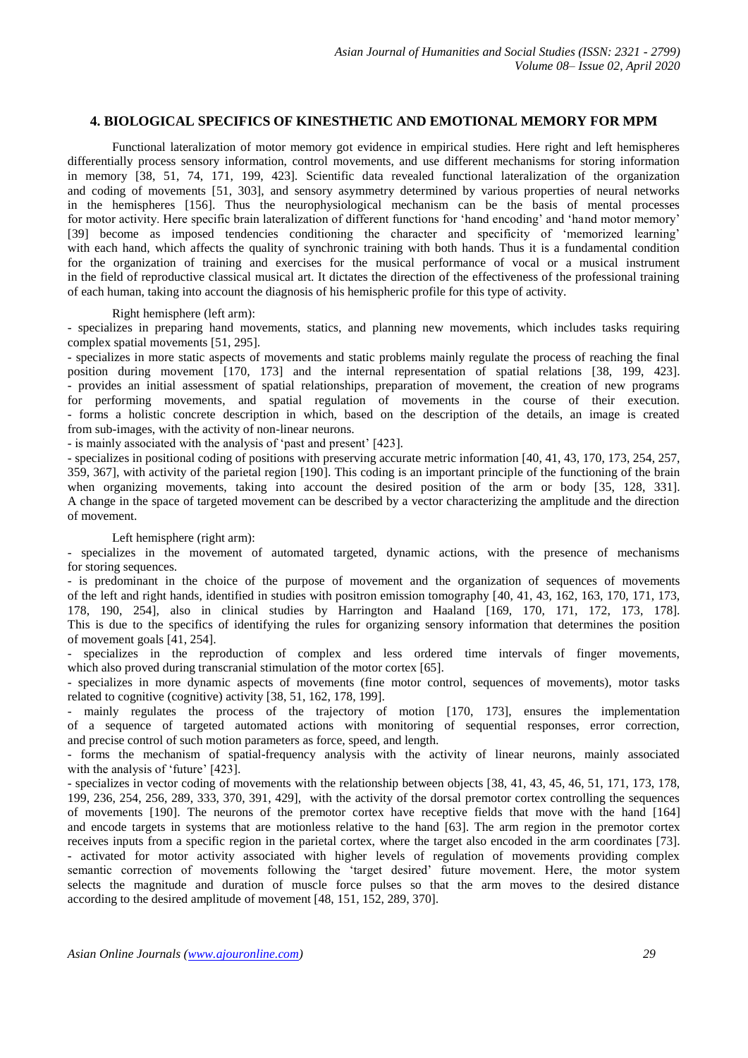## 4. BIOLOGICAL SPECIFICS OF KINESTHETIC AND EMOTIONAL MEMORY FOR MPM

Functional lateralization of motor memory got evidence in empirical studies. Here right and left hemispheres differentially process sensory information, control movements, and use different mechanisms for storing information in memory [38, 51, 74, 171, 199, 423]. Scientific data revealed functional lateralization of the organization and coding of movements [51, 303], and sensory asymmetry determined by various properties of neural networks in the hemispheres [156]. Thus the neurophysiological mechanism can be the basis of mental processes for motor activity. Here specific brain lateralization of different functions for 'hand encoding' and 'hand motor memory' [39] become as imposed tendencies conditioning the character and specificity of 'memorized learning' with each hand, which affects the quality of synchronic training with both hands. Thus it is a fundamental condition for the organization of training and exercises for the musical performance of vocal or a musical instrument in the field of reproductive classical musical art. It dictates the direction of the effectiveness of the professional training of each human, taking into account the diagnosis of his hemispheric profile for this type of activity.

Right hemisphere (left arm):

- specializes in preparing hand movements, statics, and planning new movements, which includes tasks requiring complex spatial movements [51, 295].
- specializes in more static aspects of movements and static problems mainly regulate the process of reaching the final position during movement [170, 173] and the internal representation of spatial relations [38, 199, 423].
- provides an initial assessment of spatial relationships, preparation of movement, the creation of new programs for performing movements, and spatial regulation of movements in the course of their execution.
- forms a holistic concrete description in which, based on the description of the details, an image is created from sub-images, with the activity of non-linear neurons.
- is mainly associated with the analysis of 'past and present' [423].
- specializes in positional coding of positions with preserving accurate metric information [40, 41, 43, 170, 173, 254, 257, 359, 367], with activity of the parietal region [190]. This coding is an important principle of the functioning of the brain when organizing movements, taking into account the desired position of the arm or body [35, 128, 331]. A change in the space of targeted movement can be described by a vector characterizing the amplitude and the direction of movement.

Left hemisphere (right arm):

- specializes in the movement of automated targeted, dynamic actions, with the presence of mechanisms for storing sequences.
- is predominant in the choice of the purpose of movement and the organization of sequences of movements of the left and right hands, identified in studies with positron emission tomography [40, 41, 43, 162, 163, 170, 171, 173, 178, 190, 254], also in clinical studies by Harrington and Haaland [169, 170, 171, 172, 173, 178]. This is due to the specifics of identifying the rules for organizing sensory information that determines the position of movement goals [41, 254].
- specializes in the reproduction of complex and less ordered time intervals of finger movements, which also proved during transcranial stimulation of the motor cortex [65].
- specializes in more dynamic aspects of movements (fine motor control, sequences of movements), motor tasks related to cognitive (cognitive) activity [38, 51, 162, 178, 199].
- mainly regulates the process of the trajectory of motion [170, 173], ensures the implementation of a sequence of targeted automated actions with monitoring of sequential responses, error correction, and precise control of such motion parameters as force, speed, and length.
- forms the mechanism of spatial-frequency analysis with the activity of linear neurons, mainly associated with the analysis of 'future' [423].
- specializes in vector coding of movements with the relationship between objects [38, 41, 43, 45, 46, 51, 171, 173, 178, 199, 236, 254, 256, 289, 333, 370, 391, 429], with the activity of the dorsal premotor cortex controlling the sequences of movements [190]. The neurons of the premotor cortex have receptive fields that move with the hand [164] and encode targets in systems that are motionless relative to the hand [63]. The arm region in the premotor cortex receives inputs from a specific region in the parietal cortex, where the target also encoded in the arm coordinates [73].
- activated for motor activity associated with higher levels of regulation of movements providing complex semantic correction of movements following the 'target desired' future movement. Here, the motor system selects the magnitude and duration of muscle force pulses so that the arm moves to the desired distance according to the desired amplitude of movement [48, 151, 152, 289, 370].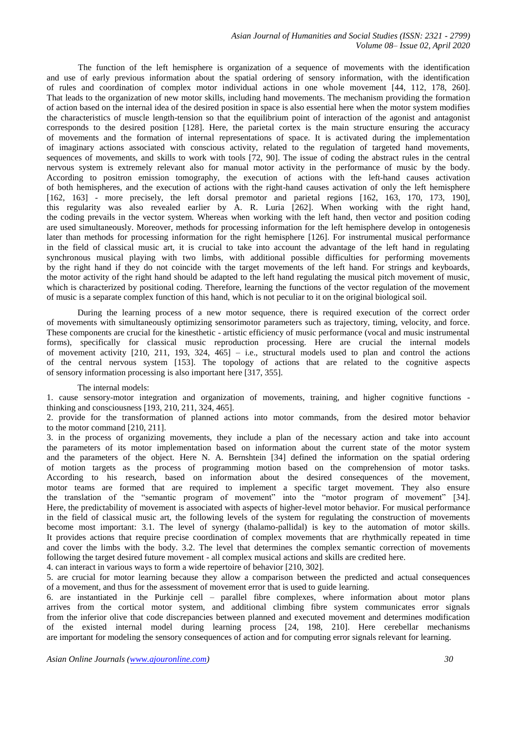The function of the left hemisphere is organization of a sequence of movements with the identification and use of early previous information about the spatial ordering of sensory information, with the identification of rules and coordination of complex motor individual actions in one whole movement [44, 112, 178, 260]. That leads to the organization of new motor skills, including hand movements. The mechanism providing the formation of action based on the internal idea of the desired position in space is also essential here when the motor system modifies the characteristics of muscle length-tension so that the equilibrium point of interaction of the agonist and antagonist corresponds to the desired position [128]. Here, the parietal cortex is the main structure ensuring the accuracy of movements and the formation of internal representations of space. It is activated during the implementation of imaginary actions associated with conscious activity, related to the regulation of targeted hand movements, sequences of movements, and skills to work with tools [72, 90]. The issue of coding the abstract rules in the central nervous system is extremely relevant also for manual motor activity in the performance of music by the body. According to positron emission tomography, the execution of actions with the left-hand causes activation of both hemispheres, and the execution of actions with the right-hand causes activation of only the left hemisphere [162, 163] - more precisely, the left dorsal premotor and parietal regions [162, 163, 170, 173, 190], this regularity was also revealed earlier by A. R. Luria [262]. When working with the right hand, the coding prevails in the vector system. Whereas when working with the left hand, then vector and position coding are used simultaneously. Moreover, methods for processing information for the left hemisphere develop in ontogenesis later than methods for processing information for the right hemisphere [126]. For instrumental musical performance in the field of classical music art, it is crucial to take into account the advantage of the left hand in regulating synchronous musical playing with two limbs, with additional possible difficulties for performing movements by the right hand if they do not coincide with the target movements of the left hand. For strings and keyboards, the motor activity of the right hand should be adapted to the left hand regulating the musical pitch movement of music, which is characterized by positional coding. Therefore, learning the functions of the vector regulation of the movement of music is a separate complex function of this hand, which is not peculiar to it on the original biological soil.

During the learning process of a new motor sequence, there is required execution of the correct order of movements with simultaneously optimizing sensorimotor parameters such as trajectory, timing, velocity, and force. These components are crucial for the kinesthetic - artistic efficiency of music performance (vocal and music instrumental forms), specifically for classical music reproduction processing. Here are crucial the internal models of movement activity [210, 211, 193, 324, 465] – i.e., structural models used to plan and control the actions of the central nervous system [153]. The topology of actions that are related to the cognitive aspects of sensory information processing is also important here [317, 355].

The internal models:

1. cause sensory-motor integration and organization of movements, training, and higher cognitive functions - thinking and consciousness [193, 210, 211, 324, 465].
2. provide for the transformation of planned actions into motor commands, from the desired motor behavior to the motor command [210, 211].
3. in the process of organizing movements, they include a plan of the necessary action and take into account the parameters of its motor implementation based on information about the current state of the motor system and the parameters of the object. Here N. A. Bernshtein [34] defined the information on the spatial ordering of motion targets as the process of programming motion based on the comprehension of motor tasks. According to his research, based on information about the desired consequences of the movement, motor teams are formed that are required to implement a specific target movement. They also ensure the translation of the "semantic program of movement" into the "motor program of movement" [34]. Here, the predictability of movement is associated with aspects of higher-level motor behavior. For musical performance in the field of classical music art, the following levels of the system for regulating the construction of movements become most important: 3.1. The level of synergy (thalamo-pallidal) is key to the automation of motor skills. It provides actions that require precise coordination of complex movements that are rhythmically repeated in time and cover the limbs with the body. 3.2. The level that determines the complex semantic correction of movements following the target desired future movement - all complex musical actions and skills are credited here.
4. can interact in various ways to form a wide repertoire of behavior [210, 302].
5. are crucial for motor learning because they allow a comparison between the predicted and actual consequences of a movement, and thus for the assessment of movement error that is used to guide learning.
6. are instantiated in the Purkinje cell – parallel fibre complexes, where information about motor plans arrives from the cortical motor system, and additional climbing fibre system communicates error signals from the inferior olive that code discrepancies between planned and executed movement and determines modification of the existed internal model during learning process [24, 198, 210]. Here cerebellar mechanisms are important for modeling the sensory consequences of action and for computing error signals relevant for learning.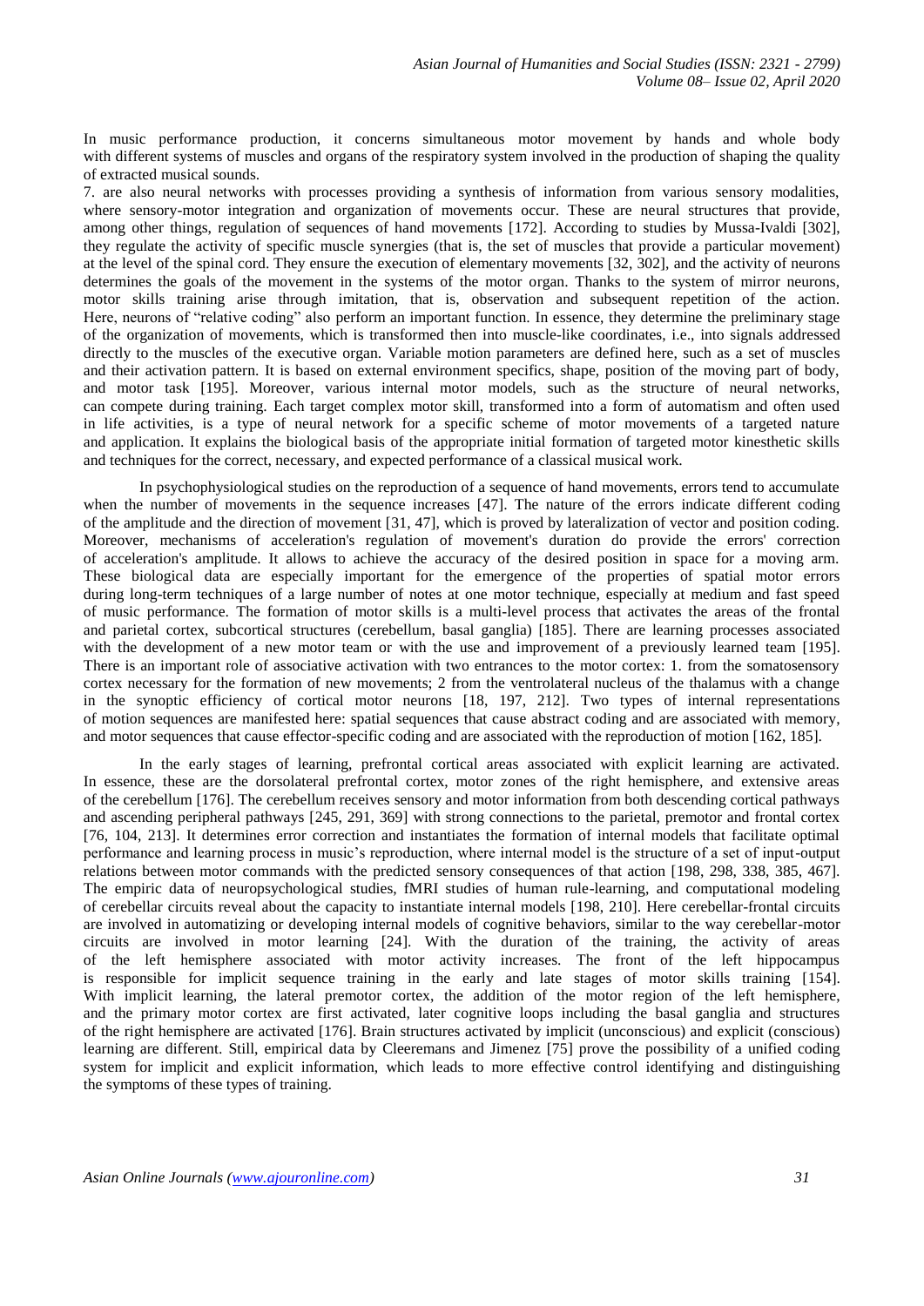In music performance production, it concerns simultaneous motor movement by hands and whole body with different systems of muscles and organs of the respiratory system involved in the production of shaping the quality of extracted musical sounds.

7. are also neural networks with processes providing a synthesis of information from various sensory modalities, where sensory-motor integration and organization of movements occur. These are neural structures that provide, among other things, regulation of sequences of hand movements [172]. According to studies by Mussa-Ivaldi [302], they regulate the activity of specific muscle synergies (that is, the set of muscles that provide a particular movement) at the level of the spinal cord. They ensure the execution of elementary movements [32, 302], and the activity of neurons determines the goals of the movement in the systems of the motor organ. Thanks to the system of mirror neurons, motor skills training arise through imitation, that is, observation and subsequent repetition of the action. Here, neurons of "relative coding" also perform an important function. In essence, they determine the preliminary stage of the organization of movements, which is transformed then into muscle-like coordinates, i.e., into signals addressed directly to the muscles of the executive organ. Variable motion parameters are defined here, such as a set of muscles and their activation pattern. It is based on external environment specifics, shape, position of the moving part of body, and motor task [195]. Moreover, various internal motor models, such as the structure of neural networks, can compete during training. Each target complex motor skill, transformed into a form of automatism and often used in life activities, is a type of neural network for a specific scheme of motor movements of a targeted nature and application. It explains the biological basis of the appropriate initial formation of targeted motor kinesthetic skills and techniques for the correct, necessary, and expected performance of a classical musical work.

In psychophysiological studies on the reproduction of a sequence of hand movements, errors tend to accumulate when the number of movements in the sequence increases [47]. The nature of the errors indicate different coding of the amplitude and the direction of movement [31, 47], which is proved by lateralization of vector and position coding. Moreover, mechanisms of acceleration's regulation of movement's duration do provide the errors' correction of acceleration's amplitude. It allows to achieve the accuracy of the desired position in space for a moving arm. These biological data are especially important for the emergence of the properties of spatial motor errors during long-term techniques of a large number of notes at one motor technique, especially at medium and fast speed of music performance. The formation of motor skills is a multi-level process that activates the areas of the frontal and parietal cortex, subcortical structures (cerebellum, basal ganglia) [185]. There are learning processes associated with the development of a new motor team or with the use and improvement of a previously learned team [195]. There is an important role of associative activation with two entrances to the motor cortex: 1. from the somatosensory cortex necessary for the formation of new movements; 2 from the ventrolateral nucleus of the thalamus with a change in the synoptic efficiency of cortical motor neurons [18, 197, 212]. Two types of internal representations of motion sequences are manifested here: spatial sequences that cause abstract coding and are associated with memory, and motor sequences that cause effector-specific coding and are associated with the reproduction of motion [162, 185].

In the early stages of learning, prefrontal cortical areas associated with explicit learning are activated. In essence, these are the dorsolateral prefrontal cortex, motor zones of the right hemisphere, and extensive areas of the cerebellum [176]. The cerebellum receives sensory and motor information from both descending cortical pathways and ascending peripheral pathways [245, 291, 369] with strong connections to the parietal, premotor and frontal cortex [76, 104, 213]. It determines error correction and instantiates the formation of internal models that facilitate optimal performance and learning process in music's reproduction, where internal model is the structure of a set of input-output relations between motor commands with the predicted sensory consequences of that action [198, 298, 338, 385, 467]. The empiric data of neuropsychological studies, fMRI studies of human rule-learning, and computational modeling of cerebellar circuits reveal about the capacity to instantiate internal models [198, 210]. Here cerebellar-frontal circuits are involved in automatizing or developing internal models of cognitive behaviors, similar to the way cerebellar-motor circuits are involved in motor learning [24]. With the duration of the training, the activity of areas of the left hemisphere associated with motor activity increases. The front of the left hippocampus is responsible for implicit sequence training in the early and late stages of motor skills training [154]. With implicit learning, the lateral premotor cortex, the addition of the motor region of the left hemisphere, and the primary motor cortex are first activated, later cognitive loops including the basal ganglia and structures of the right hemisphere are activated [176]. Brain structures activated by implicit (unconscious) and explicit (conscious) learning are different. Still, empirical data by Cleeremans and Jimenez [75] prove the possibility of a unified coding system for implicit and explicit information, which leads to more effective control identifying and distinguishing the symptoms of these types of training.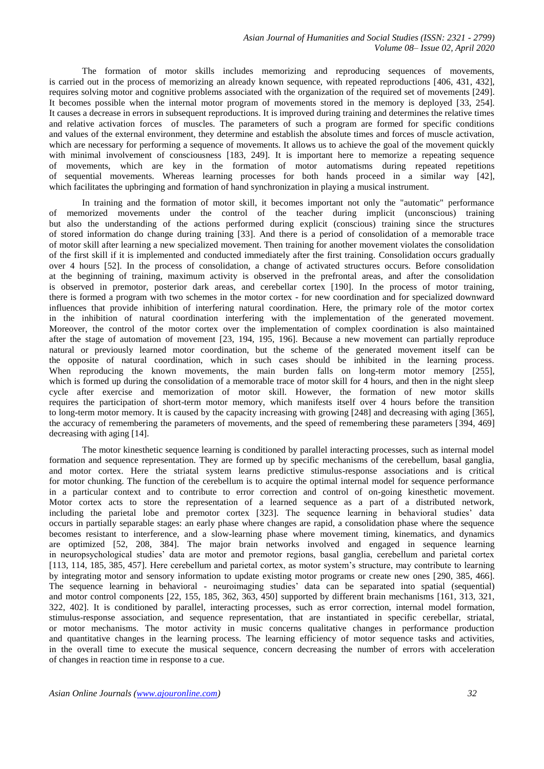The formation of motor skills includes memorizing and reproducing sequences of movements, is carried out in the process of memorizing an already known sequence, with repeated reproductions [406, 431, 432], requires solving motor and cognitive problems associated with the organization of the required set of movements [249]. It becomes possible when the internal motor program of movements stored in the memory is deployed [33, 254]. It causes a decrease in errors in subsequent reproductions. It is improved during training and determines the relative times and relative activation forces of muscles. The parameters of such a program are formed for specific conditions and values of the external environment, they determine and establish the absolute times and forces of muscle activation, which are necessary for performing a sequence of movements. It allows us to achieve the goal of the movement quickly with minimal involvement of consciousness [183, 249]. It is important here to memorize a repeating sequence of movements, which are key in the formation of motor automatisms during repeated repetitions of sequential movements. Whereas learning processes for both hands proceed in a similar way [42], which facilitates the upbringing and formation of hand synchronization in playing a musical instrument.

In training and the formation of motor skill, it becomes important not only the "automatic" performance of memorized movements under the control of the teacher during implicit (unconscious) training but also the understanding of the actions performed during explicit (conscious) training since the structures of stored information do change during training [33]. And there is a period of consolidation of a memorable trace of motor skill after learning a new specialized movement. Then training for another movement violates the consolidation of the first skill if it is implemented and conducted immediately after the first training. Consolidation occurs gradually over 4 hours [52]. In the process of consolidation, a change of activated structures occurs. Before consolidation at the beginning of training, maximum activity is observed in the prefrontal areas, and after the consolidation is observed in premotor, posterior dark areas, and cerebellar cortex [190]. In the process of motor training, there is formed a program with two schemes in the motor cortex - for new coordination and for specialized downward influences that provide inhibition of interfering natural coordination. Here, the primary role of the motor cortex in the inhibition of natural coordination interfering with the implementation of the generated movement. Moreover, the control of the motor cortex over the implementation of complex coordination is also maintained after the stage of automation of movement [23, 194, 195, 196]. Because a new movement can partially reproduce natural or previously learned motor coordination, but the scheme of the generated movement itself can be the opposite of natural coordination, which in such cases should be inhibited in the learning process. When reproducing the known movements, the main burden falls on long-term motor memory [255], which is formed up during the consolidation of a memorable trace of motor skill for 4 hours, and then in the night sleep cycle after exercise and memorization of motor skill. However, the formation of new motor skills requires the participation of short-term motor memory, which manifests itself over 4 hours before the transition to long-term motor memory. It is caused by the capacity increasing with growing [248] and decreasing with aging [365], the accuracy of remembering the parameters of movements, and the speed of remembering these parameters [394, 469] decreasing with aging [14].

The motor kinesthetic sequence learning is conditioned by parallel interacting processes, such as internal model formation and sequence representation. They are formed up by specific mechanisms of the cerebellum, basal ganglia, and motor cortex. Here the striatal system learns predictive stimulus-response associations and is critical for motor chunking. The function of the cerebellum is to acquire the optimal internal model for sequence performance in a particular context and to contribute to error correction and control of on-going kinesthetic movement. Motor cortex acts to store the representation of a learned sequence as a part of a distributed network, including the parietal lobe and premotor cortex [323]. The sequence learning in behavioral studies' data occurs in partially separable stages: an early phase where changes are rapid, a consolidation phase where the sequence becomes resistant to interference, and a slow-learning phase where movement timing, kinematics, and dynamics are optimized [52, 208, 384]. The major brain networks involved and engaged in sequence learning in neuropsychological studies' data are motor and premotor regions, basal ganglia, cerebellum and parietal cortex [113, 114, 185, 385, 457]. Here cerebellum and parietal cortex, as motor system's structure, may contribute to learning by integrating motor and sensory information to update existing motor programs or create new ones [290, 385, 466]. The sequence learning in behavioral - neuroimaging studies' data can be separated into spatial (sequential) and motor control components [22, 155, 185, 362, 363, 450] supported by different brain mechanisms [161, 313, 321, 322, 402]. It is conditioned by parallel, interacting processes, such as error correction, internal model formation, stimulus-response association, and sequence representation, that are instantiated in specific cerebellar, striatal, or motor mechanisms. The motor activity in music concerns qualitative changes in performance production and quantitative changes in the learning process. The learning efficiency of motor sequence tasks and activities, in the overall time to execute the musical sequence, concern decreasing the number of errors with acceleration of changes in reaction time in response to a cue.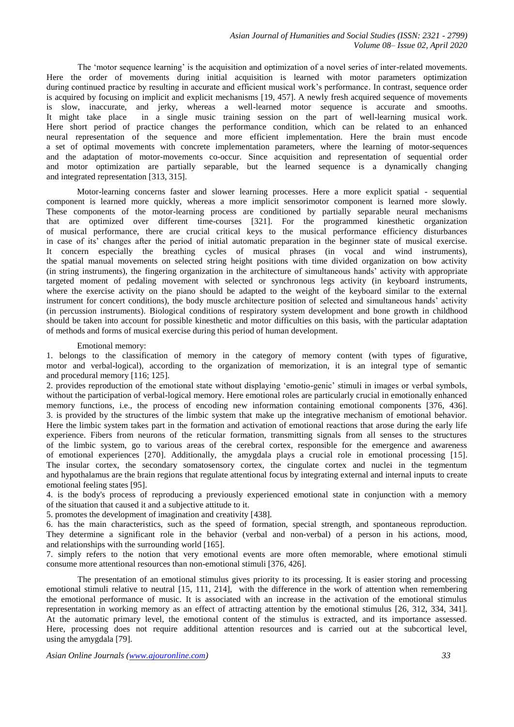The 'motor sequence learning' is the acquisition and optimization of a novel series of inter-related movements. Here the order of movements during initial acquisition is learned with motor parameters optimization during continued practice by resulting in accurate and efficient musical work's performance. In contrast, sequence order is acquired by focusing on implicit and explicit mechanisms [19, 457]. A newly fresh acquired sequence of movements is slow, inaccurate, and jerky, whereas a well-learned motor sequence is accurate and smooths. It might take place in a single music training session on the part of well-learning musical work. Here short period of practice changes the performance condition, which can be related to an enhanced neural representation of the sequence and more efficient implementation. Here the brain must encode a set of optimal movements with concrete implementation parameters, where the learning of motor-sequences and the adaptation of motor-movements co-occur. Since acquisition and representation of sequential order and motor optimization are partially separable, but the learned sequence is a dynamically changing and integrated representation [313, 315].

Motor-learning concerns faster and slower learning processes. Here a more explicit spatial - sequential component is learned more quickly, whereas a more implicit sensorimotor component is learned more slowly. These components of the motor-learning process are conditioned by partially separable neural mechanisms that are optimized over different time-courses [321]. For the programmed kinesthetic organization of musical performance, there are crucial critical keys to the musical performance efficiency disturbances in case of its' changes after the period of initial automatic preparation in the beginner state of musical exercise. It concern especially the breathing cycles of musical phrases (in vocal and wind instruments), the spatial manual movements on selected string height positions with time divided organization on bow activity (in string instruments), the fingering organization in the architecture of simultaneous hands' activity with appropriate targeted moment of pedaling movement with selected or synchronous legs activity (in keyboard instruments, where the exercise activity on the piano should be adapted to the weight of the keyboard similar to the external instrument for concert conditions), the body muscle architecture position of selected and simultaneous hands' activity (in percussion instruments). Biological conditions of respiratory system development and bone growth in childhood should be taken into account for possible kinesthetic and motor difficulties on this basis, with the particular adaptation of methods and forms of musical exercise during this period of human development.

Emotional memory:

1. belongs to the classification of memory in the category of memory content (with types of figurative, motor and verbal-logical), according to the organization of memorization, it is an integral type of semantic and procedural memory [116; 125].
2. provides reproduction of the emotional state without displaying 'emotio-genic' stimuli in images or verbal symbols, without the participation of verbal-logical memory. Here emotional roles are particularly crucial in emotionally enhanced memory functions, i.e., the process of encoding new information containing emotional components [376, 436].
3. is provided by the structures of the limbic system that make up the integrative mechanism of emotional behavior. Here the limbic system takes part in the formation and activation of emotional reactions that arose during the early life experience. Fibers from neurons of the reticular formation, transmitting signals from all senses to the structures of the limbic system, go to various areas of the cerebral cortex, responsible for the emergence and awareness of emotional experiences [270]. Additionally, the amygdala plays a crucial role in emotional processing [15]. The insular cortex, the secondary somatosensory cortex, the cingulate cortex and nuclei in the tegmentum and hypothalamus are the brain regions that regulate attentional focus by integrating external and internal inputs to create emotional feeling states [95].
4. is the body's process of reproducing a previously experienced emotional state in conjunction with a memory of the situation that caused it and a subjective attitude to it.
5. promotes the development of imagination and creativity [438].
6. has the main characteristics, such as the speed of formation, special strength, and spontaneous reproduction. They determine a significant role in the behavior (verbal and non-verbal) of a person in his actions, mood, and relationships with the surrounding world [165].
7. simply refers to the notion that very emotional events are more often memorable, where emotional stimuli consume more attentional resources than non-emotional stimuli [376, 426].

The presentation of an emotional stimulus gives priority to its processing. It is easier storing and processing emotional stimuli relative to neutral [15, 111, 214], with the difference in the work of attention when remembering the emotional performance of music. It is associated with an increase in the activation of the emotional stimulus representation in working memory as an effect of attracting attention by the emotional stimulus [26, 312, 334, 341]. At the automatic primary level, the emotional content of the stimulus is extracted, and its importance assessed. Here, processing does not require additional attention resources and is carried out at the subcortical level, using the amygdala [79].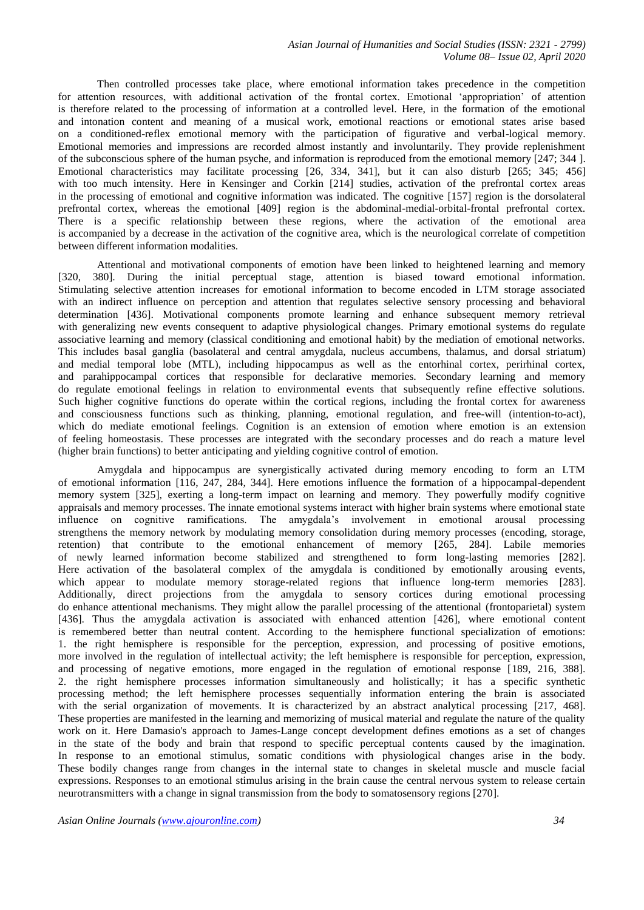Then controlled processes take place, where emotional information takes precedence in the competition for attention resources, with additional activation of the frontal cortex. Emotional 'appropriation' of attention is therefore related to the processing of information at a controlled level. Here, in the formation of the emotional and intonation content and meaning of a musical work, emotional reactions or emotional states arise based on a conditioned-reflex emotional memory with the participation of figurative and verbal-logical memory. Emotional memories and impressions are recorded almost instantly and involuntarily. They provide replenishment of the subconscious sphere of the human psyche, and information is reproduced from the emotional memory [247; 344 ]. Emotional characteristics may facilitate processing [26, 334, 341], but it can also disturb [265; 345; 456] with too much intensity. Here in Kensinger and Corkin [214] studies, activation of the prefrontal cortex areas in the processing of emotional and cognitive information was indicated. The cognitive [157] region is the dorsolateral prefrontal cortex, whereas the emotional [409] region is the abdominal-medial-orbital-frontal prefrontal cortex. There is a specific relationship between these regions, where the activation of the emotional area is accompanied by a decrease in the activation of the cognitive area, which is the neurological correlate of competition between different information modalities.

Attentional and motivational components of emotion have been linked to heightened learning and memory [320, 380]. During the initial perceptual stage, attention is biased toward emotional information. Stimulating selective attention increases for emotional information to become encoded in LTM storage associated with an indirect influence on perception and attention that regulates selective sensory processing and behavioral determination [436]. Motivational components promote learning and enhance subsequent memory retrieval with generalizing new events consequent to adaptive physiological changes. Primary emotional systems do regulate associative learning and memory (classical conditioning and emotional habit) by the mediation of emotional networks. This includes basal ganglia (basolateral and central amygdala, nucleus accumbens, thalamus, and dorsal striatum) and medial temporal lobe (MTL), including hippocampus as well as the entorhinal cortex, perirhinal cortex, and parahippocampal cortices that responsible for declarative memories. Secondary learning and memory do regulate emotional feelings in relation to environmental events that subsequently refine effective solutions. Such higher cognitive functions do operate within the cortical regions, including the frontal cortex for awareness and consciousness functions such as thinking, planning, emotional regulation, and free-will (intention-to-act), which do mediate emotional feelings. Cognition is an extension of emotion where emotion is an extension of feeling homeostasis. These processes are integrated with the secondary processes and do reach a mature level (higher brain functions) to better anticipating and yielding cognitive control of emotion.

Amygdala and hippocampus are synergistically activated during memory encoding to form an LTM of emotional information [116, 247, 284, 344]. Here emotions influence the formation of a hippocampal-dependent memory system [325], exerting a long-term impact on learning and memory. They powerfully modify cognitive appraisals and memory processes. The innate emotional systems interact with higher brain systems where emotional state influence on cognitive ramifications. The amygdala's involvement in emotional arousal processing strengthens the memory network by modulating memory consolidation during memory processes (encoding, storage, retention) that contribute to the emotional enhancement of memory [265, 284]. Labile memories of newly learned information become stabilized and strengthened to form long-lasting memories [282]. Here activation of the basolateral complex of the amygdala is conditioned by emotionally arousing events, which appear to modulate memory storage-related regions that influence long-term memories [283]. Additionally, direct projections from the amygdala to sensory cortices during emotional processing do enhance attentional mechanisms. They might allow the parallel processing of the attentional (frontoparietal) system [436]. Thus the amygdala activation is associated with enhanced attention [426], where emotional content is remembered better than neutral content. According to the hemisphere functional specialization of emotions: 1. the right hemisphere is responsible for the perception, expression, and processing of positive emotions, more involved in the regulation of intellectual activity; the left hemisphere is responsible for perception, expression, and processing of negative emotions, more engaged in the regulation of emotional response [189, 216, 388]. 2. the right hemisphere processes information simultaneously and holistically; it has a specific synthetic processing method; the left hemisphere processes sequentially information entering the brain is associated with the serial organization of movements. It is characterized by an abstract analytical processing [217, 468]. These properties are manifested in the learning and memorizing of musical material and regulate the nature of the quality work on it. Here Damasio's approach to James-Lange concept development defines emotions as a set of changes in the state of the body and brain that respond to specific perceptual contents caused by the imagination. In response to an emotional stimulus, somatic conditions with physiological changes arise in the body. These bodily changes range from changes in the internal state to changes in skeletal muscle and muscle facial expressions. Responses to an emotional stimulus arising in the brain cause the central nervous system to release certain neurotransmitters with a change in signal transmission from the body to somatosensory regions [270].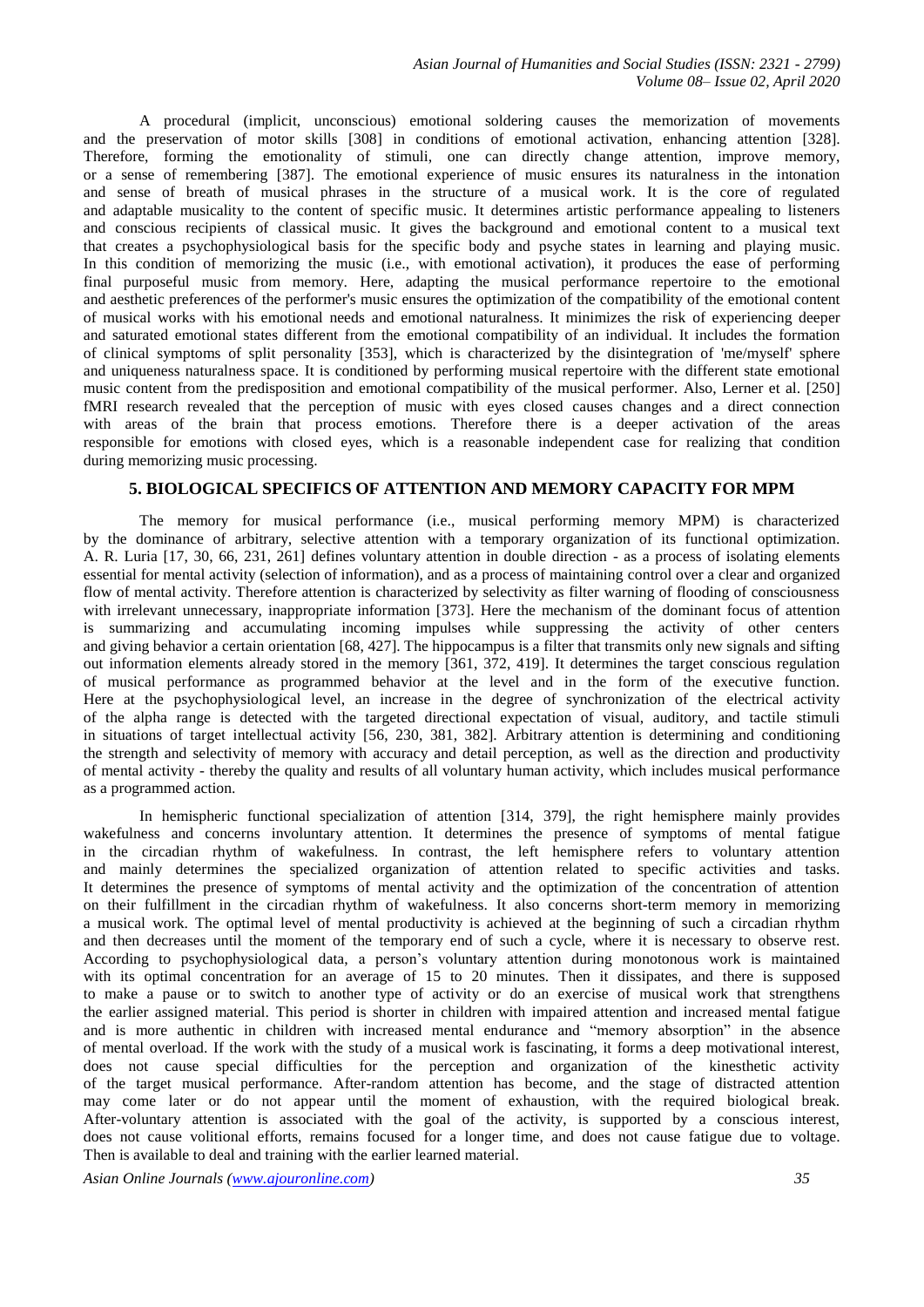A procedural (implicit, unconscious) emotional soldering causes the memorization of movements and the preservation of motor skills [308] in conditions of emotional activation, enhancing attention [328]. Therefore, forming the emotionality of stimuli, one can directly change attention, improve memory, or a sense of remembering [387]. The emotional experience of music ensures its naturalness in the intonation and sense of breath of musical phrases in the structure of a musical work. It is the core of regulated and adaptable musicality to the content of specific music. It determines artistic performance appealing to listeners and conscious recipients of classical music. It gives the background and emotional content to a musical text that creates a psychophysiological basis for the specific body and psyche states in learning and playing music. In this condition of memorizing the music (i.e., with emotional activation), it produces the ease of performing final purposeful music from memory. Here, adapting the musical performance repertoire to the emotional and aesthetic preferences of the performer's music ensures the optimization of the compatibility of the emotional content of musical works with his emotional needs and emotional naturalness. It minimizes the risk of experiencing deeper and saturated emotional states different from the emotional compatibility of an individual. It includes the formation of clinical symptoms of split personality [353], which is characterized by the disintegration of 'me/myself' sphere and uniqueness naturalness space. It is conditioned by performing musical repertoire with the different state emotional music content from the predisposition and emotional compatibility of the musical performer. Also, Lerner et al. [250] fMRI research revealed that the perception of music with eyes closed causes changes and a direct connection with areas of the brain that process emotions. Therefore there is a deeper activation of the areas responsible for emotions with closed eyes, which is a reasonable independent case for realizing that condition during memorizing music processing.

## 5. BIOLOGICAL SPECIFICS OF ATTENTION AND MEMORY CAPACITY FOR MPM

The memory for musical performance (i.e., musical performing memory MPM) is characterized by the dominance of arbitrary, selective attention with a temporary organization of its functional optimization. A. R. Luria [17, 30, 66, 231, 261] defines voluntary attention in double direction - as a process of isolating elements essential for mental activity (selection of information), and as a process of maintaining control over a clear and organized flow of mental activity. Therefore attention is characterized by selectivity as filter warning of flooding of consciousness with irrelevant unnecessary, inappropriate information [373]. Here the mechanism of the dominant focus of attention is summarizing and accumulating incoming impulses while suppressing the activity of other centers and giving behavior a certain orientation [68, 427]. The hippocampus is a filter that transmits only new signals and sifting out information elements already stored in the memory [361, 372, 419]. It determines the target conscious regulation of musical performance as programmed behavior at the level and in the form of the executive function. Here at the psychophysiological level, an increase in the degree of synchronization of the electrical activity of the alpha range is detected with the targeted directional expectation of visual, auditory, and tactile stimuli in situations of target intellectual activity [56, 230, 381, 382]. Arbitrary attention is determining and conditioning the strength and selectivity of memory with accuracy and detail perception, as well as the direction and productivity of mental activity - thereby the quality and results of all voluntary human activity, which includes musical performance as a programmed action.

In hemispheric functional specialization of attention [314, 379], the right hemisphere mainly provides wakefulness and concerns involuntary attention. It determines the presence of symptoms of mental fatigue in the circadian rhythm of wakefulness. In contrast, the left hemisphere refers to voluntary attention and mainly determines the specialized organization of attention related to specific activities and tasks. It determines the presence of symptoms of mental activity and the optimization of the concentration of attention on their fulfillment in the circadian rhythm of wakefulness. It also concerns short-term memory in memorizing a musical work. The optimal level of mental productivity is achieved at the beginning of such a circadian rhythm and then decreases until the moment of the temporary end of such a cycle, where it is necessary to observe rest. According to psychophysiological data, a person's voluntary attention during monotonous work is maintained with its optimal concentration for an average of 15 to 20 minutes. Then it dissipates, and there is supposed to make a pause or to switch to another type of activity or do an exercise of musical work that strengthens the earlier assigned material. This period is shorter in children with impaired attention and increased mental fatigue and is more authentic in children with increased mental endurance and "memory absorption" in the absence of mental overload. If the work with the study of a musical work is fascinating, it forms a deep motivational interest, does not cause special difficulties for the perception and organization of the kinesthetic activity of the target musical performance. After-random attention has become, and the stage of distracted attention may come later or do not appear until the moment of exhaustion, with the required biological break. After-voluntary attention is associated with the goal of the activity, is supported by a conscious interest, does not cause volitional efforts, remains focused for a longer time, and does not cause fatigue due to voltage. Then is available to deal and training with the earlier learned material.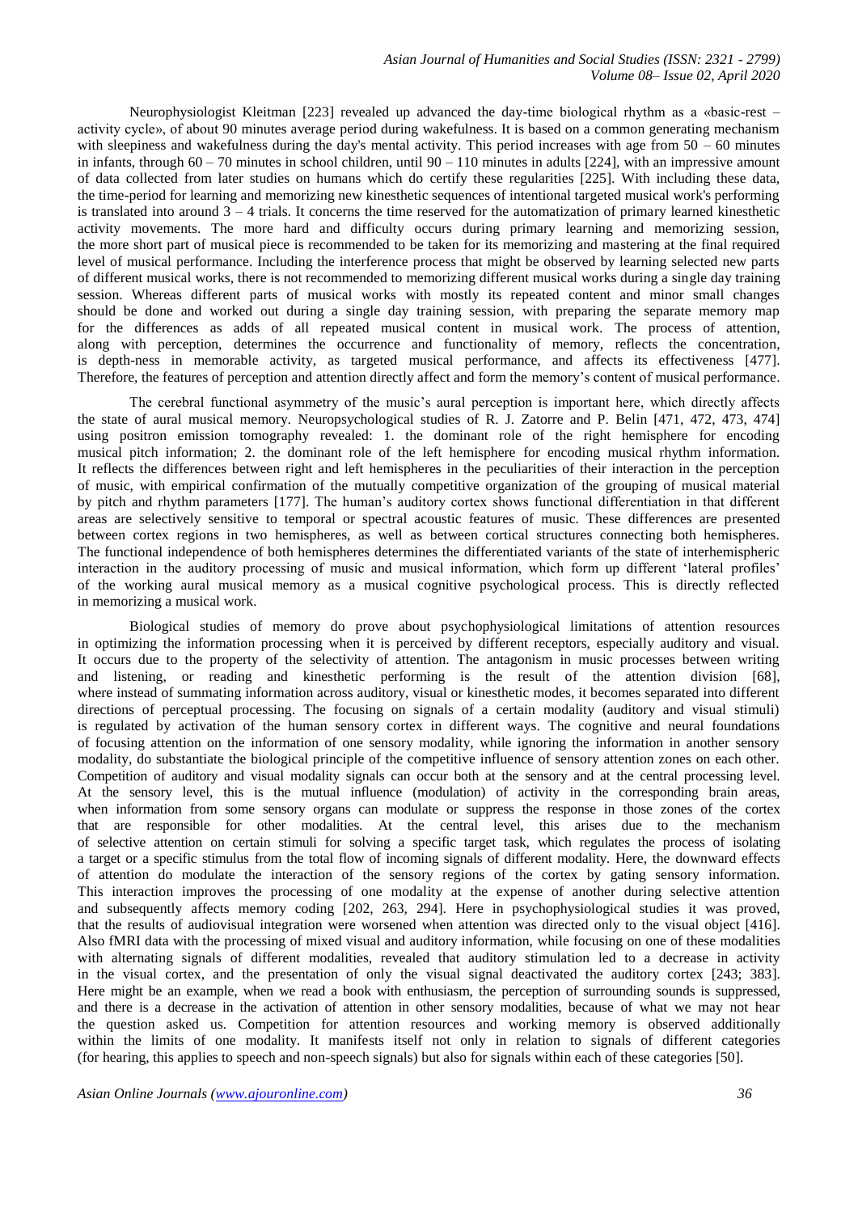Neurophysiologist Kleitman [223] revealed up advanced the day-time biological rhythm as a «basic-rest – activity cycle», of about 90 minutes average period during wakefulness. It is based on a common generating mechanism with sleepiness and wakefulness during the day's mental activity. This period increases with age from 50 – 60 minutes in infants, through 60 – 70 minutes in school children, until 90 – 110 minutes in adults [224], with an impressive amount of data collected from later studies on humans which do certify these regularities [225]. With including these data, the time-period for learning and memorizing new kinesthetic sequences of intentional targeted musical work's performing is translated into around 3 – 4 trials. It concerns the time reserved for the automatization of primary learned kinesthetic activity movements. The more hard and difficulty occurs during primary learning and memorizing session, the more short part of musical piece is recommended to be taken for its memorizing and mastering at the final required level of musical performance. Including the interference process that might be observed by learning selected new parts of different musical works, there is not recommended to memorizing different musical works during a single day training session. Whereas different parts of musical works with mostly its repeated content and minor small changes should be done and worked out during a single day training session, with preparing the separate memory map for the differences as adds of all repeated musical content in musical work. The process of attention, along with perception, determines the occurrence and functionality of memory, reflects the concentration, is depth-ness in memorable activity, as targeted musical performance, and affects its effectiveness [477]. Therefore, the features of perception and attention directly affect and form the memory's content of musical performance.

The cerebral functional asymmetry of the music's aural perception is important here, which directly affects the state of aural musical memory. Neuropsychological studies of R. J. Zatorre and P. Belin [471, 472, 473, 474] using positron emission tomography revealed: 1. the dominant role of the right hemisphere for encoding musical pitch information; 2. the dominant role of the left hemisphere for encoding musical rhythm information. It reflects the differences between right and left hemispheres in the peculiarities of their interaction in the perception of music, with empirical confirmation of the mutually competitive organization of the grouping of musical material by pitch and rhythm parameters [177]. The human's auditory cortex shows functional differentiation in that different areas are selectively sensitive to temporal or spectral acoustic features of music. These differences are presented between cortex regions in two hemispheres, as well as between cortical structures connecting both hemispheres. The functional independence of both hemispheres determines the differentiated variants of the state of interhemispheric interaction in the auditory processing of music and musical information, which form up different 'lateral profiles' of the working aural musical memory as a musical cognitive psychological process. This is directly reflected in memorizing a musical work.

Biological studies of memory do prove about psychophysiological limitations of attention resources in optimizing the information processing when it is perceived by different receptors, especially auditory and visual. It occurs due to the property of the selectivity of attention. The antagonism in music processes between writing and listening, or reading and kinesthetic performing is the result of the attention division [68], where instead of summating information across auditory, visual or kinesthetic modes, it becomes separated into different directions of perceptual processing. The focusing on signals of a certain modality (auditory and visual stimuli) is regulated by activation of the human sensory cortex in different ways. The cognitive and neural foundations of focusing attention on the information of one sensory modality, while ignoring the information in another sensory modality, do substantiate the biological principle of the competitive influence of sensory attention zones on each other. Competition of auditory and visual modality signals can occur both at the sensory and at the central processing level. At the sensory level, this is the mutual influence (modulation) of activity in the corresponding brain areas, when information from some sensory organs can modulate or suppress the response in those zones of the cortex that are responsible for other modalities. At the central level, this arises due to the mechanism of selective attention on certain stimuli for solving a specific target task, which regulates the process of isolating a target or a specific stimulus from the total flow of incoming signals of different modality. Here, the downward effects of attention do modulate the interaction of the sensory regions of the cortex by gating sensory information. This interaction improves the processing of one modality at the expense of another during selective attention and subsequently affects memory coding [202, 263, 294]. Here in psychophysiological studies it was proved, that the results of audiovisual integration were worsened when attention was directed only to the visual object [416]. Also fMRI data with the processing of mixed visual and auditory information, while focusing on one of these modalities with alternating signals of different modalities, revealed that auditory stimulation led to a decrease in activity in the visual cortex, and the presentation of only the visual signal deactivated the auditory cortex [243; 383]. Here might be an example, when we read a book with enthusiasm, the perception of surrounding sounds is suppressed, and there is a decrease in the activation of attention in other sensory modalities, because of what we may not hear the question asked us. Competition for attention resources and working memory is observed additionally within the limits of one modality. It manifests itself not only in relation to signals of different categories (for hearing, this applies to speech and non-speech signals) but also for signals within each of these categories [50].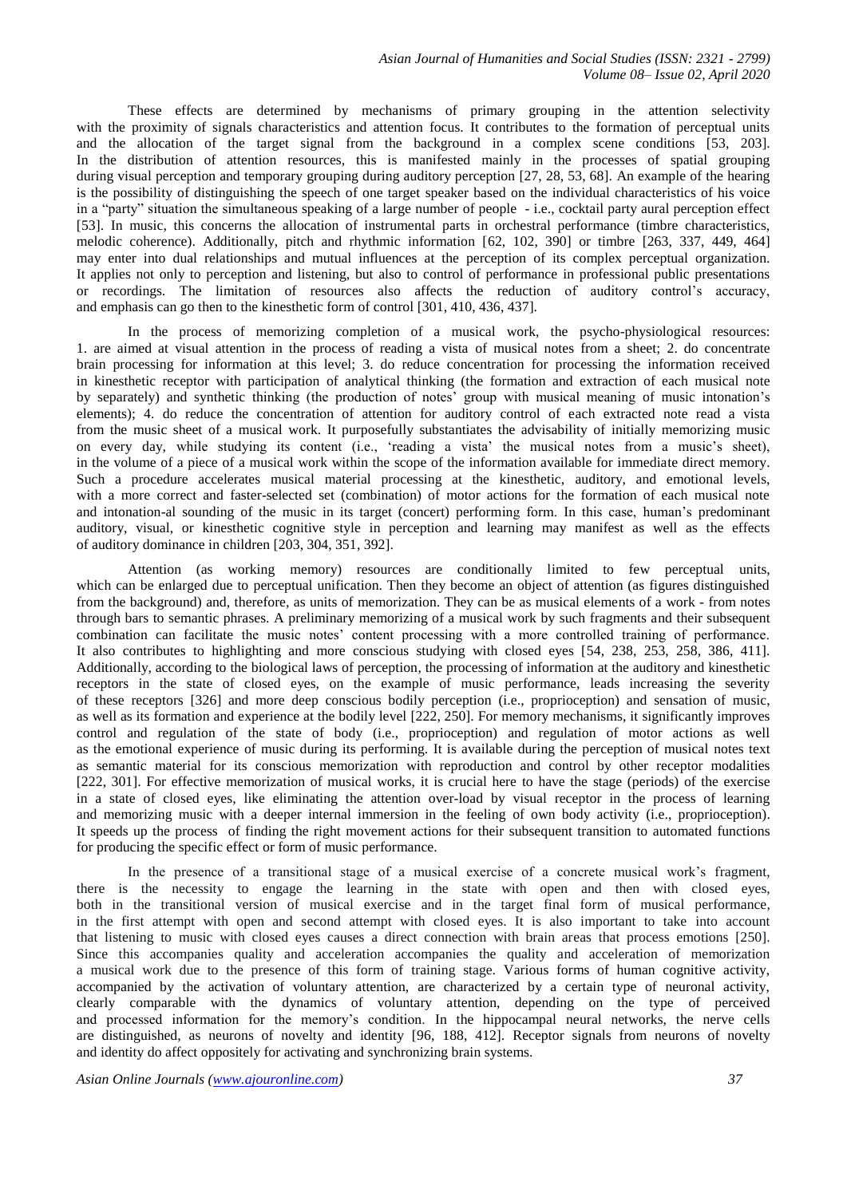These effects are determined by mechanisms of primary grouping in the attention selectivity with the proximity of signals characteristics and attention focus. It contributes to the formation of perceptual units and the allocation of the target signal from the background in a complex scene conditions [53, 203]. In the distribution of attention resources, this is manifested mainly in the processes of spatial grouping during visual perception and temporary grouping during auditory perception [27, 28, 53, 68]. An example of the hearing is the possibility of distinguishing the speech of one target speaker based on the individual characteristics of his voice in a "party" situation the simultaneous speaking of a large number of people - i.e., cocktail party aural perception effect [53]. In music, this concerns the allocation of instrumental parts in orchestral performance (timbre characteristics, melodic coherence). Additionally, pitch and rhythmic information [62, 102, 390] or timbre [263, 337, 449, 464] may enter into dual relationships and mutual influences at the perception of its complex perceptual organization. It applies not only to perception and listening, but also to control of performance in professional public presentations or recordings. The limitation of resources also affects the reduction of auditory control's accuracy, and emphasis can go then to the kinesthetic form of control [301, 410, 436, 437].

In the process of memorizing completion of a musical work, the psycho-physiological resources: 1. are aimed at visual attention in the process of reading a vista of musical notes from a sheet; 2. do concentrate brain processing for information at this level; 3. do reduce concentration for processing the information received in kinesthetic receptor with participation of analytical thinking (the formation and extraction of each musical note by separately) and synthetic thinking (the production of notes' group with musical meaning of music intonation's elements); 4. do reduce the concentration of attention for auditory control of each extracted note read a vista from the music sheet of a musical work. It purposefully substantiates the advisability of initially memorizing music on every day, while studying its content (i.e., 'reading a vista' the musical notes from a music's sheet), in the volume of a piece of a musical work within the scope of the information available for immediate direct memory. Such a procedure accelerates musical material processing at the kinesthetic, auditory, and emotional levels, with a more correct and faster-selected set (combination) of motor actions for the formation of each musical note and intonation-al sounding of the music in its target (concert) performing form. In this case, human's predominant auditory, visual, or kinesthetic cognitive style in perception and learning may manifest as well as the effects of auditory dominance in children [203, 304, 351, 392].

Attention (as working memory) resources are conditionally limited to few perceptual units, which can be enlarged due to perceptual unification. Then they become an object of attention (as figures distinguished from the background) and, therefore, as units of memorization. They can be as musical elements of a work - from notes through bars to semantic phrases. A preliminary memorizing of a musical work by such fragments and their subsequent combination can facilitate the music notes' content processing with a more controlled training of performance. It also contributes to highlighting and more conscious studying with closed eyes [54, 238, 253, 258, 386, 411]. Additionally, according to the biological laws of perception, the processing of information at the auditory and kinesthetic receptors in the state of closed eyes, on the example of music performance, leads increasing the severity of these receptors [326] and more deep conscious bodily perception (i.e., proprioception) and sensation of music, as well as its formation and experience at the bodily level [222, 250]. For memory mechanisms, it significantly improves control and regulation of the state of body (i.e., proprioception) and regulation of motor actions as well as the emotional experience of music during its performing. It is available during the perception of musical notes text as semantic material for its conscious memorization with reproduction and control by other receptor modalities [222, 301]. For effective memorization of musical works, it is crucial here to have the stage (periods) of the exercise in a state of closed eyes, like eliminating the attention over-load by visual receptor in the process of learning and memorizing music with a deeper internal immersion in the feeling of own body activity (i.e., proprioception). It speeds up the process of finding the right movement actions for their subsequent transition to automated functions for producing the specific effect or form of music performance.

In the presence of a transitional stage of a musical exercise of a concrete musical work's fragment, there is the necessity to engage the learning in the state with open and then with closed eyes, both in the transitional version of musical exercise and in the target final form of musical performance, in the first attempt with open and second attempt with closed eyes. It is also important to take into account that listening to music with closed eyes causes a direct connection with brain areas that process emotions [250]. Since this accompanies quality and acceleration accompanies the quality and acceleration of memorization a musical work due to the presence of this form of training stage. Various forms of human cognitive activity, accompanied by the activation of voluntary attention, are characterized by a certain type of neuronal activity, clearly comparable with the dynamics of voluntary attention, depending on the type of perceived and processed information for the memory's condition. In the hippocampal neural networks, the nerve cells are distinguished, as neurons of novelty and identity [96, 188, 412]. Receptor signals from neurons of novelty and identity do affect oppositely for activating and synchronizing brain systems.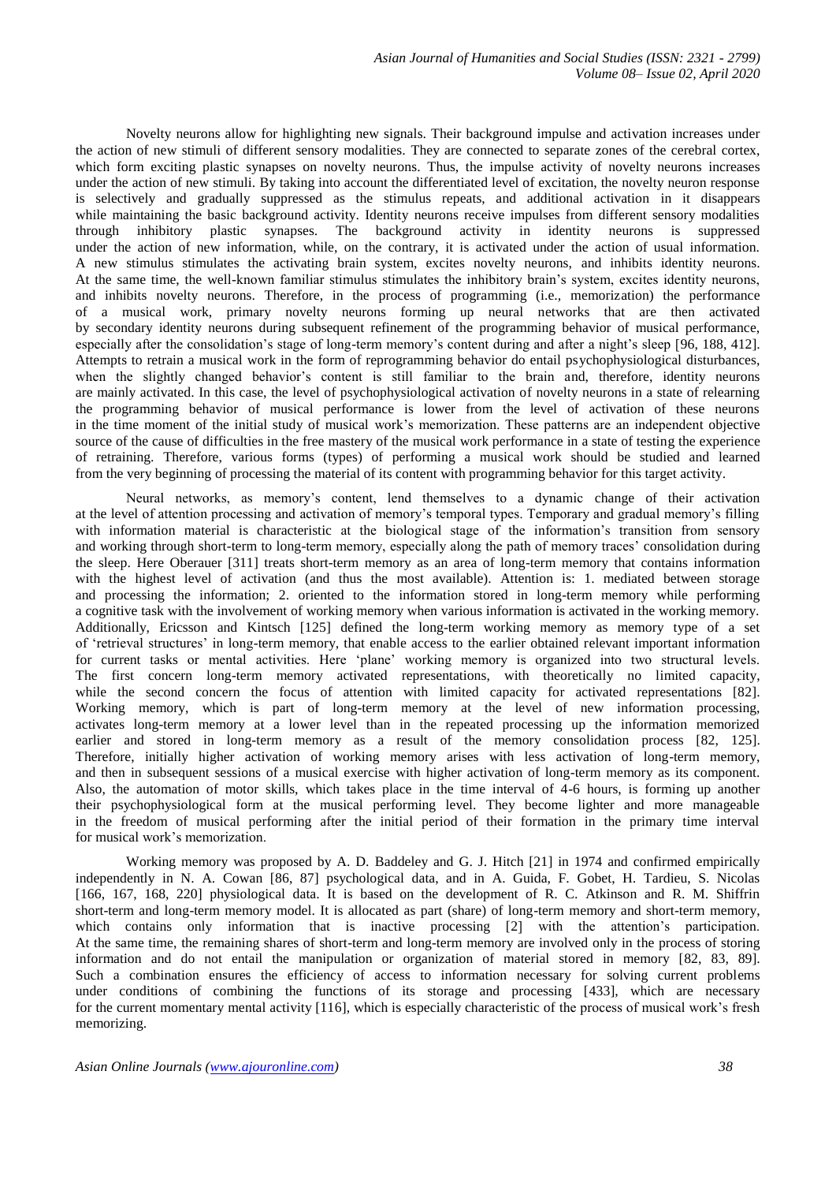Novelty neurons allow for highlighting new signals. Their background impulse and activation increases under the action of new stimuli of different sensory modalities. They are connected to separate zones of the cerebral cortex, which form exciting plastic synapses on novelty neurons. Thus, the impulse activity of novelty neurons increases under the action of new stimuli. By taking into account the differentiated level of excitation, the novelty neuron response is selectively and gradually suppressed as the stimulus repeats, and additional activation in it disappears while maintaining the basic background activity. Identity neurons receive impulses from different sensory modalities through inhibitory plastic synapses. The background activity in identity neurons is suppressed under the action of new information, while, on the contrary, it is activated under the action of usual information. A new stimulus stimulates the activating brain system, excites novelty neurons, and inhibits identity neurons. At the same time, the well-known familiar stimulus stimulates the inhibitory brain's system, excites identity neurons, and inhibits novelty neurons. Therefore, in the process of programming (i.e., memorization) the performance of a musical work, primary novelty neurons forming up neural networks that are then activated by secondary identity neurons during subsequent refinement of the programming behavior of musical performance, especially after the consolidation's stage of long-term memory's content during and after a night's sleep [96, 188, 412]. Attempts to retrain a musical work in the form of reprogramming behavior do entail psychophysiological disturbances, when the slightly changed behavior's content is still familiar to the brain and, therefore, identity neurons are mainly activated. In this case, the level of psychophysiological activation of novelty neurons in a state of relearning the programming behavior of musical performance is lower from the level of activation of these neurons in the time moment of the initial study of musical work's memorization. These patterns are an independent objective source of the cause of difficulties in the free mastery of the musical work performance in a state of testing the experience of retraining. Therefore, various forms (types) of performing a musical work should be studied and learned from the very beginning of processing the material of its content with programming behavior for this target activity.

Neural networks, as memory's content, lend themselves to a dynamic change of their activation at the level of attention processing and activation of memory's temporal types. Temporary and gradual memory's filling with information material is characteristic at the biological stage of the information's transition from sensory and working through short-term to long-term memory, especially along the path of memory traces' consolidation during the sleep. Here Oberauer [311] treats short-term memory as an area of long-term memory that contains information with the highest level of activation (and thus the most available). Attention is: 1. mediated between storage and processing the information; 2. oriented to the information stored in long-term memory while performing a cognitive task with the involvement of working memory when various information is activated in the working memory. Additionally, Ericsson and Kintsch [125] defined the long-term working memory as memory type of a set of 'retrieval structures' in long-term memory, that enable access to the earlier obtained relevant important information for current tasks or mental activities. Here 'plane' working memory is organized into two structural levels. The first concern long-term memory activated representations, with theoretically no limited capacity, while the second concern the focus of attention with limited capacity for activated representations [82]. Working memory, which is part of long-term memory at the level of new information processing, activates long-term memory at a lower level than in the repeated processing up the information memorized earlier and stored in long-term memory as a result of the memory consolidation process [82, 125]. Therefore, initially higher activation of working memory arises with less activation of long-term memory, and then in subsequent sessions of a musical exercise with higher activation of long-term memory as its component. Also, the automation of motor skills, which takes place in the time interval of 4-6 hours, is forming up another their psychophysiological form at the musical performing level. They become lighter and more manageable in the freedom of musical performing after the initial period of their formation in the primary time interval for musical work's memorization.

Working memory was proposed by A. D. Baddeley and G. J. Hitch [21] in 1974 and confirmed empirically independently in N. A. Cowan [86, 87] psychological data, and in A. Guida, F. Gobet, H. Tardieu, S. Nicolas [166, 167, 168, 220] physiological data. It is based on the development of R. C. Atkinson and R. M. Shiffrin short-term and long-term memory model. It is allocated as part (share) of long-term memory and short-term memory, which contains only information that is inactive processing [2] with the attention's participation. At the same time, the remaining shares of short-term and long-term memory are involved only in the process of storing information and do not entail the manipulation or organization of material stored in memory [82, 83, 89]. Such a combination ensures the efficiency of access to information necessary for solving current problems under conditions of combining the functions of its storage and processing [433], which are necessary for the current momentary mental activity [116], which is especially characteristic of the process of musical work's fresh memorizing.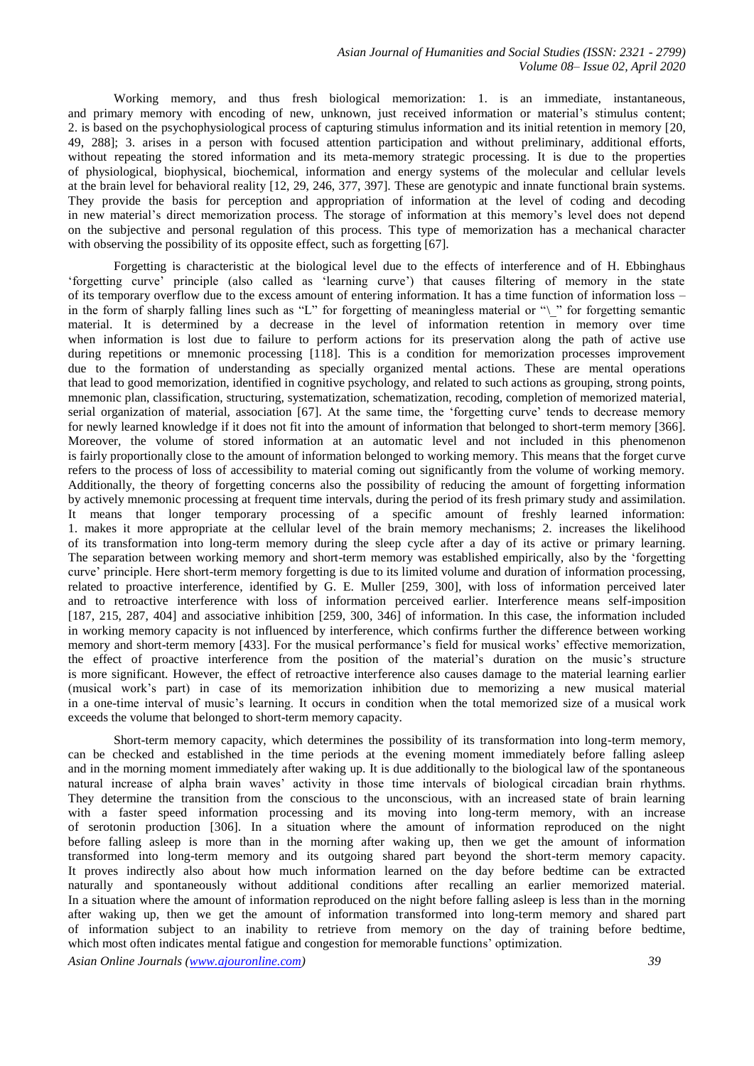Working memory, and thus fresh biological memorization: 1. is an immediate, instantaneous, and primary memory with encoding of new, unknown, just received information or material's stimulus content; 2. is based on the psychophysiological process of capturing stimulus information and its initial retention in memory [20, 49, 288]; 3. arises in a person with focused attention participation and without preliminary, additional efforts, without repeating the stored information and its meta-memory strategic processing. It is due to the properties of physiological, biophysical, biochemical, information and energy systems of the molecular and cellular levels at the brain level for behavioral reality [12, 29, 246, 377, 397]. These are genotypic and innate functional brain systems. They provide the basis for perception and appropriation of information at the level of coding and decoding in new material's direct memorization process. The storage of information at this memory's level does not depend on the subjective and personal regulation of this process. This type of memorization has a mechanical character with observing the possibility of its opposite effect, such as forgetting [67].

Forgetting is characteristic at the biological level due to the effects of interference and of H. Ebbinghaus 'forgetting curve' principle (also called as 'learning curve') that causes filtering of memory in the state of its temporary overflow due to the excess amount of entering information. It has a time function of information loss – in the form of sharply falling lines such as "L" for forgetting of meaningless material or "\_" for forgetting semantic material. It is determined by a decrease in the level of information retention in memory over time when information is lost due to failure to perform actions for its preservation along the path of active use during repetitions or mnemonic processing [118]. This is a condition for memorization processes improvement due to the formation of understanding as specially organized mental actions. These are mental operations that lead to good memorization, identified in cognitive psychology, and related to such actions as grouping, strong points, mnemonic plan, classification, structuring, systematization, schematization, recoding, completion of memorized material, serial organization of material, association [67]. At the same time, the 'forgetting curve' tends to decrease memory for newly learned knowledge if it does not fit into the amount of information that belonged to short-term memory [366]. Moreover, the volume of stored information at an automatic level and not included in this phenomenon is fairly proportionally close to the amount of information belonged to working memory. This means that the forget curve refers to the process of loss of accessibility to material coming out significantly from the volume of working memory. Additionally, the theory of forgetting concerns also the possibility of reducing the amount of forgetting information by actively mnemonic processing at frequent time intervals, during the period of its fresh primary study and assimilation. It means that longer temporary processing of a specific amount of freshly learned information: 1. makes it more appropriate at the cellular level of the brain memory mechanisms; 2. increases the likelihood of its transformation into long-term memory during the sleep cycle after a day of its active or primary learning. The separation between working memory and short-term memory was established empirically, also by the 'forgetting curve' principle. Here short-term memory forgetting is due to its limited volume and duration of information processing, related to proactive interference, identified by G. E. Muller [259, 300], with loss of information perceived later and to retroactive interference with loss of information perceived earlier. Interference means self-imposition [187, 215, 287, 404] and associative inhibition [259, 300, 346] of information. In this case, the information included in working memory capacity is not influenced by interference, which confirms further the difference between working memory and short-term memory [433]. For the musical performance's field for musical works' effective memorization, the effect of proactive interference from the position of the material's duration on the music's structure is more significant. However, the effect of retroactive interference also causes damage to the material learning earlier (musical work's part) in case of its memorization inhibition due to memorizing a new musical material in a one-time interval of music's learning. It occurs in condition when the total memorized size of a musical work exceeds the volume that belonged to short-term memory capacity.

Short-term memory capacity, which determines the possibility of its transformation into long-term memory, can be checked and established in the time periods at the evening moment immediately before falling asleep and in the morning moment immediately after waking up. It is due additionally to the biological law of the spontaneous natural increase of alpha brain waves' activity in those time intervals of biological circadian brain rhythms. They determine the transition from the conscious to the unconscious, with an increased state of brain learning with a faster speed information processing and its moving into long-term memory, with an increase of serotonin production [306]. In a situation where the amount of information reproduced on the night before falling asleep is more than in the morning after waking up, then we get the amount of information transformed into long-term memory and its outgoing shared part beyond the short-term memory capacity. It proves indirectly also about how much information learned on the day before bedtime can be extracted naturally and spontaneously without additional conditions after recalling an earlier memorized material. In a situation where the amount of information reproduced on the night before falling asleep is less than in the morning after waking up, then we get the amount of information transformed into long-term memory and shared part of information subject to an inability to retrieve from memory on the day of training before bedtime, which most often indicates mental fatigue and congestion for memorable functions' optimization.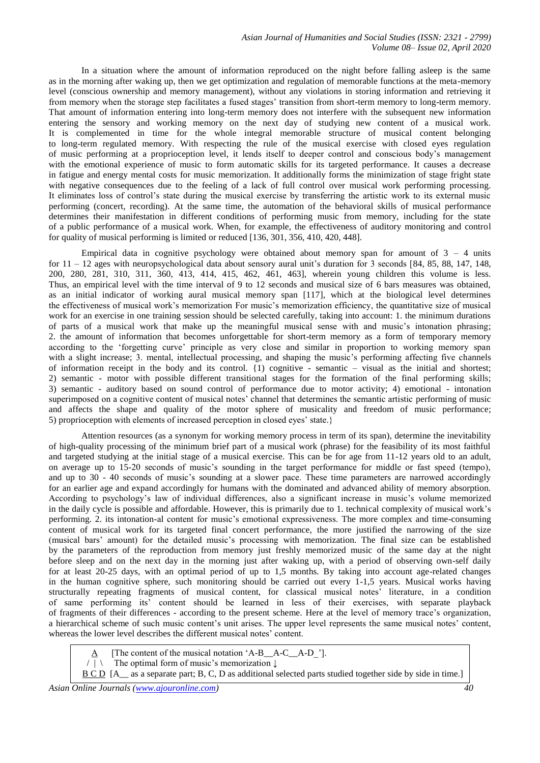In a situation where the amount of information reproduced on the night before falling asleep is the same as in the morning after waking up, then we get optimization and regulation of memorable functions at the meta-memory level (conscious ownership and memory management), without any violations in storing information and retrieving it from memory when the storage step facilitates a fused stages' transition from short-term memory to long-term memory. That amount of information entering into long-term memory does not interfere with the subsequent new information entering the sensory and working memory on the next day of studying new content of a musical work. It is complemented in time for the whole integral memorable structure of musical content belonging to long-term regulated memory. With respecting the rule of the musical exercise with closed eyes regulation of music performing at a proprioception level, it lends itself to deeper control and conscious body's management with the emotional experience of music to form automatic skills for its targeted performance. It causes a decrease in fatigue and energy mental costs for music memorization. It additionally forms the minimization of stage fright state with negative consequences due to the feeling of a lack of full control over musical work performing processing. It eliminates loss of control's state during the musical exercise by transferring the artistic work to its external music performing (concert, recording). At the same time, the automation of the behavioral skills of musical performance determines their manifestation in different conditions of performing music from memory, including for the state of a public performance of a musical work. When, for example, the effectiveness of auditory monitoring and control for quality of musical performing is limited or reduced [136, 301, 356, 410, 420, 448].

Empirical data in cognitive psychology were obtained about memory span for amount of 3 – 4 units for 11 – 12 ages with neuropsychological data about sensory aural unit's duration for 3 seconds [84, 85, 88, 147, 148, 200, 280, 281, 310, 311, 360, 413, 414, 415, 462, 461, 463], wherein young children this volume is less. Thus, an empirical level with the time interval of 9 to 12 seconds and musical size of 6 bars measures was obtained, as an initial indicator of working aural musical memory span [117], which at the biological level determines the effectiveness of musical work's memorization For music's memorization efficiency, the quantitative size of musical work for an exercise in one training session should be selected carefully, taking into account: 1. the minimum durations of parts of a musical work that make up the meaningful musical sense with and music's intonation phrasing; 2. the amount of information that becomes unforgettable for short-term memory as a form of temporary memory according to the 'forgetting curve' principle as very close and similar in proportion to working memory span with a slight increase; 3. mental, intellectual processing, and shaping the music's performing affecting five channels of information receipt in the body and its control. {1) cognitive - semantic – visual as the initial and shortest; 2) semantic - motor with possible different transitional stages for the formation of the final performing skills; 3) semantic - auditory based on sound control of performance due to motor activity; 4) emotional - intonation superimposed on a cognitive content of musical notes' channel that determines the semantic artistic performing of music and affects the shape and quality of the motor sphere of musicality and freedom of music performance; 5) proprioception with elements of increased perception in closed eyes' state.}

Attention resources (as a synonym for working memory process in term of its span), determine the inevitability of high-quality processing of the minimum brief part of a musical work (phrase) for the feasibility of its most faithful and targeted studying at the initial stage of a musical exercise. This can be for age from 11-12 years old to an adult, on average up to 15-20 seconds of music's sounding in the target performance for middle or fast speed (tempo), and up to 30 - 40 seconds of music's sounding at a slower pace. These time parameters are narrowed accordingly for an earlier age and expand accordingly for humans with the dominated and advanced ability of memory absorption. According to psychology's law of individual differences, also a significant increase in music's volume memorized in the daily cycle is possible and affordable. However, this is primarily due to 1. technical complexity of musical work's performing. 2. its intonation-al content for music's emotional expressiveness. The more complex and time-consuming content of musical work for its targeted final concert performance, the more justified the narrowing of the size (musical bars' amount) for the detailed music's processing with memorization. The final size can be established by the parameters of the reproduction from memory just freshly memorized music of the same day at the night before sleep and on the next day in the morning just after waking up, with a period of observing own-self daily for at least 20-25 days, with an optimal period of up to 1,5 months. By taking into account age-related changes in the human cognitive sphere, such monitoring should be carried out every 1-1,5 years. Musical works having structurally repeating fragments of musical content, for classical musical notes' literature, in a condition of same performing its' content should be learned in less of their exercises, with separate playback of fragments of their differences - according to the present scheme. Here at the level of memory trace's organization, a hierarchical scheme of such music content's unit arises. The upper level represents the same musical notes' content, whereas the lower level describes the different musical notes' content.

```
  A     [The content of the musical notation 'A-B__A-C__A-D_'].
 / | \   The optimal form of music's memorization ↓
B C D  [A__ as a separate part; B, C, D as additional selected parts studied together side by side in time.]
```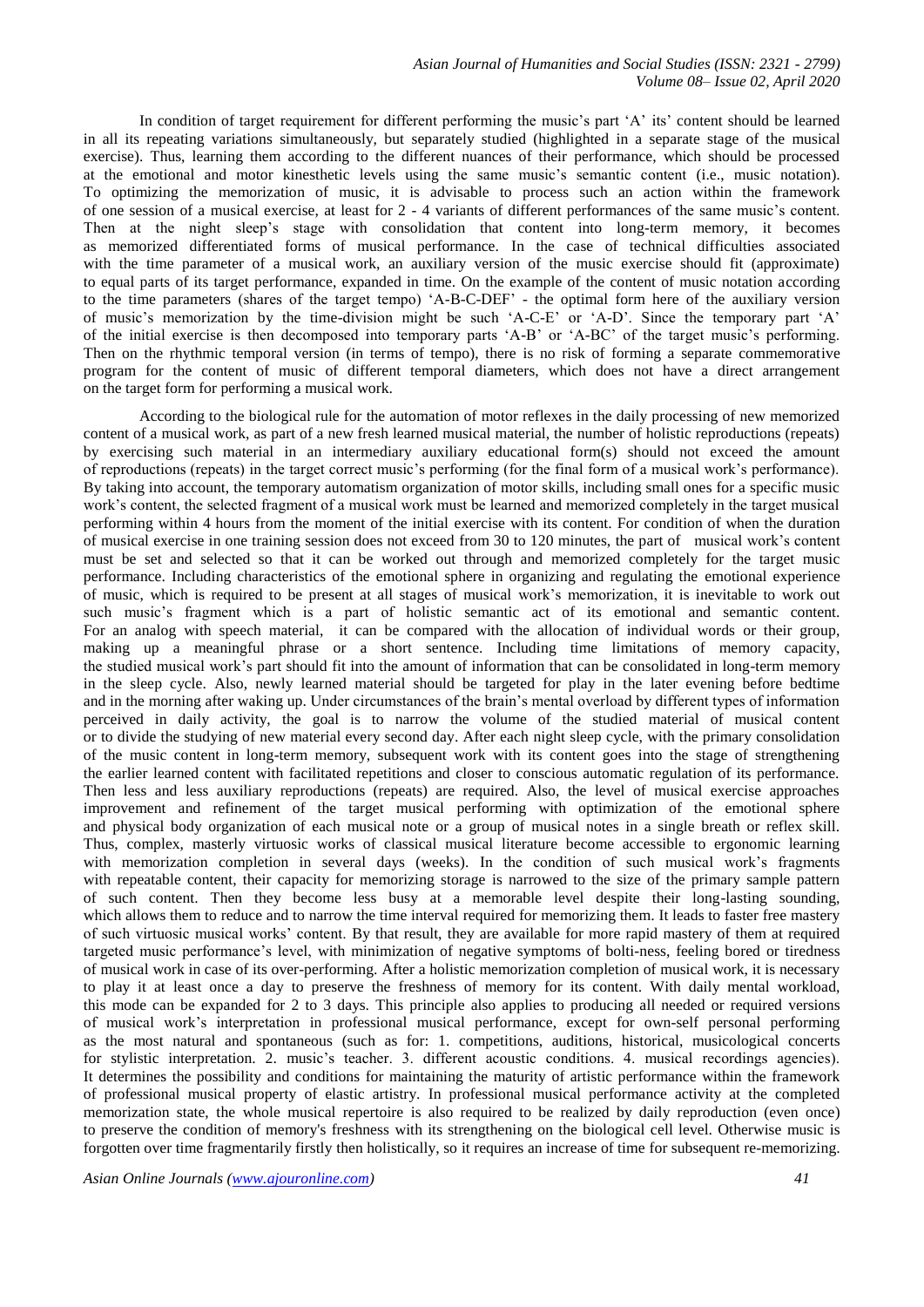In condition of target requirement for different performing the music's part 'A' its' content should be learned in all its repeating variations simultaneously, but separately studied (highlighted in a separate stage of the musical exercise). Thus, learning them according to the different nuances of their performance, which should be processed at the emotional and motor kinesthetic levels using the same music's semantic content (i.e., music notation). To optimizing the memorization of music, it is advisable to process such an action within the framework of one session of a musical exercise, at least for 2 - 4 variants of different performances of the same music's content. Then at the night sleep's stage with consolidation that content into long-term memory, it becomes as memorized differentiated forms of musical performance. In the case of technical difficulties associated with the time parameter of a musical work, an auxiliary version of the music exercise should fit (approximate) to equal parts of its target performance, expanded in time. On the example of the content of music notation according to the time parameters (shares of the target tempo) 'A-B-C-DEF' - the optimal form here of the auxiliary version of music's memorization by the time-division might be such 'A-C-E' or 'A-D'. Since the temporary part 'A' of the initial exercise is then decomposed into temporary parts 'A-B' or 'A-BC' of the target music's performing. Then on the rhythmic temporal version (in terms of tempo), there is no risk of forming a separate commemorative program for the content of music of different temporal diameters, which does not have a direct arrangement on the target form for performing a musical work.

According to the biological rule for the automation of motor reflexes in the daily processing of new memorized content of a musical work, as part of a new fresh learned musical material, the number of holistic reproductions (repeats) by exercising such material in an intermediary auxiliary educational form(s) should not exceed the amount of reproductions (repeats) in the target correct music's performing (for the final form of a musical work's performance). By taking into account, the temporary automatism organization of motor skills, including small ones for a specific music work's content, the selected fragment of a musical work must be learned and memorized completely in the target musical performing within 4 hours from the moment of the initial exercise with its content. For condition of when the duration of musical exercise in one training session does not exceed from 30 to 120 minutes, the part of musical work's content must be set and selected so that it can be worked out through and memorized completely for the target music performance. Including characteristics of the emotional sphere in organizing and regulating the emotional experience of music, which is required to be present at all stages of musical work's memorization, it is inevitable to work out such music's fragment which is a part of holistic semantic act of its emotional and semantic content. For an analog with speech material, it can be compared with the allocation of individual words or their group, making up a meaningful phrase or a short sentence. Including time limitations of memory capacity, the studied musical work's part should fit into the amount of information that can be consolidated in long-term memory in the sleep cycle. Also, newly learned material should be targeted for play in the later evening before bedtime and in the morning after waking up. Under circumstances of the brain's mental overload by different types of information perceived in daily activity, the goal is to narrow the volume of the studied material of musical content or to divide the studying of new material every second day. After each night sleep cycle, with the primary consolidation of the music content in long-term memory, subsequent work with its content goes into the stage of strengthening the earlier learned content with facilitated repetitions and closer to conscious automatic regulation of its performance. Then less and less auxiliary reproductions (repeats) are required. Also, the level of musical exercise approaches improvement and refinement of the target musical performing with optimization of the emotional sphere and physical body organization of each musical note or a group of musical notes in a single breath or reflex skill. Thus, complex, masterly virtuosic works of classical musical literature become accessible to ergonomic learning with memorization completion in several days (weeks). In the condition of such musical work's fragments with repeatable content, their capacity for memorizing storage is narrowed to the size of the primary sample pattern of such content. Then they become less busy at a memorable level despite their long-lasting sounding, which allows them to reduce and to narrow the time interval required for memorizing them. It leads to faster free mastery of such virtuosic musical works' content. By that result, they are available for more rapid mastery of them at required targeted music performance's level, with minimization of negative symptoms of bolti-ness, feeling bored or tiredness of musical work in case of its over-performing. After a holistic memorization completion of musical work, it is necessary to play it at least once a day to preserve the freshness of memory for its content. With daily mental workload, this mode can be expanded for 2 to 3 days. This principle also applies to producing all needed or required versions of musical work's interpretation in professional musical performance, except for own-self personal performing as the most natural and spontaneous (such as for: 1. competitions, auditions, historical, musicological concerts for stylistic interpretation. 2. music's teacher. 3. different acoustic conditions. 4. musical recordings agencies). It determines the possibility and conditions for maintaining the maturity of artistic performance within the framework of professional musical property of elastic artistry. In professional musical performance activity at the completed memorization state, the whole musical repertoire is also required to be realized by daily reproduction (even once) to preserve the condition of memory's freshness with its strengthening on the biological cell level. Otherwise music is forgotten over time fragmentarily firstly then holistically, so it requires an increase of time for subsequent re-memorizing.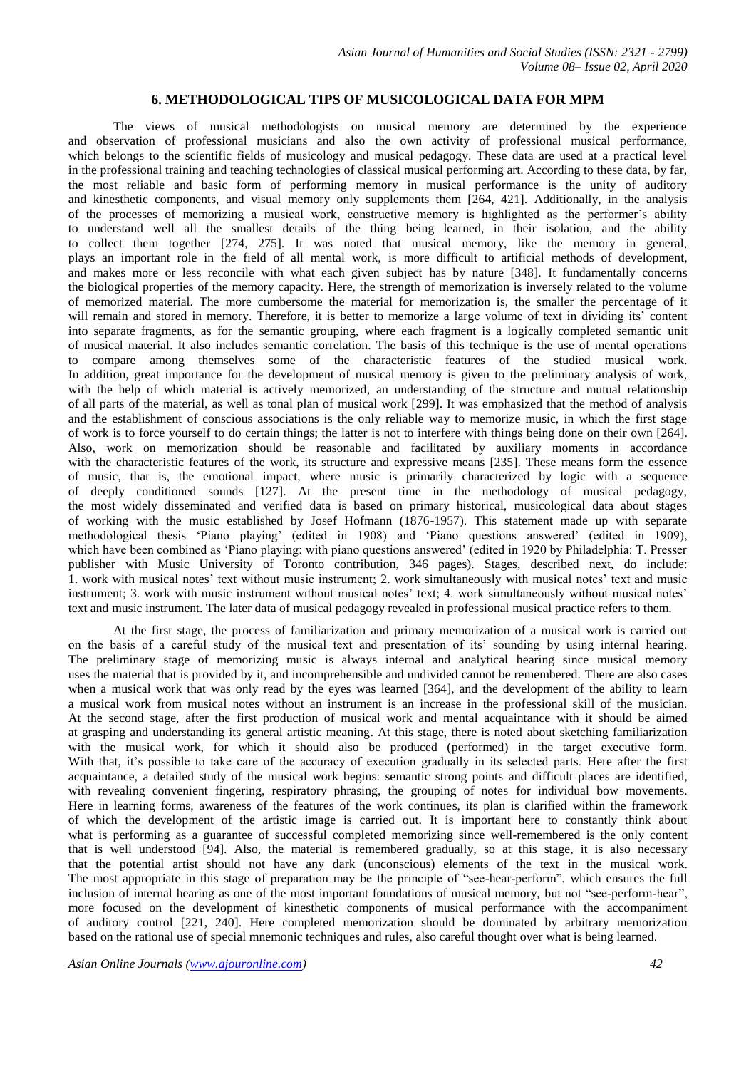## 6. METHODOLOGICAL TIPS OF MUSICOLOGICAL DATA FOR MPM

The views of musical methodologists on musical memory are determined by the experience and observation of professional musicians and also the own activity of professional musical performance, which belongs to the scientific fields of musicology and musical pedagogy. These data are used at a practical level in the professional training and teaching technologies of classical musical performing art. According to these data, by far, the most reliable and basic form of performing memory in musical performance is the unity of auditory and kinesthetic components, and visual memory only supplements them [264, 421]. Additionally, in the analysis of the processes of memorizing a musical work, constructive memory is highlighted as the performer's ability to understand well all the smallest details of the thing being learned, in their isolation, and the ability to collect them together [274, 275]. It was noted that musical memory, like the memory in general, plays an important role in the field of all mental work, is more difficult to artificial methods of development, and makes more or less reconcile with what each given subject has by nature [348]. It fundamentally concerns the biological properties of the memory capacity. Here, the strength of memorization is inversely related to the volume of memorized material. The more cumbersome the material for memorization is, the smaller the percentage of it will remain and stored in memory. Therefore, it is better to memorize a large volume of text in dividing its' content into separate fragments, as for the semantic grouping, where each fragment is a logically completed semantic unit of musical material. It also includes semantic correlation. The basis of this technique is the use of mental operations to compare among themselves some of the characteristic features of the studied musical work. In addition, great importance for the development of musical memory is given to the preliminary analysis of work, with the help of which material is actively memorized, an understanding of the structure and mutual relationship of all parts of the material, as well as tonal plan of musical work [299]. It was emphasized that the method of analysis and the establishment of conscious associations is the only reliable way to memorize music, in which the first stage of work is to force yourself to do certain things; the latter is not to interfere with things being done on their own [264]. Also, work on memorization should be reasonable and facilitated by auxiliary moments in accordance with the characteristic features of the work, its structure and expressive means [235]. These means form the essence of music, that is, the emotional impact, where music is primarily characterized by logic with a sequence of deeply conditioned sounds [127]. At the present time in the methodology of musical pedagogy, the most widely disseminated and verified data is based on primary historical, musicological data about stages of working with the music established by Josef Hofmann (1876-1957). This statement made up with separate methodological thesis 'Piano playing' (edited in 1908) and 'Piano questions answered' (edited in 1909), which have been combined as 'Piano playing: with piano questions answered' (edited in 1920 by Philadelphia: T. Presser publisher with Music University of Toronto contribution, 346 pages). Stages, described next, do include: 1. work with musical notes' text without music instrument; 2. work simultaneously with musical notes' text and music instrument; 3. work with music instrument without musical notes' text; 4. work simultaneously without musical notes' text and music instrument. The later data of musical pedagogy revealed in professional musical practice refers to them.

At the first stage, the process of familiarization and primary memorization of a musical work is carried out on the basis of a careful study of the musical text and presentation of its' sounding by using internal hearing. The preliminary stage of memorizing music is always internal and analytical hearing since musical memory uses the material that is provided by it, and incomprehensible and undivided cannot be remembered. There are also cases when a musical work that was only read by the eyes was learned [364], and the development of the ability to learn a musical work from musical notes without an instrument is an increase in the professional skill of the musician. At the second stage, after the first production of musical work and mental acquaintance with it should be aimed at grasping and understanding its general artistic meaning. At this stage, there is noted about sketching familiarization with the musical work, for which it should also be produced (performed) in the target executive form. With that, it's possible to take care of the accuracy of execution gradually in its selected parts. Here after the first acquaintance, a detailed study of the musical work begins: semantic strong points and difficult places are identified, with revealing convenient fingering, respiratory phrasing, the grouping of notes for individual bow movements. Here in learning forms, awareness of the features of the work continues, its plan is clarified within the framework of which the development of the artistic image is carried out. It is important here to constantly think about what is performing as a guarantee of successful completed memorizing since well-remembered is the only content that is well understood [94]. Also, the material is remembered gradually, so at this stage, it is also necessary that the potential artist should not have any dark (unconscious) elements of the text in the musical work. The most appropriate in this stage of preparation may be the principle of "see-hear-perform", which ensures the full inclusion of internal hearing as one of the most important foundations of musical memory, but not "see-perform-hear", more focused on the development of kinesthetic components of musical performance with the accompaniment of auditory control [221, 240]. Here completed memorization should be dominated by arbitrary memorization based on the rational use of special mnemonic techniques and rules, also careful thought over what is being learned.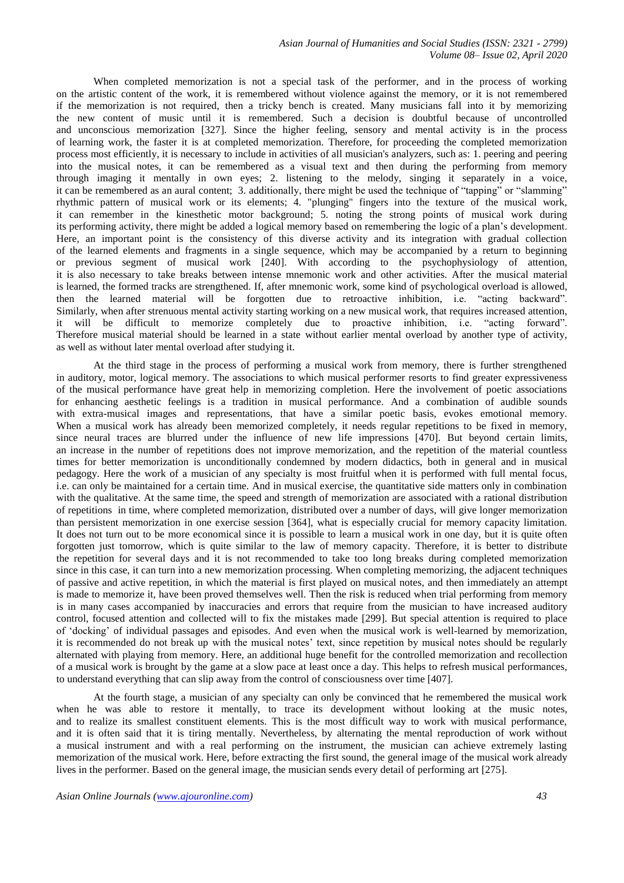When completed memorization is not a special task of the performer, and in the process of working on the artistic content of the work, it is remembered without violence against the memory, or it is not remembered if the memorization is not required, then a tricky bench is created. Many musicians fall into it by memorizing the new content of music until it is remembered. Such a decision is doubtful because of uncontrolled and unconscious memorization [327]. Since the higher feeling, sensory and mental activity is in the process of learning work, the faster it is at completed memorization. Therefore, for proceeding the completed memorization process most efficiently, it is necessary to include in activities of all musician's analyzers, such as: 1. peering and peering into the musical notes, it can be remembered as a visual text and then during the performing from memory through imaging it mentally in own eyes; 2. listening to the melody, singing it separately in a voice, it can be remembered as an aural content; 3. additionally, there might be used the technique of "tapping" or "slamming" rhythmic pattern of musical work or its elements; 4. "plunging" fingers into the texture of the musical work, it can remember in the kinesthetic motor background; 5. noting the strong points of musical work during its performing activity, there might be added a logical memory based on remembering the logic of a plan's development. Here, an important point is the consistency of this diverse activity and its integration with gradual collection of the learned elements and fragments in a single sequence, which may be accompanied by a return to beginning or previous segment of musical work [240]. With according to the psychophysiology of attention, it is also necessary to take breaks between intense mnemonic work and other activities. After the musical material is learned, the formed tracks are strengthened. If, after mnemonic work, some kind of psychological overload is allowed, then the learned material will be forgotten due to retroactive inhibition, i.e. "acting backward". Similarly, when after strenuous mental activity starting working on a new musical work, that requires increased attention, it will be difficult to memorize completely due to proactive inhibition, i.e. "acting forward". Therefore musical material should be learned in a state without earlier mental overload by another type of activity, as well as without later mental overload after studying it.

At the third stage in the process of performing a musical work from memory, there is further strengthened in auditory, motor, logical memory. The associations to which musical performer resorts to find greater expressiveness of the musical performance have great help in memorizing completion. Here the involvement of poetic associations for enhancing aesthetic feelings is a tradition in musical performance. And a combination of audible sounds with extra-musical images and representations, that have a similar poetic basis, evokes emotional memory. When a musical work has already been memorized completely, it needs regular repetitions to be fixed in memory, since neural traces are blurred under the influence of new life impressions [470]. But beyond certain limits, an increase in the number of repetitions does not improve memorization, and the repetition of the material countless times for better memorization is unconditionally condemned by modern didactics, both in general and in musical pedagogy. Here the work of a musician of any specialty is most fruitful when it is performed with full mental focus, i.e. can only be maintained for a certain time. And in musical exercise, the quantitative side matters only in combination with the qualitative. At the same time, the speed and strength of memorization are associated with a rational distribution of repetitions in time, where completed memorization, distributed over a number of days, will give longer memorization than persistent memorization in one exercise session [364], what is especially crucial for memory capacity limitation. It does not turn out to be more economical since it is possible to learn a musical work in one day, but it is quite often forgotten just tomorrow, which is quite similar to the law of memory capacity. Therefore, it is better to distribute the repetition for several days and it is not recommended to take too long breaks during completed memorization since in this case, it can turn into a new memorization processing. When completing memorizing, the adjacent techniques of passive and active repetition, in which the material is first played on musical notes, and then immediately an attempt is made to memorize it, have been proved themselves well. Then the risk is reduced when trial performing from memory is in many cases accompanied by inaccuracies and errors that require from the musician to have increased auditory control, focused attention and collected will to fix the mistakes made [299]. But special attention is required to place of 'docking' of individual passages and episodes. And even when the musical work is well-learned by memorization, it is recommended do not break up with the musical notes' text, since repetition by musical notes should be regularly alternated with playing from memory. Here, an additional huge benefit for the controlled memorization and recollection of a musical work is brought by the game at a slow pace at least once a day. This helps to refresh musical performances, to understand everything that can slip away from the control of consciousness over time [407].

At the fourth stage, a musician of any specialty can only be convinced that he remembered the musical work when he was able to restore it mentally, to trace its development without looking at the music notes, and to realize its smallest constituent elements. This is the most difficult way to work with musical performance, and it is often said that it is tiring mentally. Nevertheless, by alternating the mental reproduction of work without a musical instrument and with a real performing on the instrument, the musician can achieve extremely lasting memorization of the musical work. Here, before extracting the first sound, the general image of the musical work already lives in the performer. Based on the general image, the musician sends every detail of performing art [275].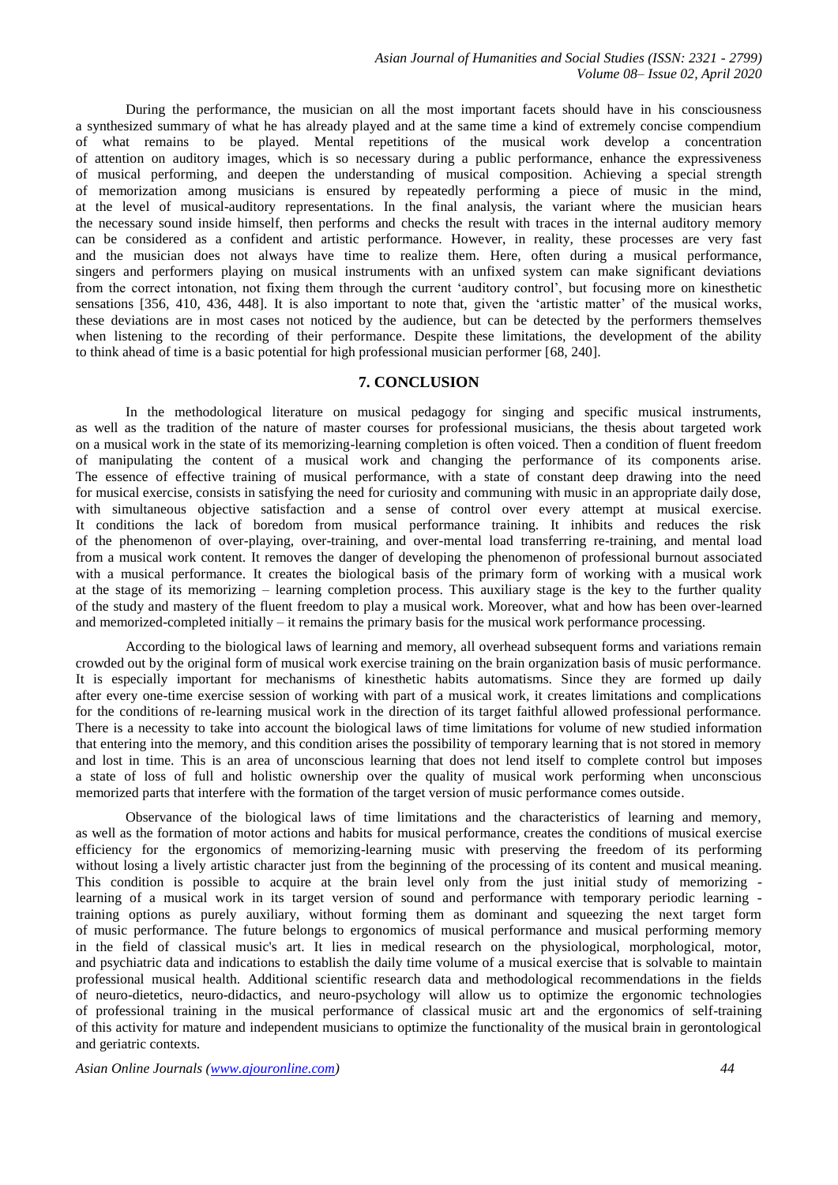During the performance, the musician on all the most important facets should have in his consciousness a synthesized summary of what he has already played and at the same time a kind of extremely concise compendium of what remains to be played. Mental repetitions of the musical work develop a concentration of attention on auditory images, which is so necessary during a public performance, enhance the expressiveness of musical performing, and deepen the understanding of musical composition. Achieving a special strength of memorization among musicians is ensured by repeatedly performing a piece of music in the mind, at the level of musical-auditory representations. In the final analysis, the variant where the musician hears the necessary sound inside himself, then performs and checks the result with traces in the internal auditory memory can be considered as a confident and artistic performance. However, in reality, these processes are very fast and the musician does not always have time to realize them. Here, often during a musical performance, singers and performers playing on musical instruments with an unfixed system can make significant deviations from the correct intonation, not fixing them through the current 'auditory control', but focusing more on kinesthetic sensations [356, 410, 436, 448]. It is also important to note that, given the 'artistic matter' of the musical works, these deviations are in most cases not noticed by the audience, but can be detected by the performers themselves when listening to the recording of their performance. Despite these limitations, the development of the ability to think ahead of time is a basic potential for high professional musician performer [68, 240].

## 7. CONCLUSION

In the methodological literature on musical pedagogy for singing and specific musical instruments, as well as the tradition of the nature of master courses for professional musicians, the thesis about targeted work on a musical work in the state of its memorizing-learning completion is often voiced. Then a condition of fluent freedom of manipulating the content of a musical work and changing the performance of its components arise. The essence of effective training of musical performance, with a state of constant deep drawing into the need for musical exercise, consists in satisfying the need for curiosity and communing with music in an appropriate daily dose, with simultaneous objective satisfaction and a sense of control over every attempt at musical exercise. It conditions the lack of boredom from musical performance training. It inhibits and reduces the risk of the phenomenon of over-playing, over-training, and over-mental load transferring re-training, and mental load from a musical work content. It removes the danger of developing the phenomenon of professional burnout associated with a musical performance. It creates the biological basis of the primary form of working with a musical work at the stage of its memorizing – learning completion process. This auxiliary stage is the key to the further quality of the study and mastery of the fluent freedom to play a musical work. Moreover, what and how has been over-learned and memorized-completed initially – it remains the primary basis for the musical work performance processing.

According to the biological laws of learning and memory, all overhead subsequent forms and variations remain crowded out by the original form of musical work exercise training on the brain organization basis of music performance. It is especially important for mechanisms of kinesthetic habits automatisms. Since they are formed up daily after every one-time exercise session of working with part of a musical work, it creates limitations and complications for the conditions of re-learning musical work in the direction of its target faithful allowed professional performance. There is a necessity to take into account the biological laws of time limitations for volume of new studied information that entering into the memory, and this condition arises the possibility of temporary learning that is not stored in memory and lost in time. This is an area of unconscious learning that does not lend itself to complete control but imposes a state of loss of full and holistic ownership over the quality of musical work performing when unconscious memorized parts that interfere with the formation of the target version of music performance comes outside.

Observance of the biological laws of time limitations and the characteristics of learning and memory, as well as the formation of motor actions and habits for musical performance, creates the conditions of musical exercise efficiency for the ergonomics of memorizing-learning music with preserving the freedom of its performing without losing a lively artistic character just from the beginning of the processing of its content and musical meaning. This condition is possible to acquire at the brain level only from the just initial study of memorizing - learning of a musical work in its target version of sound and performance with temporary periodic learning - training options as purely auxiliary, without forming them as dominant and squeezing the next target form of music performance. The future belongs to ergonomics of musical performance and musical performing memory in the field of classical music's art. It lies in medical research on the physiological, morphological, motor, and psychiatric data and indications to establish the daily time volume of a musical exercise that is solvable to maintain professional musical health. Additional scientific research data and methodological recommendations in the fields of neuro-dietetics, neuro-didactics, and neuro-psychology will allow us to optimize the ergonomic technologies of professional training in the musical performance of classical music art and the ergonomics of self-training of this activity for mature and independent musicians to optimize the functionality of the musical brain in gerontological and geriatric contexts.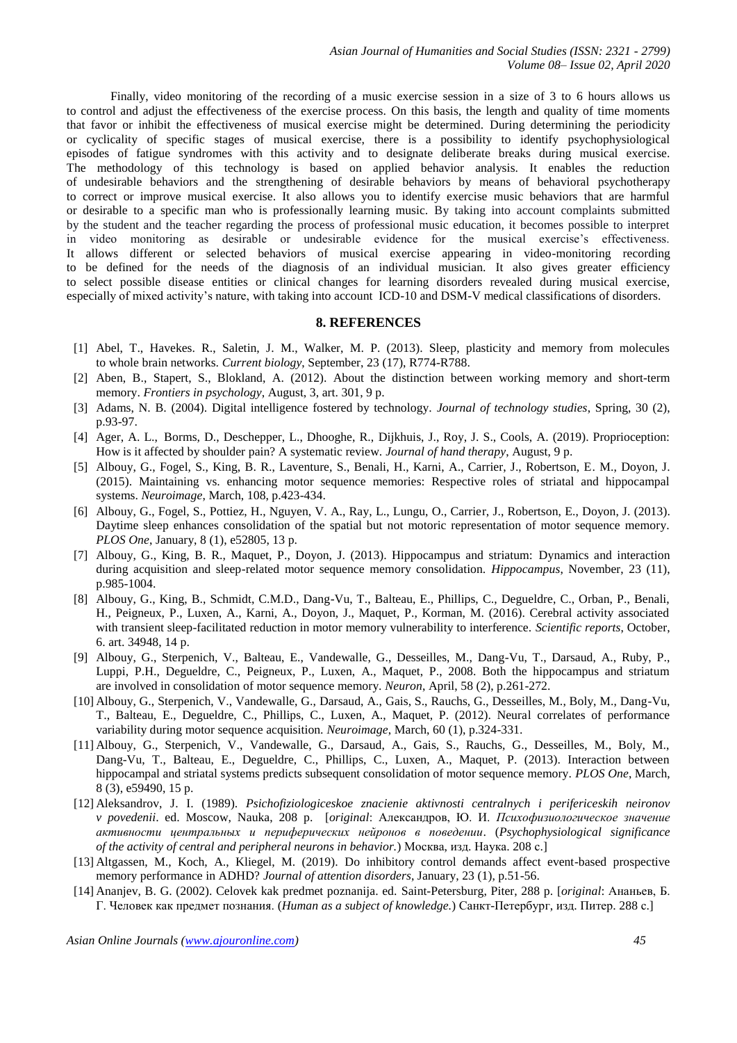Finally, video monitoring of the recording of a music exercise session in a size of 3 to 6 hours allows us to control and adjust the effectiveness of the exercise process. On this basis, the length and quality of time moments that favor or inhibit the effectiveness of musical exercise might be determined. During determining the periodicity or cyclicality of specific stages of musical exercise, there is a possibility to identify psychophysiological episodes of fatigue syndromes with this activity and to designate deliberate breaks during musical exercise. The methodology of this technology is based on applied behavior analysis. It enables the reduction of undesirable behaviors and the strengthening of desirable behaviors by means of behavioral psychotherapy to correct or improve musical exercise. It also allows you to identify exercise music behaviors that are harmful or desirable to a specific man who is professionally learning music. By taking into account complaints submitted by the student and the teacher regarding the process of professional music education, it becomes possible to interpret in video monitoring as desirable or undesirable evidence for the musical exercise's effectiveness. It allows different or selected behaviors of musical exercise appearing in video-monitoring recording to be defined for the needs of the diagnosis of an individual musician. It also gives greater efficiency to select possible disease entities or clinical changes for learning disorders revealed during musical exercise, especially of mixed activity's nature, with taking into account ICD-10 and DSM-V medical classifications of disorders.

## 8. REFERENCES

[1] Abel, T., Havekes. R., Saletin, J. M., Walker, M. P. (2013). Sleep, plasticity and memory from molecules to whole brain networks. *Current biology*, September, 23 (17), R774-R788.

[2] Aben, B., Stapert, S., Blokland, A. (2012). About the distinction between working memory and short-term memory. *Frontiers in psychology*, August, 3, art. 301, 9 p.

[3] Adams, N. B. (2004). Digital intelligence fostered by technology. *Journal of technology studies*, Spring, 30 (2), p.93-97.

[4] Ager, A. L., Borms, D., Deschepper, L., Dhooghe, R., Dijkhuis, J., Roy, J. S., Cools, A. (2019). Proprioception: How is it affected by shoulder pain? A systematic review. *Journal of hand therapy*, August, 9 p.

[5] Albouy, G., Fogel, S., King, B. R., Laventure, S., Benali, H., Karni, A., Carrier, J., Robertson, E. M., Doyon, J. (2015). Maintaining vs. enhancing motor sequence memories: Respective roles of striatal and hippocampal systems. *Neuroimage*, March, 108, p.423-434.

[6] Albouy, G., Fogel, S., Pottiez, H., Nguyen, V. A., Ray, L., Lungu, O., Carrier, J., Robertson, E., Doyon, J. (2013). Daytime sleep enhances consolidation of the spatial but not motoric representation of motor sequence memory. *PLOS One*, January, 8 (1), e52805, 13 p.

[7] Albouy, G., King, B. R., Maquet, P., Doyon, J. (2013). Hippocampus and striatum: Dynamics and interaction during acquisition and sleep-related motor sequence memory consolidation. *Hippocampus*, November, 23 (11), p.985-1004.

[8] Albouy, G., King, B., Schmidt, C.M.D., Dang-Vu, T., Balteau, E., Phillips, C., Degueldre, C., Orban, P., Benali, H., Peigneux, P., Luxen, A., Karni, A., Doyon, J., Maquet, P., Korman, M. (2016). Cerebral activity associated with transient sleep-facilitated reduction in motor memory vulnerability to interference. *Scientific reports*, October, 6. art. 34948, 14 p.

[9] Albouy, G., Sterpenich, V., Balteau, E., Vandewalle, G., Desseilles, M., Dang-Vu, T., Darsaud, A., Ruby, P., Luppi, P.H., Degueldre, C., Peigneux, P., Luxen, A., Maquet, P., 2008. Both the hippocampus and striatum are involved in consolidation of motor sequence memory. *Neuron*, April, 58 (2), p.261-272.

[10] Albouy, G., Sterpenich, V., Vandewalle, G., Darsaud, A., Gais, S., Rauchs, G., Desseilles, M., Boly, M., Dang-Vu, T., Balteau, E., Degueldre, C., Phillips, C., Luxen, A., Maquet, P. (2012). Neural correlates of performance variability during motor sequence acquisition. *Neuroimage*, March, 60 (1), p.324-331.

[11] Albouy, G., Sterpenich, V., Vandewalle, G., Darsaud, A., Gais, S., Rauchs, G., Desseilles, M., Boly, M., Dang-Vu, T., Balteau, E., Degueldre, C., Phillips, C., Luxen, A., Maquet, P. (2013). Interaction between hippocampal and striatal systems predicts subsequent consolidation of motor sequence memory. *PLOS One*, March, 8 (3), e59490, 15 p.

[12] Aleksandrov, J. I. (1989). *Psichofiziologiceskoe znacienie aktivnosti centralnych i perifericeskih neironov v povedenii*. ed. Moscow, Nauka, 208 p. [*original*: Александров, Ю. И. *Психофизиологическое значение активности центральных и периферических нейронов в поведении*. (*Psychophysiological significance of the activity of central and peripheral neurons in behavior.*) Москва, изд. Наука. 208 с.]

[13] Altgassen, M., Koch, A., Kliegel, M. (2019). Do inhibitory control demands affect event-based prospective memory performance in ADHD? *Journal of attention disorders*, January, 23 (1), p.51-56.

[14] Ananjev, B. G. (2002). Celovek kak predmet poznanija. ed. Saint-Petersburg, Piter, 288 p. [*original*: Ананьев, Б. Г. Человек как предмет познания. (*Human as a subject of knowledge.*) Санкт-Петербург, изд. Питер. 288 с.]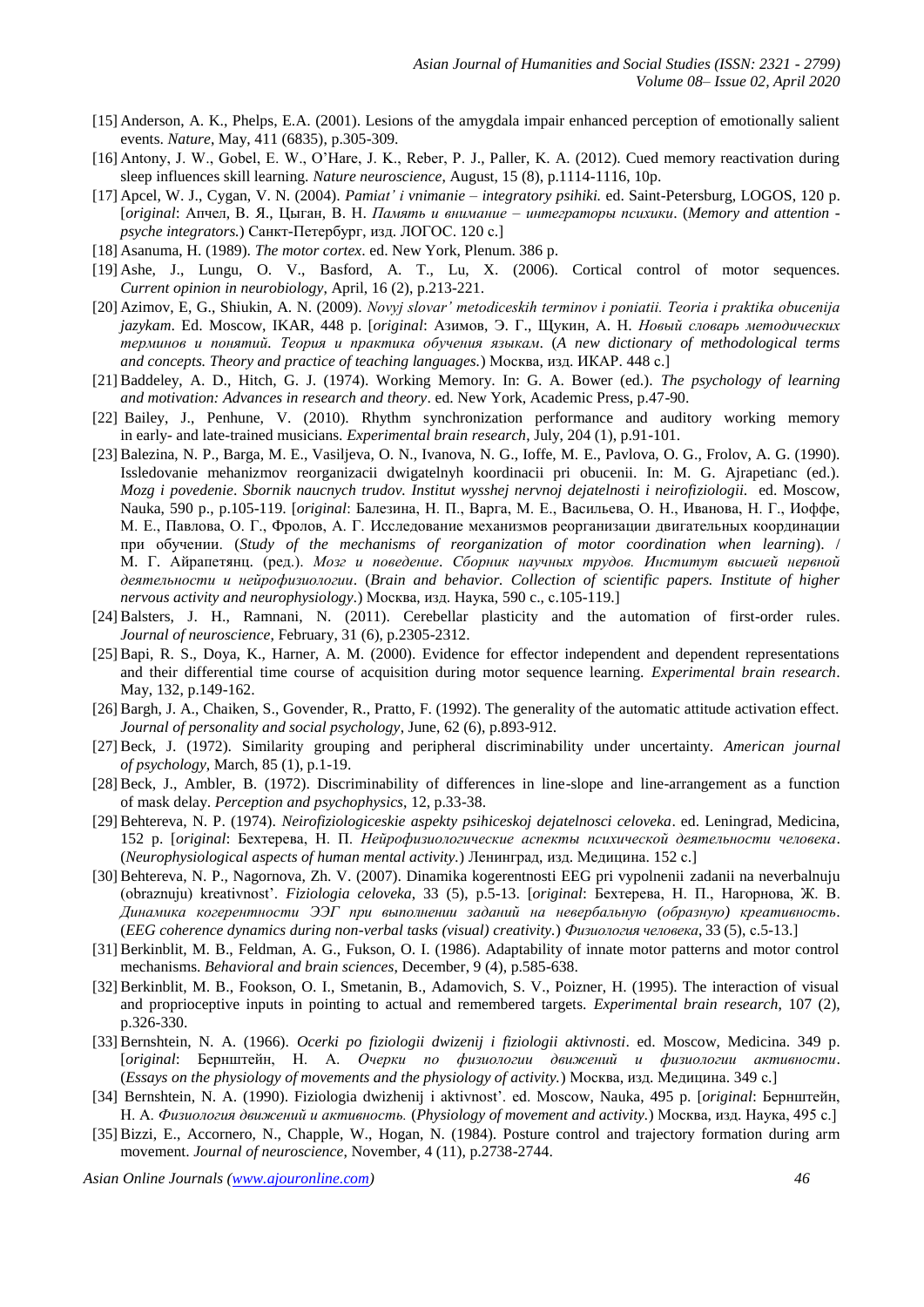[15] Anderson, A. K., Phelps, E.A. (2001). Lesions of the amygdala impair enhanced perception of emotionally salient events. *Nature*, May, 411 (6835), p.305-309.

[16] Antony, J. W., Gobel, E. W., O'Hare, J. K., Reber, P. J., Paller, K. A. (2012). Cued memory reactivation during sleep influences skill learning. *Nature neuroscience*, August, 15 (8), p.1114-1116, 10p.

[17] Apcel, W. J., Cygan, V. N. (2004). *Pamiat' i vnimanie – integratory psihiki.* ed. Saint-Petersburg, LOGOS, 120 p. [*original*: Апчел, В. Я., Цыган, В. Н. *Память и внимание – интеграторы психики*. (*Memory and attention - psyche integrators.*) Санкт-Петербург, изд. ЛОГОС. 120 с.]

[18] Asanuma, H. (1989). *The motor cortex*. ed. New York, Plenum. 386 p.

[19] Ashe, J., Lungu, O. V., Basford, A. T., Lu, X. (2006). Cortical control of motor sequences. *Current opinion in neurobiology*, April, 16 (2), p.213-221.

[20] Azimov, E, G., Shiukin, A. N. (2009). *Novyj slovar' metodiceskih terminov i poniatii. Teoria i praktika obucenija jazykam*. Ed. Moscow, IKAR, 448 p. [*original*: Азимов, Э. Г., Щукин, А. Н. *Новый словарь методических терминов и понятий. Теория и практика обучения языкам*. (*A new dictionary of methodological terms and concepts. Theory and practice of teaching languages.*) Москва, изд. ИКАР. 448 с.]

[21] Baddeley, A. D., Hitch, G. J. (1974). Working Memory. In: G. A. Bower (ed.). *The psychology of learning and motivation: Advances in research and theory*. ed. New York, Academic Press, p.47-90.

[22] Bailey, J., Penhune, V. (2010). Rhythm synchronization performance and auditory working memory in early- and late-trained musicians. *Experimental brain research*, July, 204 (1), p.91-101.

[23] Balezina, N. P., Barga, M. E., Vasiljeva, O. N., Ivanova, N. G., Ioffe, M. E., Pavlova, O. G., Frolov, A. G. (1990). Issledovanie mehanizmov reorganizacii dwigatelnyh koordinacii pri obucenii. In: M. G. Ajrapetianc (ed.). *Mozg i povedenie*. *Sbornik naucnych trudov. Institut wysshej nervnoj dejatelnosti i neirofiziologii.* ed. Moscow, Nauka, 590 p., p.105-119. [*original*: Балезина, Н. П., Варга, М. Е., Васильева, О. Н., Иванова, Н. Г., Иоффе, М. Е., Павлова, О. Г., Фролов, А. Г. Исследование механизмов реорганизации двигательных координации при обучении. (*Study of the mechanisms of reorganization of motor coordination when learning*). / М. Г. Айрапетянц. (ред.). *Мозг и поведение*. *Сборник научных трудов. Институт высшей нервной деятельности и нейрофизиологии*. (*Brain and behavior. Collection of scientific papers. Institute of higher nervous activity and neurophysiology*.) Москва, изд. Наука, 590 с, с.105-119.]

[24] Balsters, J. H., Ramnani, N. (2011). Cerebellar plasticity and the automation of first-order rules. *Journal of neuroscience*, February, 31 (6), p.2305-2312.

[25] Bapi, R. S., Doya, K., Harner, A. M. (2000). Evidence for effector independent and dependent representations and their differential time course of acquisition during motor sequence learning. *Experimental brain research*. May, 132, p.149-162.

[26] Bargh, J. A., Chaiken, S., Govender, R., Pratto, F. (1992). The generality of the automatic attitude activation effect. *Journal of personality and social psychology*, June, 62 (6), p.893-912.

[27] Beck, J. (1972). Similarity grouping and peripheral discriminability under uncertainty. *American journal of psychology*, March, 85 (1), p.1-19.

[28] Beck, J., Ambler, B. (1972). Discriminability of differences in line-slope and line-arrangement as a function of mask delay. *Perception and psychophysics*, 12, p.33-38.

[29] Behtereva, N. P. (1974). *Neirofiziologiceskie aspekty psihiceskoj dejatelnosci celoveka*. ed. Leningrad, Medicina, 152 p. [*original*: Бехтерева, Н. П. *Нейрофизиологические аспекты психической деятельности человека*. (*Neurophysiological aspects of human mental activity.*) Ленинград, изд. Медицина. 152 с.]

[30] Behtereva, N. P., Nagornova, Zh. V. (2007). Dinamika kogerentnosti EEG pri vypolnenii zadanii na neverbalnuju (obraznuju) kreativnost'. *Fiziologia celoveka*, 33 (5), p.5-13. [*original*: Бехтерева, Н. П., Нагорнова, Ж. В. *Динамика когерентности ЭЭГ при выполнении заданий на невербальную (образную) креативность*. (*EEG coherence dynamics during non-verbal tasks (visual) creativity.*) *Физиология человека*, 33 (5), с.5-13.]

[31] Berkinblit, M. B., Feldman, A. G., Fukson, O. I. (1986). Adaptability of innate motor patterns and motor control mechanisms. *Behavioral and brain sciences*, December, 9 (4), p.585-638.

[32] Berkinblit, M. B., Fookson, O. I., Smetanin, B., Adamovich, S. V., Poizner, H. (1995). The interaction of visual and proprioceptive inputs in pointing to actual and remembered targets. *Experimental brain research*, 107 (2), p.326-330.

[33] Bernshtein, N. A. (1966). *Ocerki po fiziologii dwizenij i fiziologii aktivnosti*. ed. Moscow, Medicina. 349 p. [*original*: Бернштейн, Н. А. *Очерки по физиологии движений и физиологии активности*. (*Essays on the physiology of movements and the physiology of activity.*) Москва, изд. Медицина. 349 с.]

[34] Bernshtein, N. A. (1990). Fiziologia dwizhenij i aktivnost'. ed. Moscow, Nauka, 495 p. [*original*: Бернштейн, Н. А. *Физиология движений и активность.* (*Physiology of movement and activity.*) Москва, изд. Наука, 495 с.]

[35] Bizzi, E., Accornero, N., Chapple, W., Hogan, N. (1984). Posture control and trajectory formation during arm movement. *Journal of neuroscience*, November, 4 (11), p.2738-2744.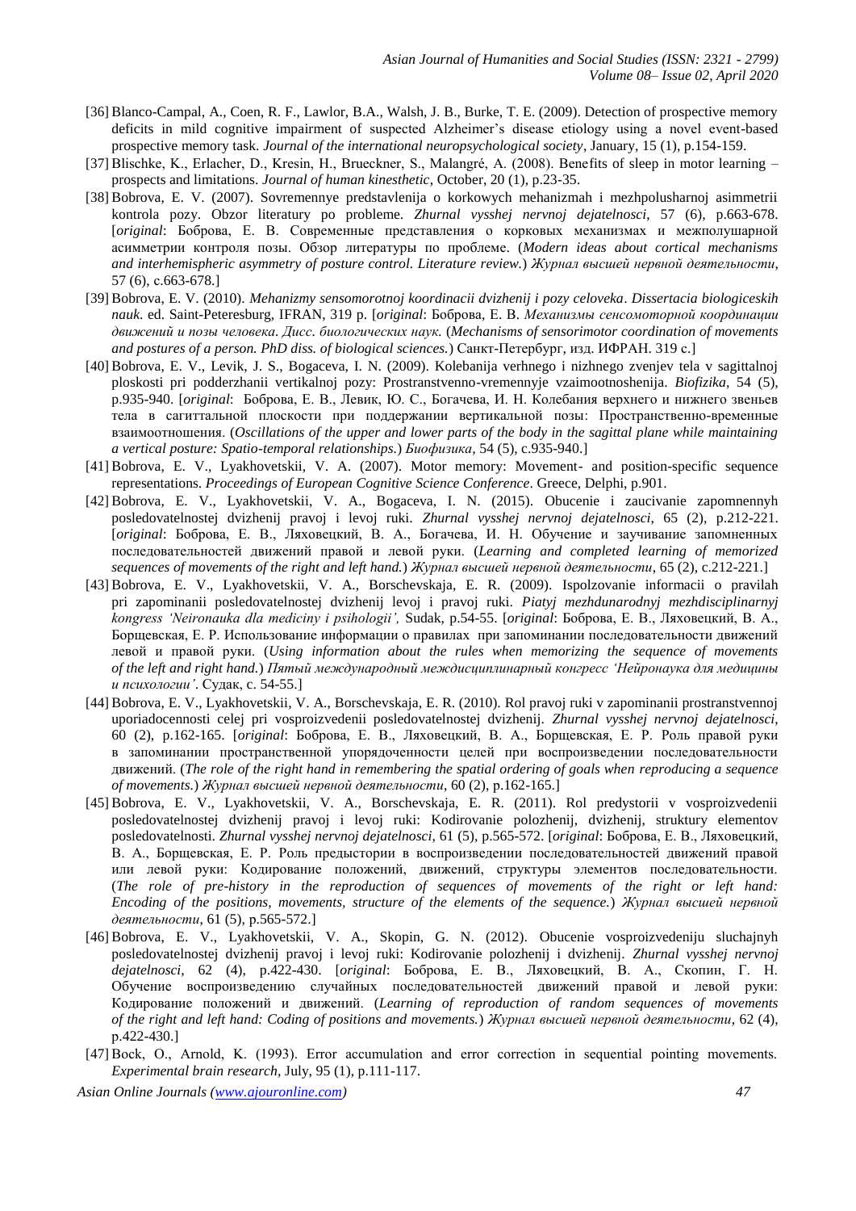[36] Blanco-Campal, A., Coen, R. F., Lawlor, B.A., Walsh, J. B., Burke, T. E. (2009). Detection of prospective memory deficits in mild cognitive impairment of suspected Alzheimer's disease etiology using a novel event-based prospective memory task. *Journal of the international neuropsychological society*, January, 15 (1), p.154-159.

[37] Blischke, K., Erlacher, D., Kresin, H., Brueckner, S., Malangré, A. (2008). Benefits of sleep in motor learning – prospects and limitations. *Journal of human kinesthetic*, October, 20 (1), p.23-35.

[38] Bobrova, E. V. (2007). Sovremennye predstavlenija o korkowych mehanizmah i mezhpolusharnoj asimmetrii kontrola pozy. Obzor literatury po probleme. *Zhurnal vysshej nervnoj dejatelnosci*, 57 (6), p.663-678. [*original*: Боброва, Е. В. Современные представления о корковых механизмах и межполушарной асимметрии контроля позы. Обзор литературы по проблеме. (*Modern ideas about cortical mechanisms and interhemispheric asymmetry of posture control. Literature review.*) *Журнал высшей нервной деятельности*, 57 (6), с.663-678.]

[39] Bobrova, E. V. (2010). *Mehanizmy sensomorotnoj koordinacii dvizhenij i pozy celoveka*. *Dissertacia biologiceskih nauk*. ed. Saint-Peteresburg, IFRAN, 319 p. [*original*: Боброва, Е. В. *Механизмы сенсомоторной координации движений и позы человека. Дисс. биологических наук.* (*Mechanisms of sensorimotor coordination of movements and postures of a person. PhD diss. of biological sciences.*) Санкт-Петербург, изд. ИФРАН. 319 с.]

[40] Bobrova, E. V., Levik, J. S., Bogaceva, I. N. (2009). Kolebanija verhnego i nizhnego zvenjev tela v sagittalnoj ploskosti pri podderzhanii vertikalnoj pozy: Prostranstvenno-vremennyje vzaimootnoshenija. *Biofizika*, 54 (5), p.935-940. [*original*: Боброва, Е. В., Левик, Ю. С., Богачева, И. Н. Колебания верхнего и нижнего звеньев тела в сагиттальной плоскости при поддержании вертикальной позы: Пространственно-временные взаимоотношения. (*Oscillations of the upper and lower parts of the body in the sagittal plane while maintaining a vertical posture: Spatio-temporal relationships.*) *Биофизика*, 54 (5), с.935-940.]

[41] Bobrova, E. V., Lyakhovetskii, V. A. (2007). Motor memory: Movement- and position-specific sequence representations. *Proceedings of European Cognitive Science Conference*. Greece, Delphi, p.901.

[42] Bobrova, E. V., Lyakhovetskii, V. A., Bogaceva, I. N. (2015). Obucenie i zaucivanie zapomnennyh posledovatelnostej dvizhenij pravoj i levoj ruki. *Zhurnal vysshej nervnoj dejatelnosci*, 65 (2), p.212-221. [*original*: Боброва, Е. В., Ляховецкий, В. А., Богачева, И. Н. Обучение и заучивание запомненных последовательностей движений правой и левой руки. (*Learning and completed learning of memorized sequences of movements of the right and left hand.*) *Журнал высшей нервной деятельности*, 65 (2), с.212-221.]

[43] Bobrova, E. V., Lyakhovetskii, V. A., Borschevskaja, E. R. (2009). Ispolzovanie informacii o pravilah pri zapominanii posledovatelnostej dvizhenij levoj i pravoj ruki. *Piatyj mezhdunarodnyj mezhdisciplinarnyj kongress 'Neironauka dla mediciny i psihologii'*, Sudak, p.54-55. [*original*: Боброва, Е. В., Ляховецкий, В. А., Борщевская, Е. Р. Использование информации о правилах при запоминании последовательности движений левой и правой руки. (*Using information about the rules when memorizing the sequence of movements of the left and right hand.*) *Пятый международный междисциплинарный конгресс 'Нейронаука для медицины и психологии'*. Судак, с. 54-55.]

[44] Bobrova, E. V., Lyakhovetskii, V. A., Borschevskaja, E. R. (2010). Rol pravoj ruki v zapominanii prostranstvennoj uporiadocennosti celej pri vosproizvedenii posledovatelnosti dvizhenij. *Zhurnal vysshej nervnoj dejatelnosci*, 60 (2), p.162-165. [*original*: Боброва, Е. В., Ляховецкий, В. А., Борщевская, Е. Р. Роль правой руки в запоминании пространственной упорядоченности целей при воспроизведении последовательности движений. (*The role of the right hand in remembering the spatial ordering of goals when reproducing a sequence of movements.*) *Журнал высшей нервной деятельности*, 60 (2), p.162-165.]

[45] Bobrova, E. V., Lyakhovetskii, V. A., Borschevskaja, E. R. (2011). Rol predystorii v vosproizvedenii posledovatelnostej dvizhenij pravoj i levoj ruki: Kodirovanie polozhenij, dvizhenij, struktury elementov posledovatelnosti. *Zhurnal vysshej nervnoj dejatelnosci*, 61 (5), p.565-572. [*original*: Боброва, Е. В., Ляховецкий, В. А., Борщевская, Е. Р. Роль предыстории в воспроизведении последовательностей движений правой или левой руки: Кодирование положений, движений, структуры элементов последовательности. (*The role of pre-history in the reproduction of sequences of movements of the right or left hand: Encoding of the positions, movements, structure of the elements of the sequence.*) *Журнал высшей нервной деятельности*, 61 (5), p.565-572.]

[46] Bobrova, E. V., Lyakhovetskii, V. A., Skopin, G. N. (2012). Obucenie vosproizvedeniju sluchajnyh posledovatelnostej dvizhenij pravoj i levoj ruki: Kodirovanie polozhenij i dvizhenij. *Zhurnal vysshej nervnoj dejatelnosci*, 62 (4), p.422-430. [*original*: Боброва, Е. В., Ляховецкий, В. А., Скопин, Г. Н. Обучение воспроизведению случайных последовательностей движений правой и левой руки: Кодирование положений и движений. (*Learning of reproduction of random sequences of movements of the right and left hand: Coding of positions and movements.*) *Журнал высшей нервной деятельности*, 62 (4), p.422-430.]

[47] Bock, O., Arnold, K. (1993). Error accumulation and error correction in sequential pointing movements. *Experimental brain research*, July, 95 (1), p.111-117.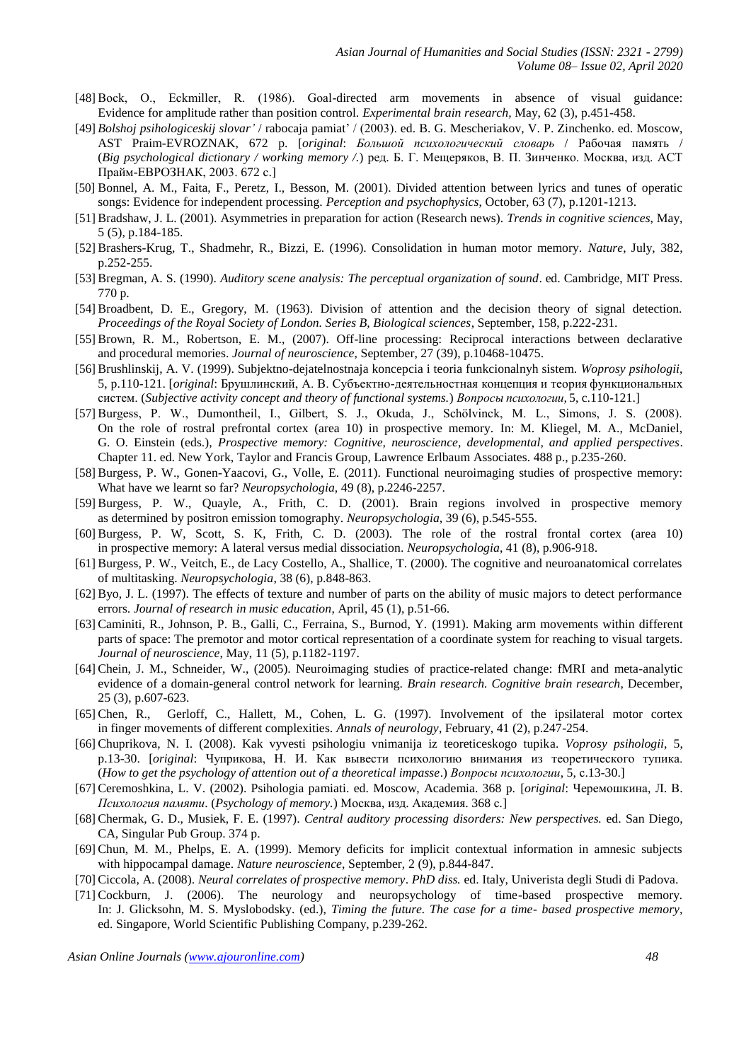[48] Bock, O., Eckmiller, R. (1986). Goal-directed arm movements in absence of visual guidance: Evidence for amplitude rather than position control. *Experimental brain research*, May, 62 (3), p.451-458.

[49] *Bolshoj psihologiceskij slovar'* / rabocaja pamiat' / (2003). ed. B. G. Mescheriakov, V. P. Zinchenko. ed. Moscow, AST Praim-EVROZNAK, 672 p. [*original*: *Большой психологический словарь* / Рабочая память / (*Big psychological dictionary / working memory /*.) ред. Б. Г. Мещеряков, В. П. Зинченко. Москва, изд. АСТ Прайм-ЕВРОЗНАК, 2003. 672 с.]

[50] Bonnel, A. M., Faita, F., Peretz, I., Besson, M. (2001). Divided attention between lyrics and tunes of operatic songs: Evidence for independent processing. *Perception and psychophysics*, October, 63 (7), p.1201-1213.

[51] Bradshaw, J. L. (2001). Asymmetries in preparation for action (Research news). *Trends in cognitive sciences*, May, 5 (5), p.184-185.

[52] Brashers-Krug, T., Shadmehr, R., Bizzi, E. (1996). Consolidation in human motor memory. *Nature*, July, 382, p.252-255.

[53] Bregman, A. S. (1990). *Auditory scene analysis: The perceptual organization of sound*. ed. Cambridge, MIT Press. 770 p.

[54] Broadbent, D. E., Gregory, M. (1963). Division of attention and the decision theory of signal detection. *Proceedings of the Royal Society of London. Series B, Biological sciences*, September, 158, p.222-231.

[55] Brown, R. M., Robertson, E. M., (2007). Off-line processing: Reciprocal interactions between declarative and procedural memories. *Journal of neuroscience*, September, 27 (39), p.10468-10475.

[56] Brushlinskij, A. V. (1999). Subjektno-dejatelnostnaja koncepcia i teoria funkcionalnyh sistem. *Woprosy psihologii*, 5, p.110-121. [*original*: Брушлинский, А. В. Субъектно-деятельностная концепция и теория функциональных систем. (*Subjective activity concept and theory of functional systems.*) *Вопросы психологии*, 5, с.110-121.]

[57] Burgess, P. W., Dumontheil, I., Gilbert, S. J., Okuda, J., Schölvinck, M. L., Simons, J. S. (2008). On the role of rostral prefrontal cortex (area 10) in prospective memory. In: M. Kliegel, M. A., McDaniel, G. O. Einstein (eds.), *Prospective memory: Cognitive, neuroscience, developmental, and applied perspectives*. Chapter 11. ed. New York, Taylor and Francis Group, Lawrence Erlbaum Associates. 488 p., p.235-260.

[58] Burgess, P. W., Gonen-Yaacovi, G., Volle, E. (2011). Functional neuroimaging studies of prospective memory: What have we learnt so far? *Neuropsychologia*, 49 (8), p.2246-2257.

[59] Burgess, P. W., Quayle, A., Frith, C. D. (2001). Brain regions involved in prospective memory as determined by positron emission tomography. *Neuropsychologia*, 39 (6), p.545-555.

[60] Burgess, P. W, Scott, S. K, Frith, C. D. (2003). The role of the rostral frontal cortex (area 10) in prospective memory: A lateral versus medial dissociation. *Neuropsychologia*, 41 (8), p.906-918.

[61] Burgess, P. W., Veitch, E., de Lacy Costello, A., Shallice, T. (2000). The cognitive and neuroanatomical correlates of multitasking. *Neuropsychologia*, 38 (6), p.848-863.

[62] Byo, J. L. (1997). The effects of texture and number of parts on the ability of music majors to detect performance errors. *Journal of research in music education*, April, 45 (1), p.51-66.

[63] Caminiti, R., Johnson, P. B., Galli, C., Ferraina, S., Burnod, Y. (1991). Making arm movements within different parts of space: The premotor and motor cortical representation of a coordinate system for reaching to visual targets. *Journal of neuroscience*, May, 11 (5), p.1182-1197.

[64] Chein, J. M., Schneider, W., (2005). Neuroimaging studies of practice-related change: fMRI and meta-analytic evidence of a domain-general control network for learning. *Brain research. Cognitive brain research*, December, 25 (3), p.607-623.

[65] Chen, R., Gerloff, C., Hallett, M., Cohen, L. G. (1997). Involvement of the ipsilateral motor cortex in finger movements of different complexities. *Annals of neurology*, February, 41 (2), p.247-254.

[66] Chuprikova, N. I. (2008). Kak vyvesti psihologiu vnimanija iz teoreticeskogo tupika. *Voprosy psihologii*, 5, p.13-30. [*original*: Чуприкова, Н. И. Как вывести психологию внимания из теоретического тупика. (*How to get the psychology of attention out of a theoretical impasse*.) *Вопросы психологии*, 5, с.13-30.]

[67] Ceremoshkina, L. V. (2002). Psihologia pamiati. ed. Moscow, Academia. 368 p. [*original*: Черемошкина, Л. В. *Психология памяти*. (*Psychology of memory.*) Москва, изд. Академия. 368 с.]

[68] Chermak, G. D., Musiek, F. E. (1997). *Central auditory processing disorders: New perspectives.* ed. San Diego, CA, Singular Pub Group. 374 p.

[69] Chun, M. M., Phelps, E. A. (1999). Memory deficits for implicit contextual information in amnesic subjects with hippocampal damage. *Nature neuroscience*, September, 2 (9), p.844-847.

[70] Ciccola, A. (2008). *Neural correlates of prospective memory*. *PhD diss.* ed. Italy, Univerista degli Studi di Padova.

[71] Cockburn, J. (2006). The neurology and neuropsychology of time-based prospective memory. In: J. Glicksohn, M. S. Myslobodsky. (ed.), *Timing the future. The case for a time- based prospective memory*, ed. Singapore, World Scientific Publishing Company, p.239-262.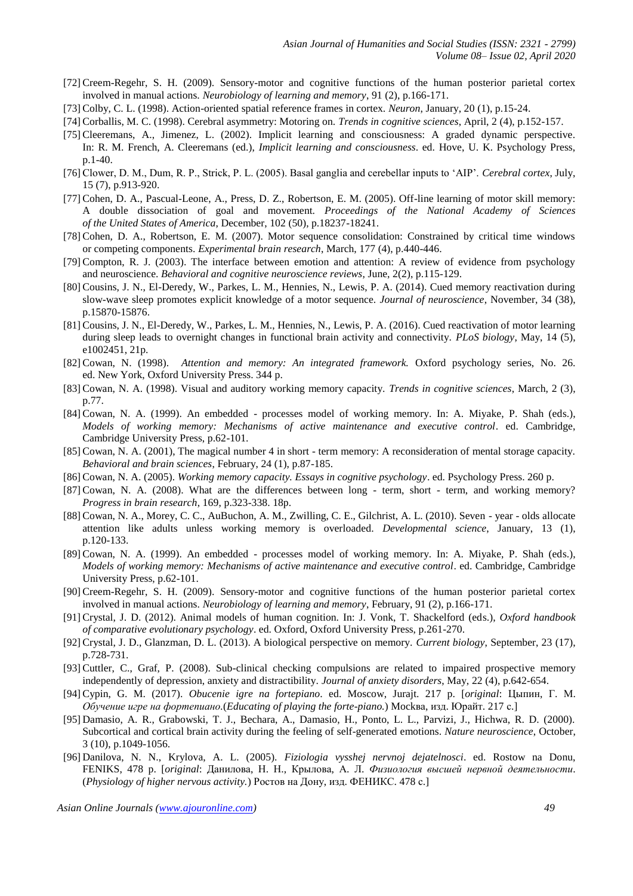[72] Creem-Regehr, S. H. (2009). Sensory-motor and cognitive functions of the human posterior parietal cortex involved in manual actions. *Neurobiology of learning and memory*, 91 (2), p.166-171.

[73] Colby, C. L. (1998). Action-oriented spatial reference frames in cortex. *Neuron*, January, 20 (1), p.15-24.

[74] Corballis, M. C. (1998). Cerebral asymmetry: Motoring on. *Trends in cognitive sciences*, April, 2 (4), p.152-157.

[75] Cleeremans, A., Jimenez, L. (2002). Implicit learning and consciousness: A graded dynamic perspective. In: R. M. French, A. Cleeremans (ed.), *Implicit learning and consciousness*. ed. Hove, U. K. Psychology Press, p.1-40.

[76] Clower, D. M., Dum, R. P., Strick, P. L. (2005). Basal ganglia and cerebellar inputs to 'AIP'. *Cerebral cortex*, July, 15 (7), p.913-920.

[77] Cohen, D. A., Pascual-Leone, A., Press, D. Z., Robertson, E. M. (2005). Off-line learning of motor skill memory: A double dissociation of goal and movement. *Proceedings of the National Academy of Sciences of the United States of America*, December, 102 (50), p.18237-18241.

[78] Cohen, D. A., Robertson, E. M. (2007). Motor sequence consolidation: Constrained by critical time windows or competing components. *Experimental brain research*, March, 177 (4), p.440-446.

[79] Compton, R. J. (2003). The interface between emotion and attention: A review of evidence from psychology and neuroscience. *Behavioral and cognitive neuroscience reviews*, June, 2(2), p.115-129.

[80] Cousins, J. N., El-Deredy, W., Parkes, L. M., Hennies, N., Lewis, P. A. (2014). Cued memory reactivation during slow-wave sleep promotes explicit knowledge of a motor sequence. *Journal of neuroscience*, November, 34 (38), p.15870-15876.

[81] Cousins, J. N., El-Deredy, W., Parkes, L. M., Hennies, N., Lewis, P. A. (2016). Cued reactivation of motor learning during sleep leads to overnight changes in functional brain activity and connectivity. *PLoS biology*, May, 14 (5), e1002451, 21p.

[82] Cowan, N. (1998). *Attention and memory: An integrated framework.* Oxford psychology series, No. 26. ed. New York, Oxford University Press. 344 p.

[83] Cowan, N. A. (1998). Visual and auditory working memory capacity. *Trends in cognitive sciences*, March, 2 (3), p.77.

[84] Cowan, N. A. (1999). An embedded - processes model of working memory. In: A. Miyake, P. Shah (eds.), *Models of working memory: Mechanisms of active maintenance and executive control*. ed. Cambridge, Cambridge University Press, p.62-101.

[85] Cowan, N. A. (2001), The magical number 4 in short - term memory: A reconsideration of mental storage capacity. *Behavioral and brain sciences*, February, 24 (1), p.87-185.

[86] Cowan, N. A. (2005). *Working memory capacity. Essays in cognitive psychology*. ed. Psychology Press. 260 p.

[87] Cowan, N. A. (2008). What are the differences between long - term, short - term, and working memory? *Progress in brain research*, 169, p.323-338. 18p.

[88] Cowan, N. A., Morey, C. C., AuBuchon, A. M., Zwilling, C. E., Gilchrist, A. L. (2010). Seven - year - olds allocate attention like adults unless working memory is overloaded. *Developmental science*, January, 13 (1), p.120-133.

[89] Cowan, N. A. (1999). An embedded - processes model of working memory. In: A. Miyake, P. Shah (eds.), *Models of working memory: Mechanisms of active maintenance and executive control*. ed. Cambridge, Cambridge University Press, p.62-101.

[90] Creem-Regehr, S. H. (2009). Sensory-motor and cognitive functions of the human posterior parietal cortex involved in manual actions. *Neurobiology of learning and memory*, February, 91 (2), p.166-171.

[91] Crystal, J. D. (2012). Animal models of human cognition. In: J. Vonk, T. Shackelford (eds.), *Oxford handbook of comparative evolutionary psychology*. ed. Oxford, Oxford University Press, p.261-270.

[92] Crystal, J. D., Glanzman, D. L. (2013). A biological perspective on memory. *Current biology*, September, 23 (17), p.728-731.

[93] Cuttler, C., Graf, P. (2008). Sub-clinical checking compulsions are related to impaired prospective memory independently of depression, anxiety and distractibility. *Journal of anxiety disorders*, May, 22 (4), p.642-654.

[94] Cypin, G. M. (2017). *Obucenie igre na fortepiano*. ed. Moscow, Jurajt. 217 p. [*original*: Цыпин, Г. М. *Обучение игре на фортепиано*.(*Educating of playing the forte-piano.*) Москва, изд. Юрайт. 217 с.]

[95] Damasio, A. R., Grabowski, T. J., Bechara, A., Damasio, H., Ponto, L. L., Parvizi, J., Hichwa, R. D. (2000). Subcortical and cortical brain activity during the feeling of self-generated emotions. *Nature neuroscience*, October, 3 (10), p.1049-1056.

[96] Danilova, N. N., Krylova, A. L. (2005). *Fiziologia vysshej nervnoj dejatelnosci*. ed. Rostow na Donu, FENIKS, 478 p. [*original*: Данилова, Н. Н., Крылова, А. Л. *Физиология высшей нервной деятельности*. (*Physiology of higher nervous activity.*) Ростов на Дону, изд. ФЕНИКС. 478 с.]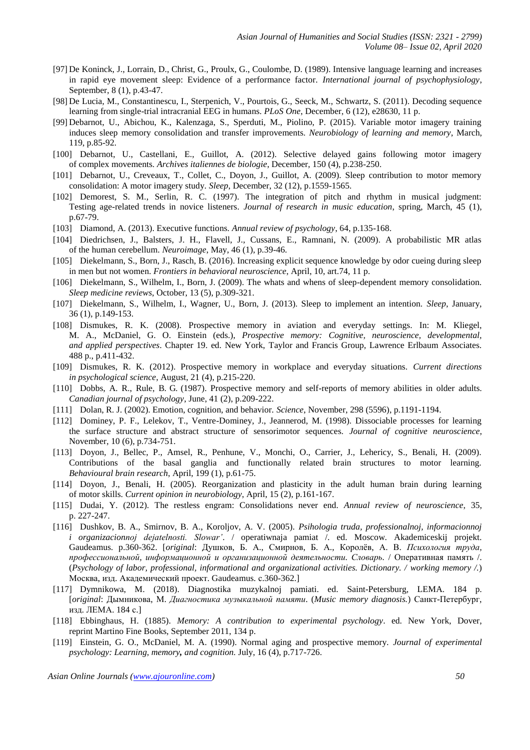[97] De Koninck, J., Lorrain, D., Christ, G., Proulx, G., Coulombe, D. (1989). Intensive language learning and increases in rapid eye movement sleep: Evidence of a performance factor. *International journal of psychophysiology*, September, 8 (1), p.43-47.

[98] De Lucia, M., Constantinescu, I., Sterpenich, V., Pourtois, G., Seeck, M., Schwartz, S. (2011). Decoding sequence learning from single-trial intracranial EEG in humans. *PLoS One*, December, 6 (12), e28630, 11 p.

[99] Debarnot, U., Abichou, K., Kalenzaga, S., Sperduti, M., Piolino, P. (2015). Variable motor imagery training induces sleep memory consolidation and transfer improvements. *Neurobiology of learning and memory*, March, 119, p.85-92.

[100] Debarnot, U., Castellani, E., Guillot, A. (2012). Selective delayed gains following motor imagery of complex movements. *Archives italiennes de biologie*, December, 150 (4), p.238-250.

[101] Debarnot, U., Creveaux, T., Collet, C., Doyon, J., Guillot, A. (2009). Sleep contribution to motor memory consolidation: A motor imagery study. *Sleep*, December, 32 (12), p.1559-1565.

[102] Demorest, S. M., Serlin, R. C. (1997). The integration of pitch and rhythm in musical judgment: Testing age-related trends in novice listeners. *Journal of research in music education*, spring, March, 45 (1), p.67-79.

[103] Diamond, A. (2013). Executive functions. *Annual review of psychology*, 64, p.135-168.

[104] Diedrichsen, J., Balsters, J. H., Flavell, J., Cussans, E., Ramnani, N. (2009). A probabilistic MR atlas of the human cerebellum. *Neuroimage*, May, 46 (1), p.39-46.

[105] Diekelmann, S., Born, J., Rasch, B. (2016). Increasing explicit sequence knowledge by odor cueing during sleep in men but not women. *Frontiers in behavioral neuroscience*, April, 10, art.74, 11 p.

[106] Diekelmann, S., Wilhelm, I., Born, J. (2009). The whats and whens of sleep-dependent memory consolidation. *Sleep medicine reviews*, October, 13 (5), p.309-321.

[107] Diekelmann, S., Wilhelm, I., Wagner, U., Born, J. (2013). Sleep to implement an intention. *Sleep*, January, 36 (1), p.149-153.

[108] Dismukes, R. K. (2008). Prospective memory in aviation and everyday settings. In: M. Kliegel, M. A., McDaniel, G. O. Einstein (eds.), *Prospective memory: Cognitive, neuroscience, developmental, and applied perspectives*. Chapter 19. ed. New York, Taylor and Francis Group, Lawrence Erlbaum Associates. 488 p., p.411-432.

[109] Dismukes, R. K. (2012). Prospective memory in workplace and everyday situations. *Current directions in psychological science*, August, 21 (4), p.215-220.

[110] Dobbs, A. R., Rule, B. G. (1987). Prospective memory and self-reports of memory abilities in older adults. *Canadian journal of psychology*, June, 41 (2), p.209-222.

[111] Dolan, R. J. (2002). Emotion, cognition, and behavior. *Science*, November, 298 (5596), p.1191-1194.

[112] Dominey, P. F., Lelekov, T., Ventre-Dominey, J., Jeannerod, M. (1998). Dissociable processes for learning the surface structure and abstract structure of sensorimotor sequences. *Journal of cognitive neuroscience*, November, 10 (6), p.734-751.

[113] Doyon, J., Bellec, P., Amsel, R., Penhune, V., Monchi, O., Carrier, J., Lehericy, S., Benali, H. (2009). Contributions of the basal ganglia and functionally related brain structures to motor learning. *Behavioural brain research*, April, 199 (1), p.61-75.

[114] Doyon, J., Benali, H. (2005). Reorganization and plasticity in the adult human brain during learning of motor skills. *Current opinion in neurobiology*, April, 15 (2), p.161-167.

[115] Dudai, Y. (2012). The restless engram: Consolidations never end. *Annual review of neuroscience*, 35, p. 227-247.

[116] Dushkov, B. A., Smirnov, B. A., Koroljov, A. V. (2005). *Psihologia truda, professionalnoj, informacionnoj i organizacionnoj dejatelnosti. Slowar'*. / operatiwnaja pamiat /. ed. Moscow. Akademiceskij projekt. Gaudeamus. p.360-362. [*original*: Душков, Б. А., Смирнов, Б. А., Королёв, А. В. *Психология труда, профессиональной, информационной и организационной деятельности. Словарь*. / Оперативная память /. (*Psychology of labor, professional, informational and organizational activities. Dictionary. / working memory /.*) Москва, изд. Академический проект. Gaudeamus. с.360-362.]

[117] Dymnikowa, M. (2018). Diagnostika muzykalnoj pamiati. ed. Saint-Petersburg, LEMA. 184 p. [*original*: Дымникова, М. *Диагностика музыкальной памяти*. (*Music memory diagnosis.*) Санкт-Петербург, изд. ЛЕМА. 184 с.]

[118] Ebbinghaus, H. (1885). *Memory: A contribution to experimental psychology*. ed. New York, Dover, reprint Martino Fine Books, September 2011, 134 p.

[119] Einstein, G. O., McDaniel, M. A. (1990). Normal aging and prospective memory. *Journal of experimental psychology: Learning, memory, and cognition.* July, 16 (4), p.717-726.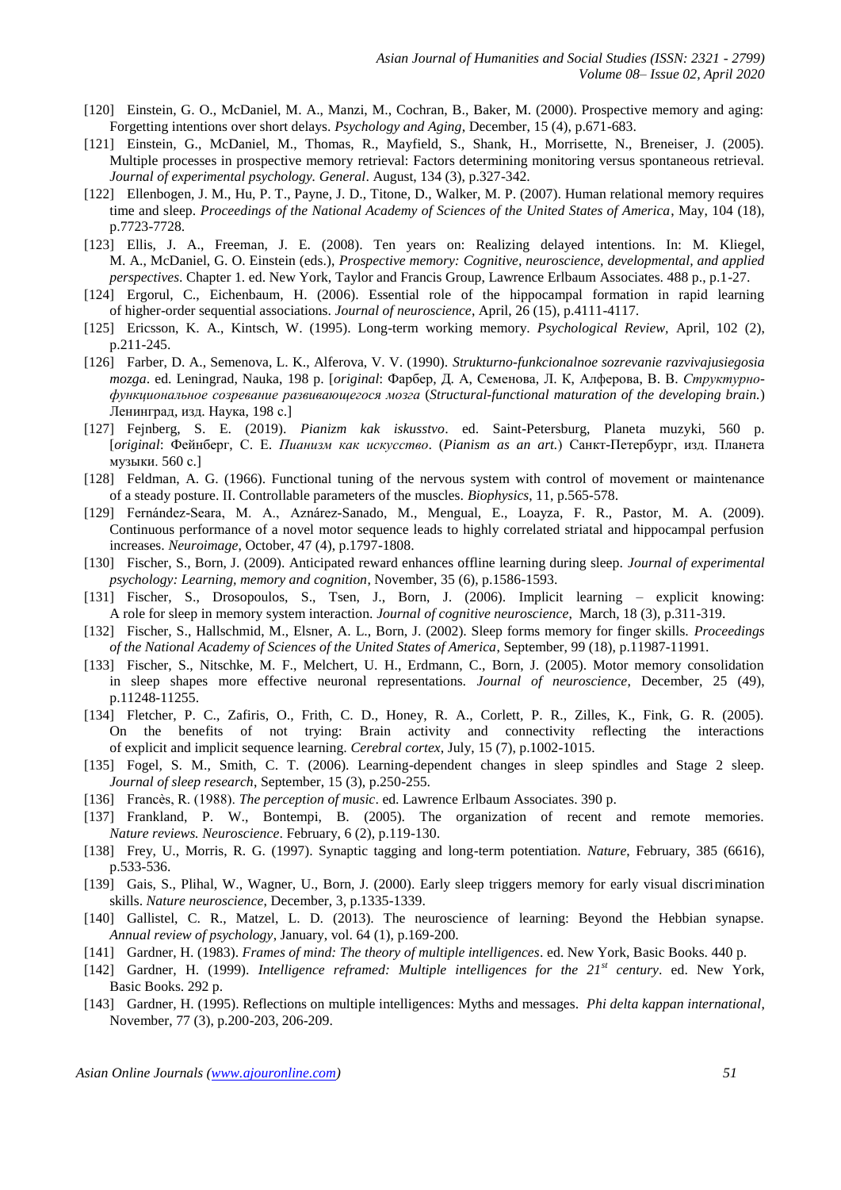[120] Einstein, G. O., McDaniel, M. A., Manzi, M., Cochran, B., Baker, M. (2000). Prospective memory and aging: Forgetting intentions over short delays. *Psychology and Aging*, December, 15 (4), p.671-683.

[121] Einstein, G., McDaniel, M., Thomas, R., Mayfield, S., Shank, H., Morrisette, N., Breneiser, J. (2005). Multiple processes in prospective memory retrieval: Factors determining monitoring versus spontaneous retrieval. *Journal of experimental psychology. General*. August, 134 (3), p.327-342.

[122] Ellenbogen, J. M., Hu, P. T., Payne, J. D., Titone, D., Walker, M. P. (2007). Human relational memory requires time and sleep. *Proceedings of the National Academy of Sciences of the United States of America*, May, 104 (18), p.7723-7728.

[123] Ellis, J. A., Freeman, J. E. (2008). Ten years on: Realizing delayed intentions. In: M. Kliegel, M. A., McDaniel, G. O. Einstein (eds.), *Prospective memory: Cognitive, neuroscience, developmental, and applied perspectives*. Chapter 1. ed. New York, Taylor and Francis Group, Lawrence Erlbaum Associates. 488 p., p.1-27.

[124] Ergorul, C., Eichenbaum, H. (2006). Essential role of the hippocampal formation in rapid learning of higher-order sequential associations. *Journal of neuroscience*, April, 26 (15), p.4111-4117.

[125] Ericsson, K. A., Kintsch, W. (1995). Long-term working memory. *Psychological Review*, April, 102 (2), p.211-245.

[126] Farber, D. A., Semenova, L. K., Alferova, V. V. (1990). *Strukturno-funkcionalnoe sozrevanie razvivajusiegosia mozga*. ed. Leningrad, Nauka, 198 p. [*original*: Фарбер, Д. А, Семенова, Л. К, Алферова, В. В. *Структурно-функциональное созревание развивающегося мозга* (*Structural-functional maturation of the developing brain.*) Ленинград, изд. Наука, 198 с.]

[127] Fejnberg, S. E. (2019). *Pianizm kak iskusstvo*. ed. Saint-Petersburg, Planeta muzyki, 560 p. [*original*: Фейнберг, С. Е. *Пианизм как искусство*. (*Pianism as an art.*) Санкт-Петербург, изд. Планета музыки. 560 с.]

[128] Feldman, A. G. (1966). Functional tuning of the nervous system with control of movement or maintenance of a steady posture. II. Controllable parameters of the muscles. *Biophysics*, 11, p.565-578.

[129] Fernández-Seara, M. A., Aznárez-Sanado, M., Mengual, E., Loayza, F. R., Pastor, M. A. (2009). Continuous performance of a novel motor sequence leads to highly correlated striatal and hippocampal perfusion increases. *Neuroimage*, October, 47 (4), p.1797-1808.

[130] Fischer, S., Born, J. (2009). Anticipated reward enhances offline learning during sleep. *Journal of experimental psychology: Learning, memory and cognition*, November, 35 (6), p.1586-1593.

[131] Fischer, S., Drosopoulos, S., Tsen, J., Born, J. (2006). Implicit learning – explicit knowing: A role for sleep in memory system interaction. *Journal of cognitive neuroscience*, March, 18 (3), p.311-319.

[132] Fischer, S., Hallschmid, M., Elsner, A. L., Born, J. (2002). Sleep forms memory for finger skills. *Proceedings of the National Academy of Sciences of the United States of America*, September, 99 (18), p.11987-11991.

[133] Fischer, S., Nitschke, M. F., Melchert, U. H., Erdmann, C., Born, J. (2005). Motor memory consolidation in sleep shapes more effective neuronal representations. *Journal of neuroscience*, December, 25 (49), p.11248-11255.

[134] Fletcher, P. C., Zafiris, O., Frith, C. D., Honey, R. A., Corlett, P. R., Zilles, K., Fink, G. R. (2005). On the benefits of not trying: Brain activity and connectivity reflecting the interactions of explicit and implicit sequence learning. *Cerebral cortex*, July, 15 (7), p.1002-1015.

[135] Fogel, S. M., Smith, C. T. (2006). Learning-dependent changes in sleep spindles and Stage 2 sleep. *Journal of sleep research*, September, 15 (3), p.250-255.

[136] Francès, R. (1988). *The perception of music*. ed. Lawrence Erlbaum Associates. 390 p.

[137] Frankland, P. W., Bontempi, B. (2005). The organization of recent and remote memories. *Nature reviews. Neuroscience*. February, 6 (2), p.119-130.

[138] Frey, U., Morris, R. G. (1997). Synaptic tagging and long-term potentiation. *Nature*, February, 385 (6616), p.533-536.

[139] Gais, S., Plihal, W., Wagner, U., Born, J. (2000). Early sleep triggers memory for early visual discrimination skills. *Nature neuroscience*, December, 3, p.1335-1339.

[140] Gallistel, C. R., Matzel, L. D. (2013). The neuroscience of learning: Beyond the Hebbian synapse. *Annual review of psychology*, January, vol. 64 (1), p.169-200.

[141] Gardner, H. (1983). *Frames of mind: The theory of multiple intelligences*. ed. New York, Basic Books. 440 p.

[142] Gardner, H. (1999). *Intelligence reframed: Multiple intelligences for the 21st century*. ed. New York, Basic Books. 292 p.

[143] Gardner, H. (1995). Reflections on multiple intelligences: Myths and messages. *Phi delta kappan international*, November, 77 (3), p.200-203, 206-209.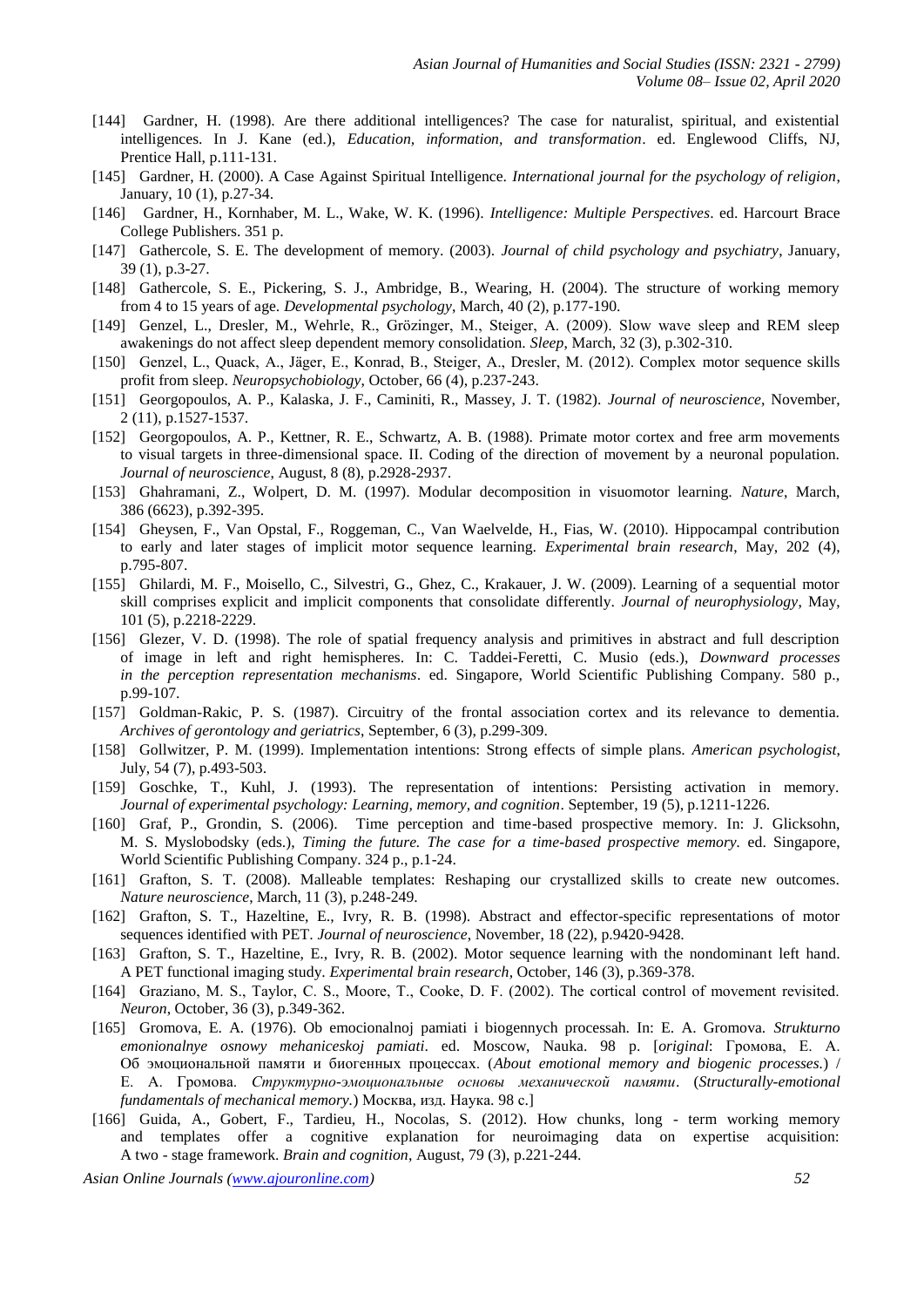[144] Gardner, H. (1998). Are there additional intelligences? The case for naturalist, spiritual, and existential intelligences. In J. Kane (ed.), *Education, information, and transformation*. ed. Englewood Cliffs, NJ, Prentice Hall, p.111-131.

[145] Gardner, H. (2000). A Case Against Spiritual Intelligence. *International journal for the psychology of religion*, January, 10 (1), p.27-34.

[146] Gardner, H., Kornhaber, M. L., Wake, W. K. (1996). *Intelligence: Multiple Perspectives*. ed. Harcourt Brace College Publishers. 351 p.

[147] Gathercole, S. E. The development of memory. (2003). *Journal of child psychology and psychiatry*, January, 39 (1), p.3-27.

[148] Gathercole, S. E., Pickering, S. J., Ambridge, B., Wearing, H. (2004). The structure of working memory from 4 to 15 years of age. *Developmental psychology*, March, 40 (2), p.177-190.

[149] Genzel, L., Dresler, M., Wehrle, R., Grözinger, M., Steiger, A. (2009). Slow wave sleep and REM sleep awakenings do not affect sleep dependent memory consolidation. *Sleep*, March, 32 (3), p.302-310.

[150] Genzel, L., Quack, A., Jäger, E., Konrad, B., Steiger, A., Dresler, M. (2012). Complex motor sequence skills profit from sleep. *Neuropsychobiology*, October, 66 (4), p.237-243.

[151] Georgopoulos, A. P., Kalaska, J. F., Caminiti, R., Massey, J. T. (1982). *Journal of neuroscience*, November, 2 (11), p.1527-1537.

[152] Georgopoulos, A. P., Kettner, R. E., Schwartz, A. B. (1988). Primate motor cortex and free arm movements to visual targets in three-dimensional space. II. Coding of the direction of movement by a neuronal population. *Journal of neuroscience*, August, 8 (8), p.2928-2937.

[153] Ghahramani, Z., Wolpert, D. M. (1997). Modular decomposition in visuomotor learning. *Nature*, March, 386 (6623), p.392-395.

[154] Gheysen, F., Van Opstal, F., Roggeman, C., Van Waelvelde, H., Fias, W. (2010). Hippocampal contribution to early and later stages of implicit motor sequence learning. *Experimental brain research*, May, 202 (4), p.795-807.

[155] Ghilardi, M. F., Moisello, C., Silvestri, G., Ghez, C., Krakauer, J. W. (2009). Learning of a sequential motor skill comprises explicit and implicit components that consolidate differently. *Journal of neurophysiology*, May, 101 (5), p.2218-2229.

[156] Glezer, V. D. (1998). The role of spatial frequency analysis and primitives in abstract and full description of image in left and right hemispheres. In: C. Taddei-Feretti, C. Musio (eds.), *Downward processes in the perception representation mechanisms*. ed. Singapore, World Scientific Publishing Company. 580 p., p.99-107.

[157] Goldman-Rakic, P. S. (1987). Circuitry of the frontal association cortex and its relevance to dementia. *Archives of gerontology and geriatrics*, September, 6 (3), p.299-309.

[158] Gollwitzer, P. M. (1999). Implementation intentions: Strong effects of simple plans. *American psychologist*, July, 54 (7), p.493-503.

[159] Goschke, T., Kuhl, J. (1993). The representation of intentions: Persisting activation in memory. *Journal of experimental psychology: Learning, memory, and cognition*. September, 19 (5), p.1211-1226.

[160] Graf, P., Grondin, S. (2006). Time perception and time-based prospective memory. In: J. Glicksohn, M. S. Myslobodsky (eds.), *Timing the future. The case for a time-based prospective memory*. ed. Singapore, World Scientific Publishing Company. 324 p., p.1-24.

[161] Grafton, S. T. (2008). Malleable templates: Reshaping our crystallized skills to create new outcomes. *Nature neuroscience*, March, 11 (3), p.248-249.

[162] Grafton, S. T., Hazeltine, E., Ivry, R. B. (1998). Abstract and effector-specific representations of motor sequences identified with PET. *Journal of neuroscience*, November, 18 (22), p.9420-9428.

[163] Grafton, S. T., Hazeltine, E., Ivry, R. B. (2002). Motor sequence learning with the nondominant left hand. A PET functional imaging study. *Experimental brain research*, October, 146 (3), p.369-378.

[164] Graziano, M. S., Taylor, C. S., Moore, T., Cooke, D. F. (2002). The cortical control of movement revisited. *Neuron*, October, 36 (3), p.349-362.

[165] Gromova, E. A. (1976). Ob emocionalnoj pamiati i biogennych processah. In: E. A. Gromova. *Strukturno emonionalnye osnowy mehaniceskoj pamiati*. ed. Moscow, Nauka. 98 p. [*original*: Громова, Е. А. Об эмоциональной памяти и биогенных процессах. (*About emotional memory and biogenic processes.*) / Е. А. Громова. *Структурно-эмоциональные основы механической памяти*. (*Structurally-emotional fundamentals of mechanical memory.*) Москва, изд. Наука. 98 с.]

[166] Guida, A., Gobert, F., Tardieu, H., Nocolas, S. (2012). How chunks, long - term working memory and templates offer a cognitive explanation for neuroimaging data on expertise acquisition: A two - stage framework. *Brain and cognition*, August, 79 (3), p.221-244.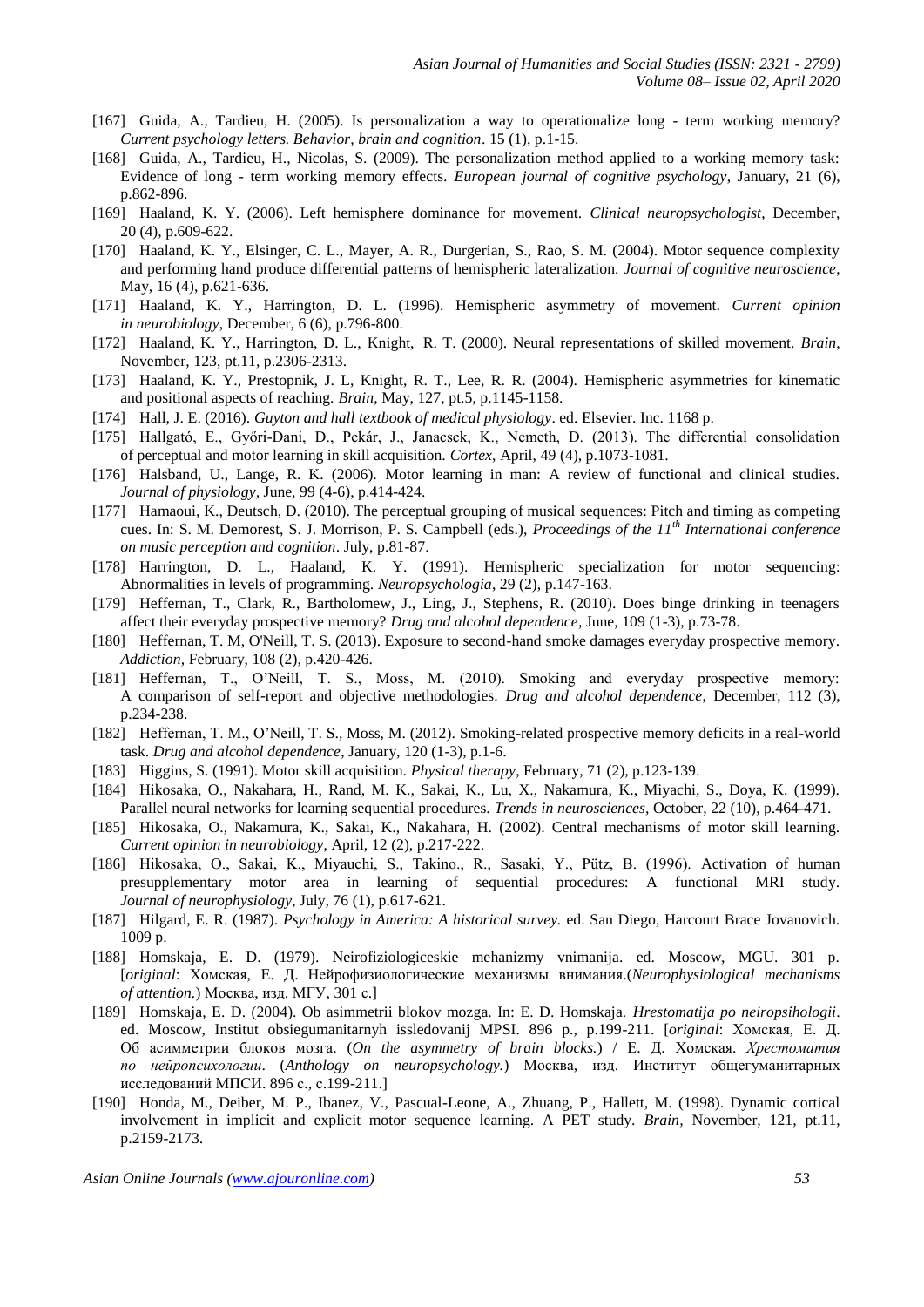[167] Guida, A., Tardieu, H. (2005). Is personalization a way to operationalize long - term working memory? *Current psychology letters. Behavior, brain and cognition*. 15 (1), p.1-15.

[168] Guida, A., Tardieu, H., Nicolas, S. (2009). The personalization method applied to a working memory task: Evidence of long - term working memory effects. *European journal of cognitive psychology*, January, 21 (6), p.862-896.

[169] Haaland, K. Y. (2006). Left hemisphere dominance for movement. *Clinical neuropsychologist*, December, 20 (4), p.609-622.

[170] Haaland, K. Y., Elsinger, C. L., Mayer, A. R., Durgerian, S., Rao, S. M. (2004). Motor sequence complexity and performing hand produce differential patterns of hemispheric lateralization. *Journal of cognitive neuroscience*, May, 16 (4), p.621-636.

[171] Haaland, K. Y., Harrington, D. L. (1996). Hemispheric asymmetry of movement. *Current opinion in neurobiology*, December, 6 (6), p.796-800.

[172] Haaland, K. Y., Harrington, D. L., Knight, R. T. (2000). Neural representations of skilled movement. *Brain*, November, 123, pt.11, p.2306-2313.

[173] Haaland, K. Y., Prestopnik, J. L, Knight, R. T., Lee, R. R. (2004). Hemispheric asymmetries for kinematic and positional aspects of reaching. *Brain*, May, 127, pt.5, p.1145-1158.

[174] Hall, J. E. (2016). *Guyton and hall textbook of medical physiology*. ed. Elsevier. Inc. 1168 p.

[175] Hallgató, E., Győri-Dani, D., Pekár, J., Janacsek, K., Nemeth, D. (2013). The differential consolidation of perceptual and motor learning in skill acquisition. *Cortex*, April, 49 (4), p.1073-1081.

[176] Halsband, U., Lange, R. K. (2006). Motor learning in man: A review of functional and clinical studies. *Journal of physiology*, June, 99 (4-6), p.414-424.

[177] Hamaoui, K., Deutsch, D. (2010). The perceptual grouping of musical sequences: Pitch and timing as competing cues. In: S. M. Demorest, S. J. Morrison, P. S. Campbell (eds.), *Proceedings of the 11th International conference on music perception and cognition*. July, p.81-87.

[178] Harrington, D. L., Haaland, K. Y. (1991). Hemispheric specialization for motor sequencing: Abnormalities in levels of programming. *Neuropsychologia*, 29 (2), p.147-163.

[179] Heffernan, T., Clark, R., Bartholomew, J., Ling, J., Stephens, R. (2010). Does binge drinking in teenagers affect their everyday prospective memory? *Drug and alcohol dependence*, June, 109 (1-3), p.73-78.

[180] Heffernan, T. M, O'Neill, T. S. (2013). Exposure to second-hand smoke damages everyday prospective memory. *Addiction*, February, 108 (2), p.420-426.

[181] Heffernan, T., O'Neill, T. S., Moss, M. (2010). Smoking and everyday prospective memory: A comparison of self-report and objective methodologies. *Drug and alcohol dependence*, December, 112 (3), p.234-238.

[182] Heffernan, T. M., O'Neill, T. S., Moss, M. (2012). Smoking-related prospective memory deficits in a real-world task. *Drug and alcohol dependence*, January, 120 (1-3), p.1-6.

[183] Higgins, S. (1991). Motor skill acquisition. *Physical therapy*, February, 71 (2), p.123-139.

[184] Hikosaka, O., Nakahara, H., Rand, M. K., Sakai, K., Lu, X., Nakamura, K., Miyachi, S., Doya, K. (1999). Parallel neural networks for learning sequential procedures. *Trends in neurosciences*, October, 22 (10), p.464-471.

[185] Hikosaka, O., Nakamura, K., Sakai, K., Nakahara, H. (2002). Central mechanisms of motor skill learning. *Current opinion in neurobiology*, April, 12 (2), p.217-222.

[186] Hikosaka, O., Sakai, K., Miyauchi, S., Takino., R., Sasaki, Y., Pütz, B. (1996). Activation of human presupplementary motor area in learning of sequential procedures: A functional MRI study. *Journal of neurophysiology*, July, 76 (1), p.617-621.

[187] Hilgard, E. R. (1987). *Psychology in America: A historical survey.* ed. San Diego, Harcourt Brace Jovanovich. 1009 p.

[188] Homskaja, E. D. (1979). Neirofiziologiceskie mehanizmy vnimanija. ed. Moscow, MGU. 301 p. [*original*: Хомская, Е. Д. Нейрофизиологические механизмы внимания.(*Neurophysiological mechanisms of attention.*) Москва, изд. МГУ, 301 с.]

[189] Homskaja, E. D. (2004). Ob asimmetrii blokov mozga. In: E. D. Homskaja. *Hrestomatija po neiropsihologii*. ed. Moscow, Institut obsiegumanitarnyh issledovanij MPSI. 896 p., p.199-211. [*original*: Хомская, Е. Д. Об асимметрии блоков мозга. (*On the asymmetry of brain blocks.*) / Е. Д. Хомская. *Хрестоматия по нейропсихологии*. (*Anthology on neuropsychology.*) Москва, изд. Институт общегуманитарных исследований МПСИ. 896 с., с.199-211.]

[190] Honda, M., Deiber, M. P., Ibanez, V., Pascual-Leone, A., Zhuang, P., Hallett, M. (1998). Dynamic cortical involvement in implicit and explicit motor sequence learning. A PET study. *Brain*, November, 121, pt.11, p.2159-2173.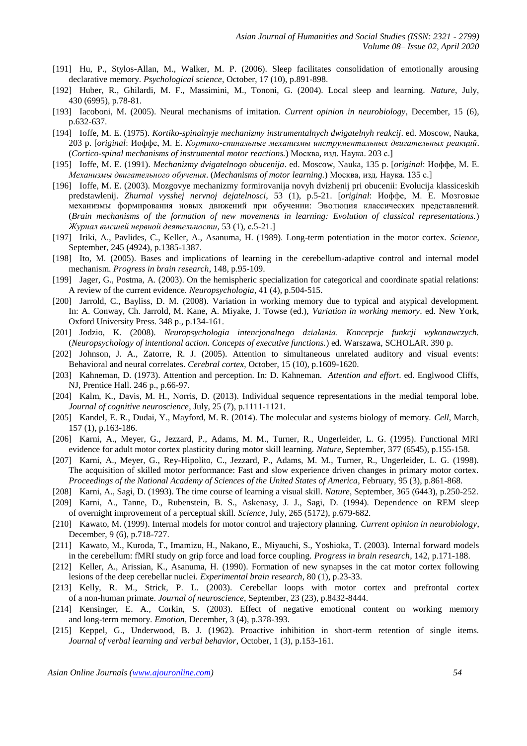[191] Hu, P., Stylos-Allan, M., Walker, M. P. (2006). Sleep facilitates consolidation of emotionally arousing declarative memory. *Psychological science*, October, 17 (10), p.891-898.

[192] Huber, R., Ghilardi, M. F., Massimini, M., Tononi, G. (2004). Local sleep and learning. *Nature*, July, 430 (6995), p.78-81.

[193] Iacoboni, M. (2005). Neural mechanisms of imitation. *Current opinion in neurobiology*, December, 15 (6), p.632-637.

[194] Ioffe, M. E. (1975). *Kortiko-spinalnyje mechanizmy instrumentalnych dwigatelnyh reakcij*. ed. Moscow, Nauka, 203 p. [*original*: Иоффе, М. Е. *Кортико-спинальные механизмы инструментальных двигательных реакций*. (*Cortico-spinal mechanisms of instrumental motor reactions.*) Москва, изд. Наука. 203 с.]

[195] Ioffe, M. E. (1991). *Mechanizmy dvigatelnogo obucenija*. ed. Moscow, Nauka, 135 p. [*original*: Иоффе, М. Е. *Механизмы двигательного обучения*. (*Mechanisms of motor learning.*) Москва, изд. Наука. 135 с.]

[196] Ioffe, M. E. (2003). Mozgovye mechanizmy formirovanija novyh dvizhenij pri obucenii: Evolucija klassiceskih predstawlenij. *Zhurnal vysshej nervnoj dejatelnosci*, 53 (1), p.5-21. [*original*: Иоффе, М. Е. Мозговые механизмы формирования новых движений при обучении: Эволюция классических представлений. (*Brain mechanisms of the formation of new movements in learning: Evolution of classical representations.*) *Журнал высшей нервной деятельности*, 53 (1), с.5-21.]

[197] Iriki, A., Pavlides, C., Keller, A., Asanuma, H. (1989). Long-term potentiation in the motor cortex. *Science*, September, 245 (4924), p.1385-1387.

[198] Ito, M. (2005). Bases and implications of learning in the cerebellum-adaptive control and internal model mechanism. *Progress in brain research*, 148, p.95-109.

[199] Jager, G., Postma, A. (2003). On the hemispheric specialization for categorical and coordinate spatial relations: A review of the current evidence. *Neuropsychologia*, 41 (4), p.504-515.

[200] Jarrold, C., Bayliss, D. M. (2008). Variation in working memory due to typical and atypical development. In: A. Conway, Ch. Jarrold, M. Kane, A. Miyake, J. Towse (ed.), *Variation in working memory*. ed. New York, Oxford University Press. 348 p., p.134-161.

[201] Jodzio, K. (2008). *Neuropsychologia intencjonalnego działania. Koncepcje funkcji wykonawczych.* (*Neuropsychology of intentional action. Concepts of executive functions.*) ed. Warszawa, SCHOLAR. 390 p.

[202] Johnson, J. A., Zatorre, R. J. (2005). Attention to simultaneous unrelated auditory and visual events: Behavioral and neural correlates. *Cerebral cortex*, October, 15 (10), p.1609-1620.

[203] Kahneman, D. (1973). Attention and perception. In: D. Kahneman. *Attention and effort*. ed. Englwood Cliffs, NJ, Prentice Hall. 246 p., p.66-97.

[204] Kalm, K., Davis, M. H., Norris, D. (2013). Individual sequence representations in the medial temporal lobe. *Journal of cognitive neuroscience*, July, 25 (7), p.1111-1121.

[205] Kandel, E. R., Dudai, Y., Mayford, M. R. (2014). The molecular and systems biology of memory. *Cell*, March, 157 (1), p.163-186.

[206] Karni, A., Meyer, G., Jezzard, P., Adams, M. M., Turner, R., Ungerleider, L. G. (1995). Functional MRI evidence for adult motor cortex plasticity during motor skill learning. *Nature*, September, 377 (6545), p.155-158.

[207] Karni, A., Meyer, G., Rey-Hipolito, C., Jezzard, P., Adams, M. M., Turner, R., Ungerleider, L. G. (1998). The acquisition of skilled motor performance: Fast and slow experience driven changes in primary motor cortex. *Proceedings of the National Academy of Sciences of the United States of America*, February, 95 (3), p.861-868.

[208] Karni, A., Sagi, D. (1993). The time course of learning a visual skill. *Nature*, September, 365 (6443), p.250-252.

[209] Karni, A., Tanne, D., Rubenstein, B. S., Askenasy, J. J., Sagi, D. (1994). Dependence on REM sleep of overnight improvement of a perceptual skill. *Science*, July, 265 (5172), p.679-682.

[210] Kawato, M. (1999). Internal models for motor control and trajectory planning. *Current opinion in neurobiology*, December, 9 (6), p.718-727.

[211] Kawato, M., Kuroda, T., Imamizu, H., Nakano, E., Miyauchi, S., Yoshioka, T. (2003). Internal forward models in the cerebellum: fMRI study on grip force and load force coupling. *Progress in brain research*, 142, p.171-188.

[212] Keller, A., Arissian, K., Asanuma, H. (1990). Formation of new synapses in the cat motor cortex following lesions of the deep cerebellar nuclei. *Experimental brain research*, 80 (1), p.23-33.

[213] Kelly, R. M., Strick, P. L. (2003). Cerebellar loops with motor cortex and prefrontal cortex of a non-human primate. *Journal of neuroscience*, September, 23 (23), p.8432-8444.

[214] Kensinger, E. A., Corkin, S. (2003). Effect of negative emotional content on working memory and long-term memory. *Emotion*, December, 3 (4), p.378-393.

[215] Keppel, G., Underwood, B. J. (1962). Proactive inhibition in short-term retention of single items. *Journal of verbal learning and verbal behavior*, October, 1 (3), p.153-161.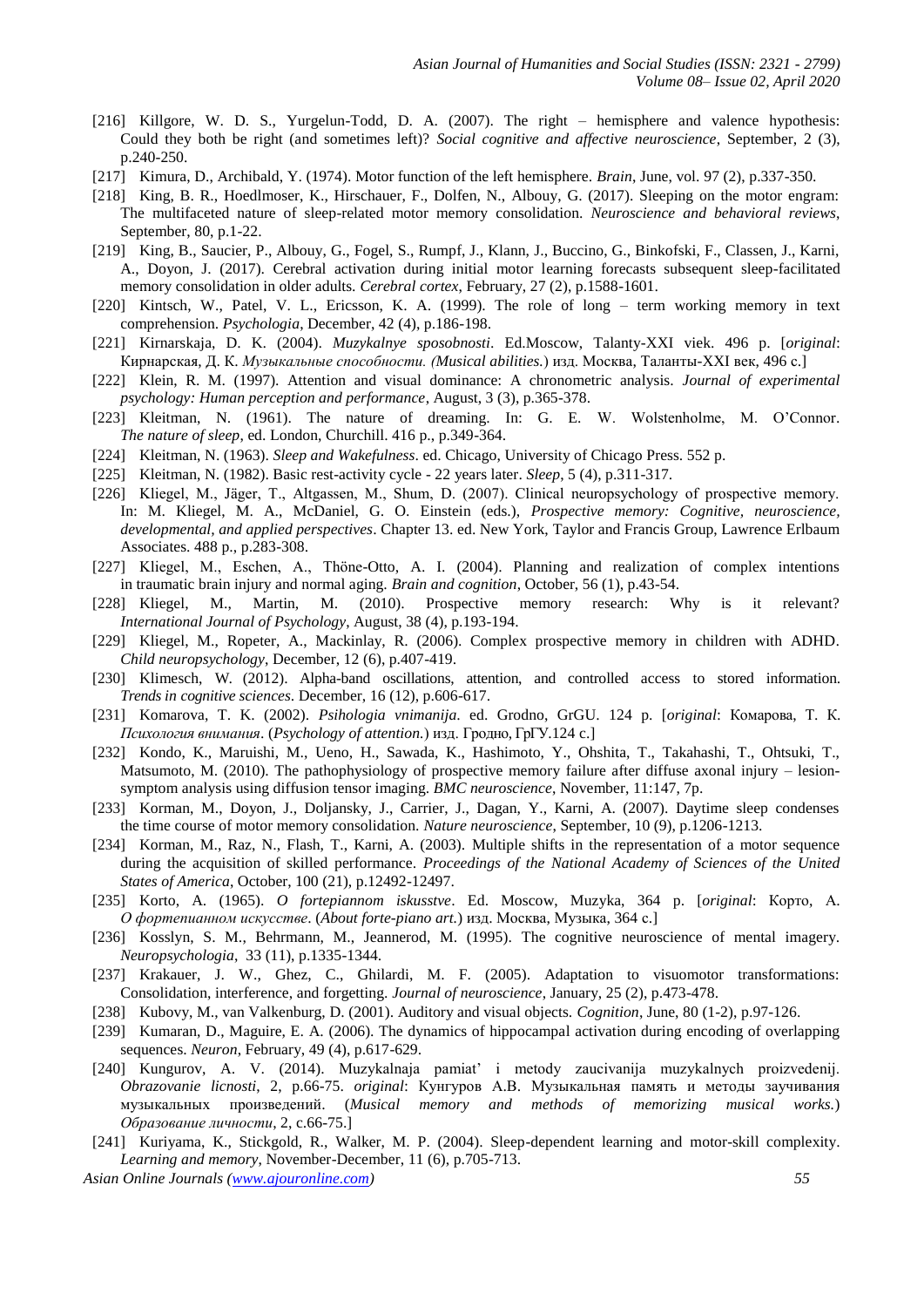[216] Killgore, W. D. S., Yurgelun-Todd, D. A. (2007). The right – hemisphere and valence hypothesis: Could they both be right (and sometimes left)? *Social cognitive and affective neuroscience*, September, 2 (3), p.240-250.

[217] Kimura, D., Archibald, Y. (1974). Motor function of the left hemisphere. *Brain*, June, vol. 97 (2), p.337-350.

[218] King, B. R., Hoedlmoser, K., Hirschauer, F., Dolfen, N., Albouy, G. (2017). Sleeping on the motor engram: The multifaceted nature of sleep-related motor memory consolidation. *Neuroscience and behavioral reviews*, September, 80, p.1-22.

[219] King, B., Saucier, P., Albouy, G., Fogel, S., Rumpf, J., Klann, J., Buccino, G., Binkofski, F., Classen, J., Karni, A., Doyon, J. (2017). Cerebral activation during initial motor learning forecasts subsequent sleep-facilitated memory consolidation in older adults. *Cerebral cortex*, February, 27 (2), p.1588-1601.

[220] Kintsch, W., Patel, V. L., Ericsson, K. A. (1999). The role of long – term working memory in text comprehension. *Psychologia*, December, 42 (4), p.186-198.

[221] Kirnarskaja, D. K. (2004). *Muzykalnye sposobnosti*. Ed.Moscow, Talanty-XXI viek. 496 p. [*original*: Кирнарская, Д. К. *Музыкальные способности. (Musical abilities.*) изд. Москва, Таланты-XXI век, 496 с.]

[222] Klein, R. M. (1997). Attention and visual dominance: A chronometric analysis. *Journal of experimental psychology: Human perception and performance*, August, 3 (3), p.365-378.

[223] Kleitman, N. (1961). The nature of dreaming. In: G. E. W. Wolstenholme, M. O'Connor. *The nature of sleep*, ed. London, Churchill. 416 p., p.349-364.

[224] Kleitman, N. (1963). *Sleep and Wakefulness*. ed. Chicago, University of Chicago Press. 552 p.

[225] Kleitman, N. (1982). Basic rest-activity cycle - 22 years later. *Sleep*, 5 (4), p.311-317.

[226] Kliegel, M., Jäger, T., Altgassen, M., Shum, D. (2007). Clinical neuropsychology of prospective memory. In: M. Kliegel, M. A., McDaniel, G. O. Einstein (eds.), *Prospective memory: Cognitive, neuroscience, developmental, and applied perspectives*. Chapter 13. ed. New York, Taylor and Francis Group, Lawrence Erlbaum Associates. 488 p., p.283-308.

[227] Kliegel, M., Eschen, A., Thöne-Otto, A. I. (2004). Planning and realization of complex intentions in traumatic brain injury and normal aging. *Brain and cognition*, October, 56 (1), p.43-54.

[228] Kliegel, M., Martin, M. (2010). Prospective memory research: Why is it relevant? *International Journal of Psychology*, August, 38 (4), p.193-194.

[229] Kliegel, M., Ropeter, A., Mackinlay, R. (2006). Complex prospective memory in children with ADHD. *Child neuropsychology*, December, 12 (6), p.407-419.

[230] Klimesch, W. (2012). Alpha-band oscillations, attention, and controlled access to stored information. *Trends in cognitive sciences*. December, 16 (12), p.606-617.

[231] Komarova, T. K. (2002). *Psihologia vnimanija*. ed. Grodno, GrGU. 124 p. [*original*: Комарова, Т. К. *Психология внимания*. (*Psychology of attention.*) изд. Гродно, ГрГУ.124 с.]

[232] Kondo, K., Maruishi, M., Ueno, H., Sawada, K., Hashimoto, Y., Ohshita, T., Takahashi, T., Ohtsuki, T., Matsumoto, M. (2010). The pathophysiology of prospective memory failure after diffuse axonal injury – lesion-symptom analysis using diffusion tensor imaging. *BMC neuroscience*, November, 11:147, 7p.

[233] Korman, M., Doyon, J., Doljansky, J., Carrier, J., Dagan, Y., Karni, A. (2007). Daytime sleep condenses the time course of motor memory consolidation. *Nature neuroscience*, September, 10 (9), p.1206-1213.

[234] Korman, M., Raz, N., Flash, T., Karni, A. (2003). Multiple shifts in the representation of a motor sequence during the acquisition of skilled performance. *Proceedings of the National Academy of Sciences of the United States of America*, October, 100 (21), p.12492-12497.

[235] Korto, A. (1965). *O fortepiannom iskusstve*. Ed. Moscow, Muzyka, 364 p. [*original*: Корто, А. *О фортепианном искусстве*. (*About forte-piano art.*) изд. Москва, Музыка, 364 с.]

[236] Kosslyn, S. M., Behrmann, M., Jeannerod, M. (1995). The cognitive neuroscience of mental imagery. *Neuropsychologia*, 33 (11), p.1335-1344.

[237] Krakauer, J. W., Ghez, C., Ghilardi, M. F. (2005). Adaptation to visuomotor transformations: Consolidation, interference, and forgetting. *Journal of neuroscience*, January, 25 (2), p.473-478.

[238] Kubovy, M., van Valkenburg, D. (2001). Auditory and visual objects. *Cognition*, June, 80 (1-2), p.97-126.

[239] Kumaran, D., Maguire, E. A. (2006). The dynamics of hippocampal activation during encoding of overlapping sequences. *Neuron*, February, 49 (4), p.617-629.

[240] Kungurov, A. V. (2014). Muzykalnaja pamiat' i metody zaucivanija muzykalnych proizvedenij. *Obrazovanie licnosti*, 2, p.66-75. *original*: Кунгуров А.В. Музыкальная память и методы заучивания музыкальных произведений. (*Musical memory and methods of memorizing musical works.*) *Образование личности*, 2, с.66-75.]

[241] Kuriyama, K., Stickgold, R., Walker, M. P. (2004). Sleep-dependent learning and motor-skill complexity. *Learning and memory*, November-December, 11 (6), p.705-713.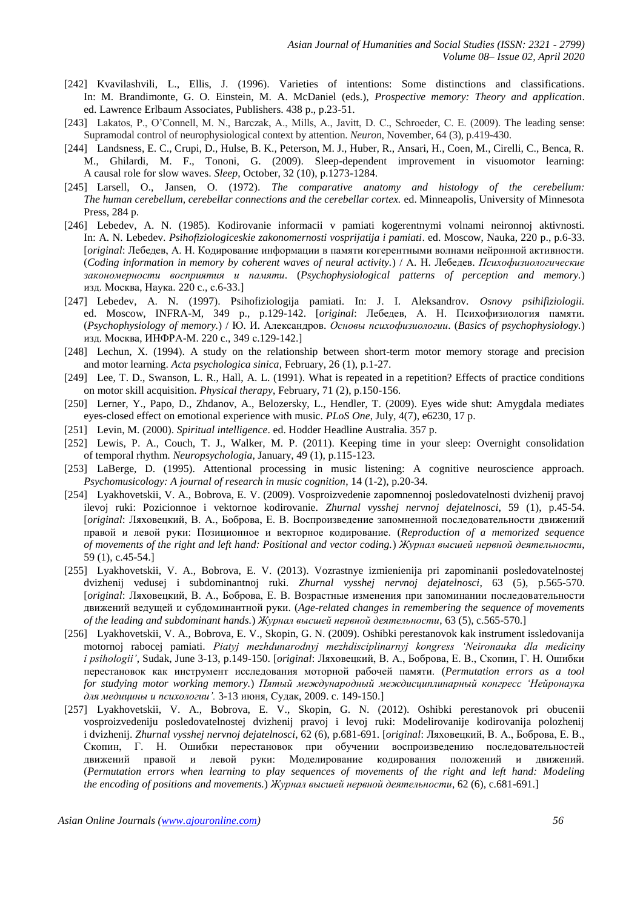[242] Kvavilashvili, L., Ellis, J. (1996). Varieties of intentions: Some distinctions and classifications. In: M. Brandimonte, G. O. Einstein, M. A. McDaniel (eds.), *Prospective memory: Theory and application*. ed. Lawrence Erlbaum Associates, Publishers. 438 p., p.23-51.

[243] Lakatos, P., O'Connell, M. N., Barczak, A., Mills, A., Javitt, D. C., Schroeder, C. E. (2009). The leading sense: Supramodal control of neurophysiological context by attention. *Neuron*, November, 64 (3), p.419-430.

[244] Landsness, E. C., Crupi, D., Hulse, B. K., Peterson, M. J., Huber, R., Ansari, H., Coen, M., Cirelli, C., Benca, R. M., Ghilardi, M. F., Tononi, G. (2009). Sleep-dependent improvement in visuomotor learning: A causal role for slow waves. *Sleep*, October, 32 (10), p.1273-1284.

[245] Larsell, O., Jansen, O. (1972). *The comparative anatomy and histology of the cerebellum: The human cerebellum, cerebellar connections and the cerebellar cortex.* ed. Minneapolis, University of Minnesota Press, 284 p.

[246] Lebedev, A. N. (1985). Kodirovanie informacii v pamiati kogerentnymi volnami neironnoj aktivnosti. In: A. N. Lebedev. *Psihofiziologiceskie zakonomernosti vosprijatija i pamiati*. ed. Moscow, Nauka, 220 p., p.6-33. [*original*: Лебедев, А. Н. Кодирование информации в памяти когерентными волнами нейронной активности. (*Coding information in memory by coherent waves of neural activity.*) / А. Н. Лебедев. *Психофизиологические закономерности восприятия и памяти*. (*Psychophysiological patterns of perception and memory.*) изд. Москва, Наука. 220 с., с.6-33.]

[247] Lebedev, A. N. (1997). Psihofiziologija pamiati. In: J. I. Aleksandrov. *Osnovy psihifiziologii.* ed. Moscow, INFRA-M, 349 p., p.129-142. [*original*: Лебедев, А. Н. Психофизиология памяти. (*Psychophysiology of memory.*) / Ю. И. Александров. *Основы психофизиологии*. (*Basics of psychophysiology.*) изд. Москва, ИНФРА-М. 220 с., 349 с.129-142.]

[248] Lechun, X. (1994). A study on the relationship between short-term motor memory storage and precision and motor learning. *Acta psychologica sinica*, February, 26 (1), p.1-27.

[249] Lee, T. D., Swanson, L. R., Hall, A. L. (1991). What is repeated in a repetition? Effects of practice conditions on motor skill acquisition. *Physical therapy*, February, 71 (2), p.150-156.

[250] Lerner, Y., Papo, D., Zhdanov, A., Belozersky, L., Hendler, T. (2009). Eyes wide shut: Amygdala mediates eyes-closed effect on emotional experience with music. *PLoS One*, July, 4(7), e6230, 17 p.

[251] Levin, M. (2000). *Spiritual intelligence*. ed. Hodder Headline Australia. 357 p.

[252] Lewis, P. A., Couch, T. J., Walker, M. P. (2011). Keeping time in your sleep: Overnight consolidation of temporal rhythm. *Neuropsychologia*, January, 49 (1), p.115-123.

[253] LaBerge, D. (1995). Attentional processing in music listening: A cognitive neuroscience approach. *Psychomusicology: A journal of research in music cognition*, 14 (1-2), p.20-34.

[254] Lyakhovetskii, V. A., Bobrova, E. V. (2009). Vosproizvedenie zapomnennoj posledovatelnosti dvizhenij pravoj ilevoj ruki: Pozicionnoe i vektornoe kodirovanie. *Zhurnal vysshej nervnoj dejatelnosci*, 59 (1), p.45-54. [*original*: Ляховецкий, В. А., Боброва, Е. В. Воспроизведение запомненной последовательности движений правой и левой руки: Позиционное и векторное кодирование. (*Reproduction of a memorized sequence of movements of the right and left hand: Positional and vector coding.*) *Журнал высшей нервной деятельности*, 59 (1), с.45-54.]

[255] Lyakhovetskii, V. A., Bobrova, E. V. (2013). Vozrastnye izmienienija pri zapominanii posledovatelnostej dvizhenij vedusej i subdominantnoj ruki. *Zhurnal vysshej nervnoj dejatelnosci*, 63 (5), p.565-570. [*original*: Ляховецкий, В. А., Боброва, Е. В. Возрастные изменения при запоминании последовательности движений ведущей и субдоминантной руки. (*Age-related changes in remembering the sequence of movements of the leading and subdominant hands.*) *Журнал высшей нервной деятельности*, 63 (5), с.565-570.]

[256] Lyakhovetskii, V. A., Bobrova, E. V., Skopin, G. N. (2009). Oshibki perestanovok kak instrument issledovanija motornoj rabocej pamiati. *Piatyj mezhdunarodnyj mezhdisciplinarnyj kongress 'Neironauka dla mediciny i psihologii'*, Sudak, June 3-13, p.149-150. [*original*: Ляховецкий, В. А., Боброва, Е. В., Скопин, Г. Н. Ошибки перестановок как инструмент исследования моторной рабочей памяти. (*Permutation errors as a tool for studying motor working memory.*) *Пятый международный междисциплинарный конгресс 'Нейронаука для медицины и психологии'*. 3-13 июня, Судак, 2009. с. 149-150.]

[257] Lyakhovetskii, V. A., Bobrova, E. V., Skopin, G. N. (2012). Oshibki perestanovok pri obucenii vosproizvedeniju posledovatelnostej dvizhenij pravoj i levoj ruki: Modelirovanije kodirovanija polozhenij i dvizhenij. *Zhurnal vysshej nervnoj dejatelnosci*, 62 (6), p.681-691. [*original*: Ляховецкий, В. А., Боброва, Е. В., Скопин, Г. Н. Ошибки перестановок при обучении воспроизведению последовательностей движений правой и левой руки: Моделирование кодирования положений и движений. (*Permutation errors when learning to play sequences of movements of the right and left hand: Modeling the encoding of positions and movements.*) *Журнал высшей нервной деятельности*, 62 (6), с.681-691.]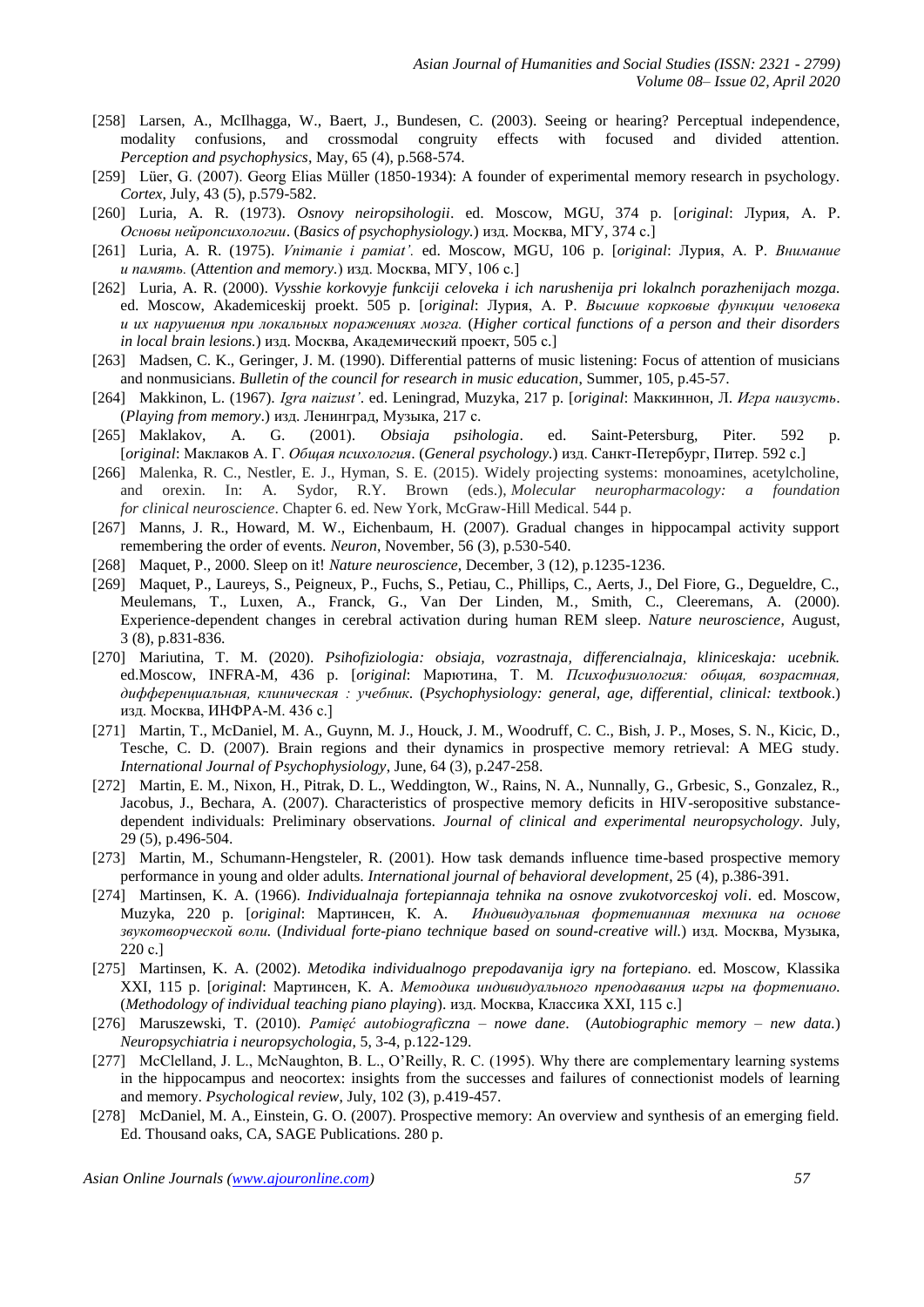[258] Larsen, A., McIlhagga, W., Baert, J., Bundesen, C. (2003). Seeing or hearing? Perceptual independence, modality confusions, and crossmodal congruity effects with focused and divided attention. *Perception and psychophysics*, May, 65 (4), p.568-574.

[259] Lüer, G. (2007). Georg Elias Müller (1850-1934): A founder of experimental memory research in psychology. *Cortex*, July, 43 (5), p.579-582.

[260] Luria, A. R. (1973). *Osnovy neiropsihologii*. ed. Moscow, MGU, 374 p. [*original*: Лурия, А. Р. *Основы нейропсихологии*. (*Basics of psychophysiology.*) изд. Москва, МГУ, 374 с.]

[261] Luria, A. R. (1975). *Vnimanie i pamiat'.* ed. Moscow, MGU, 106 p. [*original*: Лурия, А. Р. *Внимание и память.* (*Attention and memory*.) изд. Москва, МГУ, 106 с.]

[262] Luria, A. R. (2000). *Vysshie korkovyje funkciji celoveka i ich narushenija pri lokalnch porazhenijach mozga.* ed. Moscow, Akademiceskij proekt. 505 p. [*original*: Лурия, А. Р. *Высшие корковые функции человека и их нарушения при локальных поражениях мозга.* (*Higher cortical functions of a person and their disorders in local brain lesions.*) изд. Москва, Академический проект, 505 с.]

[263] Madsen, C. K., Geringer, J. M. (1990). Differential patterns of music listening: Focus of attention of musicians and nonmusicians. *Bulletin of the council for research in music education,* Summer, 105, p.45-57.

[264] Makkinon, L. (1967). *Igra naizust'*. ed. Leningrad, Muzyka, 217 p. [*original*: Маккиннон, Л. *Игра наизусть*. (*Playing from memory*.) изд. Ленинград, Музыка, 217 с.

[265] Maklakov, A. G. (2001). *Obsiaja psihologia*. ed. Saint-Petersburg, Piter. 592 p. [*original*: Маклаков А. Г. *Общая психология*. (*General psychology*.) изд. Санкт-Петербург, Питер. 592 с.]

[266] Malenka, R. C., Nestler, E. J., Hyman, S. E. (2015). Widely projecting systems: monoamines, acetylcholine, and orexin. In: A. Sydor, R.Y. Brown (eds.), *Molecular neuropharmacology: a foundation for clinical neuroscience*. Chapter 6. ed. New York, McGraw-Hill Medical. 544 p.

[267] Manns, J. R., Howard, M. W., Eichenbaum, H. (2007). Gradual changes in hippocampal activity support remembering the order of events. *Neuron*, November, 56 (3), p.530-540.

[268] Maquet, P., 2000. Sleep on it! *Nature neuroscience*, December, 3 (12), p.1235-1236.

[269] Maquet, P., Laureys, S., Peigneux, P., Fuchs, S., Petiau, C., Phillips, C., Aerts, J., Del Fiore, G., Degueldre, C., Meulemans, T., Luxen, A., Franck, G., Van Der Linden, M., Smith, C., Cleeremans, A. (2000). Experience-dependent changes in cerebral activation during human REM sleep. *Nature neuroscience*, August, 3 (8), p.831-836.

[270] Mariutina, T. M. (2020). *Psihofiziologia: obsiaja, vozrastnaja, differencialnaja, kliniceskaja: ucebnik.* ed.Moscow, INFRA-M, 436 p. [*original*: Марютина, Т. М. *Психофизиология: общая, возрастная, дифференциальная, клиническая : учебник*. (*Psychophysiology: general, age, differential, clinical: textbook*.) изд. Москва, ИНФРА-М. 436 с.]

[271] Martin, T., McDaniel, M. A., Guynn, M. J., Houck, J. M., Woodruff, C. C., Bish, J. P., Moses, S. N., Kicic, D., Tesche, C. D. (2007). Brain regions and their dynamics in prospective memory retrieval: A MEG study. *International Journal of Psychophysiology*, June, 64 (3), p.247-258.

[272] Martin, E. M., Nixon, H., Pitrak, D. L., Weddington, W., Rains, N. A., Nunnally, G., Grbesic, S., Gonzalez, R., Jacobus, J., Bechara, A. (2007). Characteristics of prospective memory deficits in HIV-seropositive substance-dependent individuals: Preliminary observations. *Journal of clinical and experimental neuropsychology*. July, 29 (5), p.496-504.

[273] Martin, M., Schumann-Hengsteler, R. (2001). How task demands influence time-based prospective memory performance in young and older adults. *International journal of behavioral development*, 25 (4), p.386-391.

[274] Martinsen, K. A. (1966). *Individualnaja fortepiannaja tehnika na osnove zvukotvorceskoj voli*. ed. Moscow, Muzyka, 220 p. [*original*: Мартинсен, К. А. *Индивидуальная фортепианная техника на основе звукотворческой воли.* (*Individual forte-piano technique based on sound-creative will.*) изд. Москва, Музыка, 220 с.]

[275] Martinsen, K. A. (2002). *Metodika individualnogo prepodavanija igry na fortepiano.* ed. Moscow, Klassika XXI, 115 p. [*original*: Мартинсен, К. А. *Методика индивидуального преподавания игры на фортепиано.* (*Methodology of individual teaching piano playing*). изд. Москва, Классика XXI, 115 с.]

[276] Maruszewski, T. (2010). *Pamięć autobiograficzna – nowe dane*. (*Autobiographic memory – new data.*) *Neuropsychiatria i neuropsychologia*, 5, 3-4, p.122-129.

[277] McClelland, J. L., McNaughton, B. L., O'Reilly, R. C. (1995). Why there are complementary learning systems in the hippocampus and neocortex: insights from the successes and failures of connectionist models of learning and memory. *Psychological review*, July, 102 (3), p.419-457.

[278] McDaniel, M. A., Einstein, G. O. (2007). Prospective memory: An overview and synthesis of an emerging field. Ed. Thousand oaks, CA, SAGE Publications. 280 p.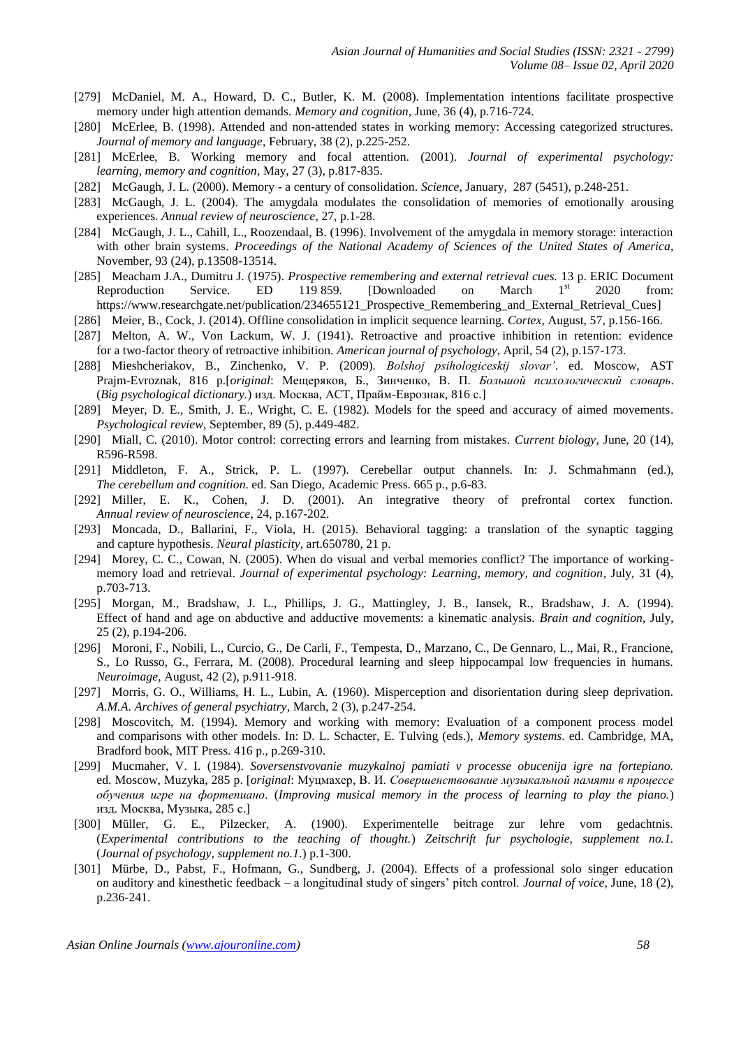[279] McDaniel, M. A., Howard, D. C., Butler, K. M. (2008). Implementation intentions facilitate prospective memory under high attention demands. *Memory and cognition*, June, 36 (4), p.716-724.

[280] McErlee, B. (1998). Attended and non-attended states in working memory: Accessing categorized structures. *Journal of memory and language*, February, 38 (2), p.225-252.

[281] McErlee, B. Working memory and focal attention. (2001). *Journal of experimental psychology: learning, memory and cognition*, May, 27 (3), p.817-835.

[282] McGaugh, J. L. (2000). Memory - a century of consolidation. *Science*, January, 287 (5451), p.248-251.

[283] McGaugh, J. L. (2004). The amygdala modulates the consolidation of memories of emotionally arousing experiences. *Annual review of neuroscience*, 27, p.1-28.

[284] McGaugh, J. L., Cahill, L., Roozendaal, B. (1996). Involvement of the amygdala in memory storage: interaction with other brain systems. *Proceedings of the National Academy of Sciences of the United States of America*, November, 93 (24), p.13508-13514.

[285] Meacham J.A., Dumitru J. (1975). *Prospective remembering and external retrieval cues.* 13 p. ERIC Document Reproduction Service. ED 119 859. [Downloaded on March 1st 2020 from: https://www.researchgate.net/publication/234655121_Prospective_Remembering_and_External_Retrieval_Cues]

[286] Meier, B., Cock, J. (2014). Offline consolidation in implicit sequence learning. *Cortex*, August, 57, p.156-166.

[287] Melton, A. W., Von Lackum, W. J. (1941). Retroactive and proactive inhibition in retention: evidence for a two-factor theory of retroactive inhibition. *American journal of psychology*, April, 54 (2), p.157-173.

[288] Mieshcheriakov, B., Zinchenko, V. P. (2009). *Bolshoj psihologiceskij slovar'*. ed. Moscow, AST Prajm-Evroznak, 816 p.[*original*: Мещеряков, Б., Зинченко, В. П. *Большой психологический словарь*. (*Big psychological dictionary.*) изд. Москва, АСТ, Прайм-Еврознак, 816 с.]

[289] Meyer, D. E., Smith, J. E., Wright, C. E. (1982). Models for the speed and accuracy of aimed movements. *Psychological review*, September, 89 (5), p.449-482.

[290] Miall, C. (2010). Motor control: correcting errors and learning from mistakes. *Current biology*, June, 20 (14), R596-R598.

[291] Middleton, F. A., Strick, P. L. (1997). Cerebellar output channels. In: J. Schmahmann (ed.), *The cerebellum and cognition*. ed. San Diego, Academic Press. 665 p., p.6-83.

[292] Miller, E. K., Cohen, J. D. (2001). An integrative theory of prefrontal cortex function. *Annual review of neuroscience*, 24, p.167-202.

[293] Moncada, D., Ballarini, F., Viola, H. (2015). Behavioral tagging: a translation of the synaptic tagging and capture hypothesis. *Neural plasticity*, art.650780, 21 p.

[294] Morey, C. C., Cowan, N. (2005). When do visual and verbal memories conflict? The importance of working-memory load and retrieval. *Journal of experimental psychology: Learning, memory, and cognition*, July, 31 (4), p.703-713.

[295] Morgan, M., Bradshaw, J. L., Phillips, J. G., Mattingley, J. B., Iansek, R., Bradshaw, J. A. (1994). Effect of hand and age on abductive and adductive movements: a kinematic analysis. *Brain and cognition*, July, 25 (2), p.194-206.

[296] Moroni, F., Nobili, L., Curcio, G., De Carli, F., Tempesta, D., Marzano, C., De Gennaro, L., Mai, R., Francione, S., Lo Russo, G., Ferrara, M. (2008). Procedural learning and sleep hippocampal low frequencies in humans. *Neuroimage*, August, 42 (2), p.911-918.

[297] Morris, G. O., Williams, H. L., Lubin, A. (1960). Misperception and disorientation during sleep deprivation. *A.M.A. Archives of general psychiatry*, March, 2 (3), p.247-254.

[298] Moscovitch, M. (1994). Memory and working with memory: Evaluation of a component process model and comparisons with other models. In: D. L. Schacter, E. Tulving (eds.), *Memory systems*. ed. Cambridge, MA, Bradford book, MIT Press. 416 p., p.269-310.

[299] Mucmaher, V. I. (1984). *Soversenstvovanie muzykalnoj pamiati v processe obucenija igre na fortepiano.* ed. Moscow, Muzyka, 285 p. [*original*: Муцмахер, В. И. *Совершенствование музыкальной памяти в процессе обучения игре на фортепиано*. (*Improving musical memory in the process of learning to play the piano.*) изд. Москва, Музыка, 285 с.]

[300] Müller, G. E., Pilzecker, A. (1900). Experimentelle beitrage zur lehre vom gedachtnis. (*Experimental contributions to the teaching of thought.*) *Zeitschrift fur psychologie, supplement no.1.* (*Journal of psychology, supplement no.1.*) p.1-300.

[301] Mürbe, D., Pabst, F., Hofmann, G., Sundberg, J. (2004). Effects of a professional solo singer education on auditory and kinesthetic feedback – a longitudinal study of singers' pitch control. *Journal of voice*, June, 18 (2), p.236-241.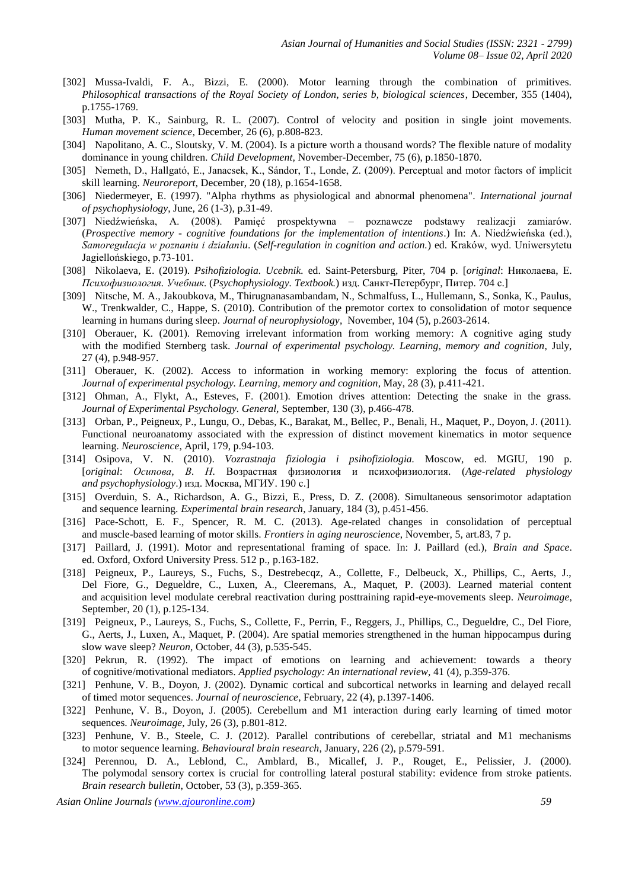[302] Mussa-Ivaldi, F. A., Bizzi, E. (2000). Motor learning through the combination of primitives. *Philosophical transactions of the Royal Society of London, series b, biological sciences*, December, 355 (1404), p.1755-1769.

[303] Mutha, P. K., Sainburg, R. L. (2007). Control of velocity and position in single joint movements. *Human movement science*, December, 26 (6), p.808-823.

[304] Napolitano, A. C., Sloutsky, V. M. (2004). Is a picture worth a thousand words? The flexible nature of modality dominance in young children. *Child Development,* November-December, 75 (6), p.1850-1870.

[305] Nemeth, D., Hallgató, E., Janacsek, K., Sándor, T., Londe, Z. (2009). Perceptual and motor factors of implicit skill learning. *Neuroreport*, December, 20 (18), p.1654-1658.

[306] Niedermeyer, E. (1997). "Alpha rhythms as physiological and abnormal phenomena". *International journal of psychophysiology*, June, 26 (1-3), p.31-49.

[307] Niedźwieńska, A. (2008). Pamięć prospektywna – poznawcze podstawy realizacji zamiarów. (*Prospective memory - cognitive foundations for the implementation of intentions*.) In: A. Niedźwieńska (ed.), *Samoregulacja w poznaniu i działaniu*. (*Self-regulation in cognition and action.*) ed. Kraków, wyd. Uniwersytetu Jagiellońskiego, p.73-101.

[308] Nikolaeva, E. (2019). *Psihofiziologia. Ucebnik.* ed. Saint-Petersburg, Piter, 704 p. [*original*: Николаева, Е. *Психофизиология. Учебник.* (*Psychophysiology. Textbook.*) изд. Санкт-Петербург, Питер. 704 c.]

[309] Nitsche, M. A., Jakoubkova, M., Thirugnanasambandam, N., Schmalfuss, L., Hullemann, S., Sonka, K., Paulus, W., Trenkwalder, C., Happe, S. (2010). Contribution of the premotor cortex to consolidation of motor sequence learning in humans during sleep. *Journal of neurophysiology*, November, 104 (5), p.2603-2614.

[310] Oberauer, K. (2001). Removing irrelevant information from working memory: A cognitive aging study with the modified Sternberg task. *Journal of experimental psychology. Learning, memory and cognition*, July, 27 (4), p.948-957.

[311] Oberauer, K. (2002). Access to information in working memory: exploring the focus of attention. *Journal of experimental psychology. Learning, memory and cognition*, May, 28 (3), p.411-421.

[312] Ohman, A., Flykt, A., Esteves, F. (2001). Emotion drives attention: Detecting the snake in the grass. *Journal of Experimental Psychology. General*, September, 130 (3), p.466-478.

[313] Orban, P., Peigneux, P., Lungu, O., Debas, K., Barakat, M., Bellec, P., Benali, H., Maquet, P., Doyon, J. (2011). Functional neuroanatomy associated with the expression of distinct movement kinematics in motor sequence learning. *Neuroscience*, April, 179, p.94-103.

[314] Osipova, V. N. (2010). *Vozrastnaja fiziologia i psihofiziologia.* Moscow, ed. MGIU, 190 p. [*original*: *Осипова, В. Н.* Возрастная физиология и психофизиология. (*Age-related physiology and psychophysiology*.) изд. Москва, МГИУ. 190 c.]

[315] Overduin, S. A., Richardson, A. G., Bizzi, E., Press, D. Z. (2008). Simultaneous sensorimotor adaptation and sequence learning. *Experimental brain research*, January, 184 (3), p.451-456.

[316] Pace-Schott, E. F., Spencer, R. M. C. (2013). Age-related changes in consolidation of perceptual and muscle-based learning of motor skills. *Frontiers in aging neuroscience*, November, 5, art.83, 7 p.

[317] Paillard, J. (1991). Motor and representational framing of space. In: J. Paillard (ed.), *Brain and Space*. ed. Oxford, Oxford University Press. 512 p., p.163-182.

[318] Peigneux, P., Laureys, S., Fuchs, S., Destrebecqz, A., Collette, F., Delbeuck, X., Phillips, C., Aerts, J., Del Fiore, G., Degueldre, C., Luxen, A., Cleeremans, A., Maquet, P. (2003). Learned material content and acquisition level modulate cerebral reactivation during posttraining rapid-eye-movements sleep. *Neuroimage*, September, 20 (1), p.125-134.

[319] Peigneux, P., Laureys, S., Fuchs, S., Collette, F., Perrin, F., Reggers, J., Phillips, C., Degueldre, C., Del Fiore, G., Aerts, J., Luxen, A., Maquet, P. (2004). Are spatial memories strengthened in the human hippocampus during slow wave sleep? *Neuron*, October, 44 (3), p.535-545.

[320] Pekrun, R. (1992). The impact of emotions on learning and achievement: towards a theory of cognitive/motivational mediators. *Applied psychology: An international review*, 41 (4), p.359-376.

[321] Penhune, V. B., Doyon, J. (2002). Dynamic cortical and subcortical networks in learning and delayed recall of timed motor sequences. *Journal of neuroscience*, February, 22 (4), p.1397-1406.

[322] Penhune, V. B., Doyon, J. (2005). Cerebellum and M1 interaction during early learning of timed motor sequences. *Neuroimage*, July, 26 (3), p.801-812.

[323] Penhune, V. B., Steele, C. J. (2012). Parallel contributions of cerebellar, striatal and M1 mechanisms to motor sequence learning. *Behavioural brain research*, January, 226 (2), p.579-591.

[324] Perennou, D. A., Leblond, C., Amblard, B., Micallef, J. P., Rouget, E., Pelissier, J. (2000). The polymodal sensory cortex is crucial for controlling lateral postural stability: evidence from stroke patients. *Brain research bulletin*, October, 53 (3), p.359-365.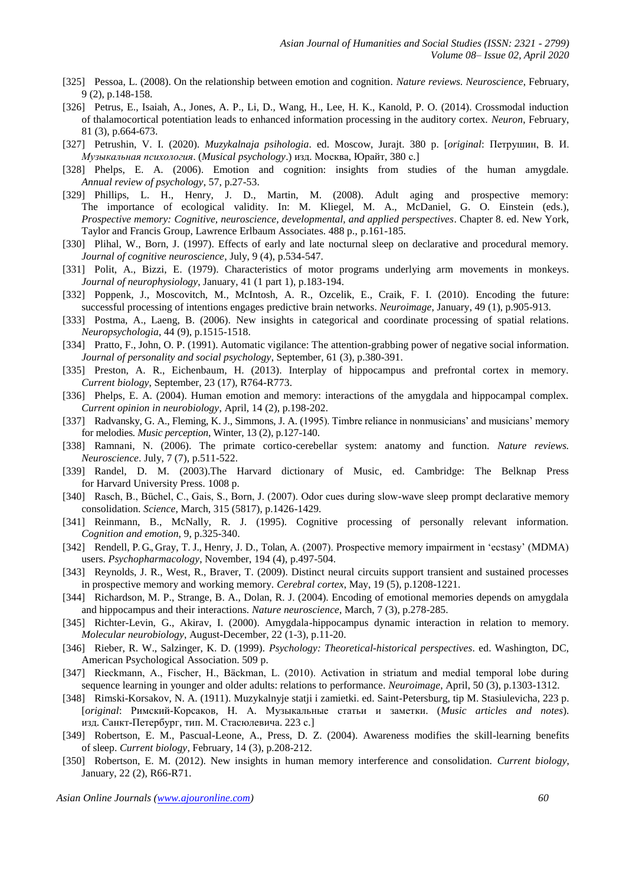- [325] Pessoa, L. (2008). On the relationship between emotion and cognition. *Nature reviews. Neuroscience*, February, 9 (2), p.148-158.
- [326] Petrus, E., Isaiah, A., Jones, A. P., Li, D., Wang, H., Lee, H. K., Kanold, P. O. (2014). Crossmodal induction of thalamocortical potentiation leads to enhanced information processing in the auditory cortex. *Neuron*, February, 81 (3), p.664-673.
- [327] Petrushin, V. I. (2020). *Muzykalnaja psihologia*. ed. Moscow, Jurajt. 380 p. [*original*: Петрушин, В. И. *Музыкальная психология*. (*Musical psychology*.) изд. Москва, Юрайт, 380 с.]
- [328] Phelps, E. A. (2006). Emotion and cognition: insights from studies of the human amygdale. *Annual review of psychology*, 57, p.27-53.
- [329] Phillips, L. H., Henry, J. D., Martin, M. (2008). Adult aging and prospective memory: The importance of ecological validity. In: M. Kliegel, M. A., McDaniel, G. O. Einstein (eds.), *Prospective memory: Cognitive, neuroscience, developmental, and applied perspectives*. Chapter 8. ed. New York, Taylor and Francis Group, Lawrence Erlbaum Associates. 488 p., p.161-185.
- [330] Plihal, W., Born, J. (1997). Effects of early and late nocturnal sleep on declarative and procedural memory. *Journal of cognitive neuroscience*, July, 9 (4), p.534-547.
- [331] Polit, A., Bizzi, E. (1979). Characteristics of motor programs underlying arm movements in monkeys. *Journal of neurophysiology*, January, 41 (1 part 1), p.183-194.
- [332] Poppenk, J., Moscovitch, M., McIntosh, A. R., Ozcelik, E., Craik, F. I. (2010). Encoding the future: successful processing of intentions engages predictive brain networks. *Neuroimage*, January, 49 (1), p.905-913.
- [333] Postma, A., Laeng, B. (2006). New insights in categorical and coordinate processing of spatial relations. *Neuropsychologia*, 44 (9), p.1515-1518.
- [334] Pratto, F., John, O. P. (1991). Automatic vigilance: The attention-grabbing power of negative social information. *Journal of personality and social psychology*, September, 61 (3), p.380-391.
- [335] Preston, A. R., Eichenbaum, H. (2013). Interplay of hippocampus and prefrontal cortex in memory. *Current biology*, September, 23 (17), R764-R773.
- [336] Phelps, E. A. (2004). Human emotion and memory: interactions of the amygdala and hippocampal complex. *Current opinion in neurobiology*, April, 14 (2), p.198-202.
- [337] Radvansky, G. A., Fleming, K. J., Simmons, J. A. (1995). Timbre reliance in nonmusicians' and musicians' memory for melodies. *Music perception*, Winter, 13 (2), p.127-140.
- [338] Ramnani, N. (2006). The primate cortico-cerebellar system: anatomy and function. *Nature reviews. Neuroscience*. July, 7 (7), p.511-522.
- [339] Randel, D. M. (2003).The Harvard dictionary of Music, ed. Cambridge: The Belknap Press for Harvard University Press. 1008 p.
- [340] Rasch, B., Büchel, C., Gais, S., Born, J. (2007). Odor cues during slow-wave sleep prompt declarative memory consolidation. *Science*, March, 315 (5817), p.1426-1429.
- [341] Reinmann, B., McNally, R. J. (1995). Cognitive processing of personally relevant information. *Cognition and emotion*, 9, p.325-340.
- [342] Rendell, P. G., Gray, T. J., Henry, J. D., Tolan, A. (2007). Prospective memory impairment in 'ecstasy' (MDMA) users. *Psychopharmacology*, November, 194 (4), p.497-504.
- [343] Reynolds, J. R., West, R., Braver, T. (2009). Distinct neural circuits support transient and sustained processes in prospective memory and working memory. *Cerebral cortex*, May, 19 (5), p.1208-1221.
- [344] Richardson, M. P., Strange, B. A., Dolan, R. J. (2004). Encoding of emotional memories depends on amygdala and hippocampus and their interactions. *Nature neuroscience*, March, 7 (3), p.278-285.
- [345] Richter-Levin, G., Akirav, I. (2000). Amygdala-hippocampus dynamic interaction in relation to memory. *Molecular neurobiology*, August-December, 22 (1-3), p.11-20.
- [346] Rieber, R. W., Salzinger, K. D. (1999). *Psychology: Theoretical-historical perspectives*. ed. Washington, DC, American Psychological Association. 509 p.
- [347] Rieckmann, A., Fischer, H., Bäckman, L. (2010). Activation in striatum and medial temporal lobe during sequence learning in younger and older adults: relations to performance. *Neuroimage*, April, 50 (3), p.1303-1312.
- [348] Rimski-Korsakov, N. A. (1911). Muzykalnyje statji i zamietki. ed. Saint-Petersburg, tip M. Stasiulevicha, 223 p. [*original*: Римский-Корсаков, Н. А. Музыкальные статьи и заметки. (*Music articles and notes*). изд. Санкт-Петербург, тип. М. Стасюлевича. 223 с.]
- [349] Robertson, E. M., Pascual-Leone, A., Press, D. Z. (2004). Awareness modifies the skill-learning benefits of sleep. *Current biology*, February, 14 (3), p.208-212.
- [350] Robertson, E. M. (2012). New insights in human memory interference and consolidation. *Current biology*, January, 22 (2), R66-R71.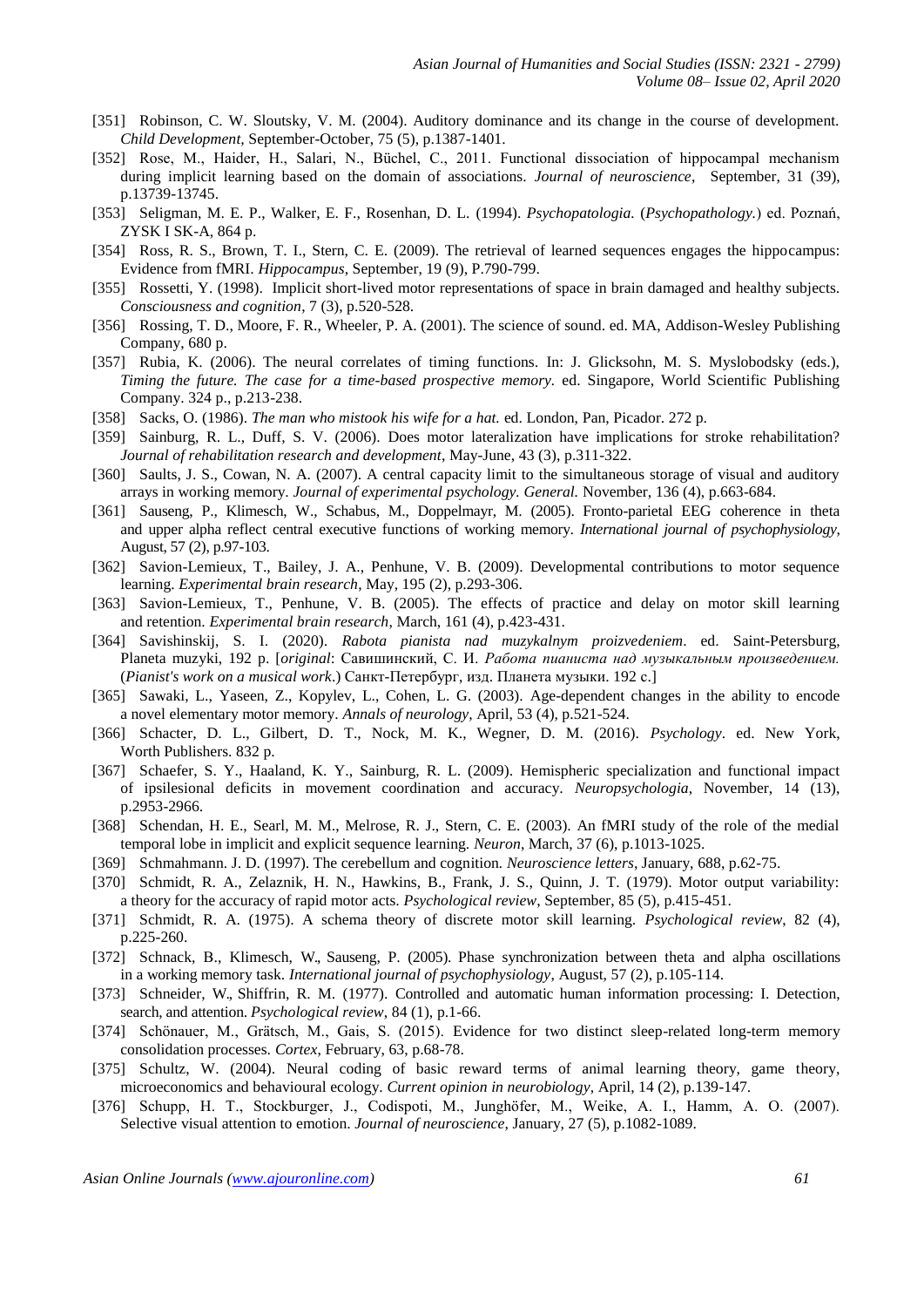[351] Robinson, C. W. Sloutsky, V. M. (2004). Auditory dominance and its change in the course of development. *Child Development,* September-October, 75 (5), p.1387-1401.

[352] Rose, M., Haider, H., Salari, N., Büchel, C., 2011. Functional dissociation of hippocampal mechanism during implicit learning based on the domain of associations. *Journal of neuroscience*, September, 31 (39), p.13739-13745.

[353] Seligman, M. E. P., Walker, E. F., Rosenhan, D. L. (1994). *Psychopatologia.* (*Psychopathology.*) ed. Poznań, ZYSK I SK-A, 864 p.

[354] Ross, R. S., Brown, T. I., Stern, C. E. (2009). The retrieval of learned sequences engages the hippocampus: Evidence from fMRI. *Hippocampus*, September, 19 (9), P.790-799.

[355] Rossetti, Y. (1998). Implicit short-lived motor representations of space in brain damaged and healthy subjects. *Consciousness and cognition*, 7 (3), p.520-528.

[356] Rossing, T. D., Moore, F. R., Wheeler, P. A. (2001). The science of sound. ed. MA, Addison-Wesley Publishing Company, 680 p.

[357] Rubia, K. (2006). The neural correlates of timing functions. In: J. Glicksohn, M. S. Myslobodsky (eds.), *Timing the future. The case for a time-based prospective memory.* ed. Singapore, World Scientific Publishing Company. 324 p., p.213-238.

[358] Sacks, O. (1986). *The man who mistook his wife for a hat.* ed. London, Pan, Picador. 272 p.

[359] Sainburg, R. L., Duff, S. V. (2006). Does motor lateralization have implications for stroke rehabilitation? *Journal of rehabilitation research and development*, May-June, 43 (3), p.311-322.

[360] Saults, J. S., Cowan, N. A. (2007). A central capacity limit to the simultaneous storage of visual and auditory arrays in working memory. *Journal of experimental psychology. General.* November, 136 (4), p.663-684.

[361] Sauseng, P., Klimesch, W., Schabus, M., Doppelmayr, M. (2005). Fronto-parietal EEG coherence in theta and upper alpha reflect central executive functions of working memory. *International journal of psychophysiology*, August, 57 (2), p.97-103.

[362] Savion-Lemieux, T., Bailey, J. A., Penhune, V. B. (2009). Developmental contributions to motor sequence learning. *Experimental brain research*, May, 195 (2), p.293-306.

[363] Savion-Lemieux, T., Penhune, V. B. (2005). The effects of practice and delay on motor skill learning and retention. *Experimental brain research*, March, 161 (4), p.423-431.

[364] Savishinskij, S. I. (2020). *Rabota pianista nad muzykalnym proizvedeniem*. ed. Saint-Petersburg, Planeta muzyki, 192 p. [*original*: Савишинский, С. И. *Работа пианиста над музыкальным произведением.* (*Pianist's work on a musical work.*) Санкт-Петербург, изд. Планета музыки. 192 c.]

[365] Sawaki, L., Yaseen, Z., Kopylev, L., Cohen, L. G. (2003). Age-dependent changes in the ability to encode a novel elementary motor memory. *Annals of neurology*, April, 53 (4), p.521-524.

[366] Schacter, D. L., Gilbert, D. T., Nock, M. K., Wegner, D. M. (2016). *Psychology*. ed. New York, Worth Publishers. 832 p.

[367] Schaefer, S. Y., Haaland, K. Y., Sainburg, R. L. (2009). Hemispheric specialization and functional impact of ipsilesional deficits in movement coordination and accuracy. *Neuropsychologia*, November, 14 (13), p.2953-2966.

[368] Schendan, H. E., Searl, M. M., Melrose, R. J., Stern, C. E. (2003). An fMRI study of the role of the medial temporal lobe in implicit and explicit sequence learning. *Neuron*, March, 37 (6), p.1013-1025.

[369] Schmahmann. J. D. (1997). The cerebellum and cognition. *Neuroscience letters*, January, 688, p.62-75.

[370] Schmidt, R. A., Zelaznik, H. N., Hawkins, B., Frank, J. S., Quinn, J. T. (1979). Motor output variability: a theory for the accuracy of rapid motor acts. *Psychological review*, September, 85 (5), p.415-451.

[371] Schmidt, R. A. (1975). A schema theory of discrete motor skill learning. *Psychological review*, 82 (4), p.225-260.

[372] Schnack, B., Klimesch, W., Sauseng, P. (2005). Phase synchronization between theta and alpha oscillations in a working memory task. *International journal of psychophysiology*, August, 57 (2), p.105-114.

[373] Schneider, W., Shiffrin, R. M. (1977). Controlled and automatic human information processing: I. Detection, search, and attention. *Psychological review*, 84 (1), p.1-66.

[374] Schönauer, M., Grätsch, M., Gais, S. (2015). Evidence for two distinct sleep-related long-term memory consolidation processes. *Cortex*, February, 63, p.68-78.

[375] Schultz, W. (2004). Neural coding of basic reward terms of animal learning theory, game theory, microeconomics and behavioural ecology. *Current opinion in neurobiology*, April, 14 (2), p.139-147.

[376] Schupp, H. T., Stockburger, J., Codispoti, M., Junghöfer, M., Weike, A. I., Hamm, A. O. (2007). Selective visual attention to emotion. *Journal of neuroscience*, January, 27 (5), p.1082-1089.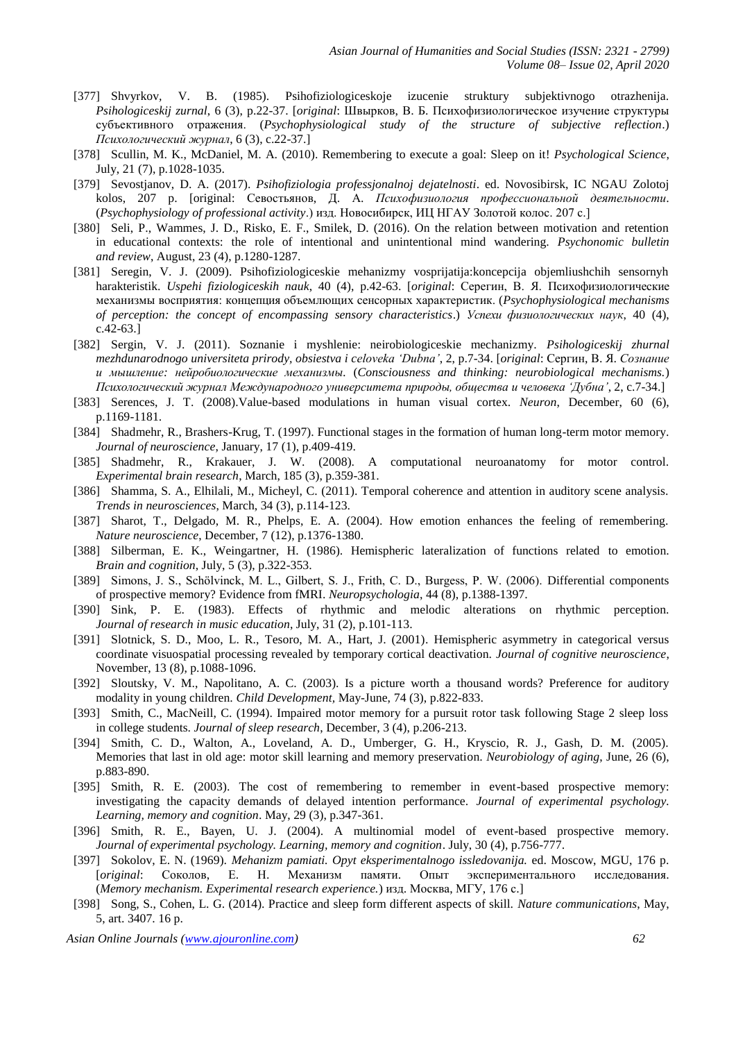[377] Shvyrkov, V. B. (1985). Psihofiziologiceskoje izucenie struktury subjektivnogo otrazhenija. *Psihologiceskij zurnal*, 6 (3), p.22-37. [*original*: Швырков, В. Б. Психофизиологическое изучение структуры субъективного отражения. (*Psychophysiological study of the structure of subjective reflection*.) *Психологический журнал*, 6 (3), с.22-37.]

[378] Scullin, M. K., McDaniel, M. A. (2010). Remembering to execute a goal: Sleep on it! *Psychological Science*, July, 21 (7), p.1028-1035.

[379] Sevostjanov, D. A. (2017). *Psihofiziologia professjonalnoj dejatelnosti*. ed. Novosibirsk, IC NGAU Zolotoj kolos, 207 p. [original: Севостьянов, Д. А. *Психофизиология профессиональной деятельности*. (*Psychophysiology of professional activity*.) изд. Новосибирск, ИЦ НГАУ Золотой колос. 207 с.]

[380] Seli, P., Wammes, J. D., Risko, E. F., Smilek, D. (2016). On the relation between motivation and retention in educational contexts: the role of intentional and unintentional mind wandering. *Psychonomic bulletin and review*, August, 23 (4), p.1280-1287.

[381] Seregin, V. J. (2009). Psihofiziologiceskie mehanizmy vosprijatija:koncepcija objemliushchih sensornyh harakteristik. *Uspehi fiziologiceskih nauk*, 40 (4), p.42-63. [*original*: Серегин, В. Я. Психофизиологические механизмы восприятия: концепция объемлющих сенсорных характеристик. (*Psychophysiological mechanisms of perception: the concept of encompassing sensory characteristics*.) *Успехи физиологических наук*, 40 (4), с.42-63.]

[382] Sergin, V. J. (2011). Soznanie i myshlenie: neirobiologiceskie mechanizmy. *Psihologiceskij zhurnal mezhdunarodnogo universiteta prirody, obsiestva i celoveka 'Dubna'*, 2, p.7-34. [*original*: Сергин, В. Я. *Сознание и мышление: нейробиологические механизмы*. (*Consciousness and thinking: neurobiological mechanisms.*) *Психологический журнал Международного университета природы, общества и человека 'Дубна'*, 2, с.7-34.]

[383] Serences, J. T. (2008).Value-based modulations in human visual cortex. *Neuron*, December, 60 (6), p.1169-1181.

[384] Shadmehr, R., Brashers-Krug, T. (1997). Functional stages in the formation of human long-term motor memory. *Journal of neuroscience*, January, 17 (1), p.409-419.

[385] Shadmehr, R., Krakauer, J. W. (2008). A computational neuroanatomy for motor control. *Experimental brain research*, March, 185 (3), p.359-381.

[386] Shamma, S. A., Elhilali, M., Micheyl, C. (2011). Temporal coherence and attention in auditory scene analysis. *Trends in neurosciences*, March, 34 (3), p.114-123.

[387] Sharot, T., Delgado, M. R., Phelps, E. A. (2004). How emotion enhances the feeling of remembering. *Nature neuroscience*, December, 7 (12), p.1376-1380.

[388] Silberman, E. K., Weingartner, H. (1986). Hemispheric lateralization of functions related to emotion. *Brain and cognition*, July, 5 (3), p.322-353.

[389] Simons, J. S., Schölvinck, M. L., Gilbert, S. J., Frith, C. D., Burgess, P. W. (2006). Differential components of prospective memory? Evidence from fMRI. *Neuropsychologia*, 44 (8), p.1388-1397.

[390] Sink, P. E. (1983). Effects of rhythmic and melodic alterations on rhythmic perception. *Journal of research in music education*, July, 31 (2), p.101-113.

[391] Slotnick, S. D., Moo, L. R., Tesoro, M. A., Hart, J. (2001). Hemispheric asymmetry in categorical versus coordinate visuospatial processing revealed by temporary cortical deactivation. *Journal of cognitive neuroscience*, November, 13 (8), p.1088-1096.

[392] Sloutsky, V. M., Napolitano, A. C. (2003). Is a picture worth a thousand words? Preference for auditory modality in young children. *Child Development*, May-June, 74 (3), p.822-833.

[393] Smith, C., MacNeill, C. (1994). Impaired motor memory for a pursuit rotor task following Stage 2 sleep loss in college students. *Journal of sleep research*, December, 3 (4), p.206-213.

[394] Smith, C. D., Walton, A., Loveland, A. D., Umberger, G. H., Kryscio, R. J., Gash, D. M. (2005). Memories that last in old age: motor skill learning and memory preservation. *Neurobiology of aging*, June, 26 (6), p.883-890.

[395] Smith, R. E. (2003). The cost of remembering to remember in event-based prospective memory: investigating the capacity demands of delayed intention performance. *Journal of experimental psychology. Learning, memory and cognition*. May, 29 (3), p.347-361.

[396] Smith, R. E., Bayen, U. J. (2004). A multinomial model of event-based prospective memory. *Journal of experimental psychology. Learning, memory and cognition*. July, 30 (4), p.756-777.

[397] Sokolov, E. N. (1969). *Mehanizm pamiati. Opyt eksperimentalnogo issledovanija.* ed. Moscow, MGU, 176 p. [*original*: Соколов, Е. Н. Механизм памяти. Опыт экспериментального исследования. (*Memory mechanism. Experimental research experience.*) изд. Москва, МГУ, 176 с.]

[398] Song, S., Cohen, L. G. (2014). Practice and sleep form different aspects of skill. *Nature communications*, May, 5, art. 3407. 16 p.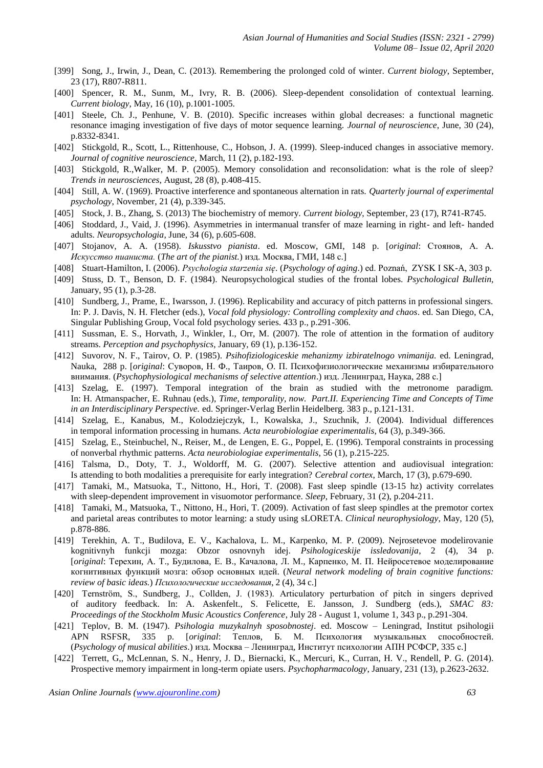[399] Song, J., Irwin, J., Dean, C. (2013). Remembering the prolonged cold of winter. *Current biology*, September, 23 (17), R807-R811.

[400] Spencer, R. M., Sunm, M., Ivry, R. B. (2006). Sleep-dependent consolidation of contextual learning. *Current biology*, May, 16 (10), p.1001-1005.

[401] Steele, Ch. J., Penhune, V. B. (2010). Specific increases within global decreases: a functional magnetic resonance imaging investigation of five days of motor sequence learning. *Journal of neuroscience*, June, 30 (24), p.8332-8341.

[402] Stickgold, R., Scott, L., Rittenhouse, C., Hobson, J. A. (1999). Sleep-induced changes in associative memory. *Journal of cognitive neuroscience*, March, 11 (2), p.182-193.

[403] Stickgold, R.,Walker, M. P. (2005). Memory consolidation and reconsolidation: what is the role of sleep? *Trends in neurosciences*, August, 28 (8), p.408-415.

[404] Still, A. W. (1969). Proactive interference and spontaneous alternation in rats. *Quarterly journal of experimental psychology*, November, 21 (4), p.339-345.

[405] Stock, J. B., Zhang, S. (2013) The biochemistry of memory. *Current biology*, September, 23 (17), R741-R745.

[406] Stoddard, J., Vaid, J. (1996). Asymmetries in intermanual transfer of maze learning in right- and left- handed adults. *Neuropsychologia*, June, 34 (6), p.605-608.

[407] Stojanov, A. A. (1958). *Iskusstvo pianista*. ed. Moscow, GMI, 148 p. [*original*: Стоянов, А. А. *Искусство пианиста.* (*The art of the pianist.*) изд. Москва, ГМИ, 148 с.]

[408] Stuart-Hamilton, I. (2006). *Psychologia starzenia się*. (*Psychology of aging*.) ed. Poznań, ZYSK I SK-A, 303 p.

[409] Stuss, D. T., Benson, D. F. (1984). Neuropsychological studies of the frontal lobes. *Psychological Bulletin*, January, 95 (1), p.3-28.

[410] Sundberg, J., Prame, E., Iwarsson, J. (1996). Replicability and accuracy of pitch patterns in professional singers. In: P. J. Davis, N. H. Fletcher (eds.), *Vocal fold physiology: Controlling complexity and chaos*. ed. San Diego, CA, Singular Publishing Group, Vocal fold psychology series. 433 p., p.291-306.

[411] Sussman, E. S., Horvath, J., Winkler, I., Orr, M. (2007). The role of attention in the formation of auditory streams. *Perception and psychophysics*, January, 69 (1), p.136-152.

[412] Suvorov, N. F., Tairov, O. P. (1985). *Psihofiziologiceskie mehanizmy izbiratelnogo vnimanija.* ed. Leningrad, Nauka, 288 p. [*original*: Суворов, Н. Ф., Таиров, О. П. Психофизиологические механизмы избирательного внимания. (*Psychophysiological mechanisms of selective attention*.) изд. Ленинград, Наука, 288 с.]

[413] Szelag, E. (1997). Temporal integration of the brain as studied with the metronome paradigm. In: H. Atmanspacher, E. Ruhnau (eds.), *Time, temporality, now. Part.II. Experiencing Time and Concepts of Time in an Interdisciplinary Perspective.* ed. Springer-Verlag Berlin Heidelberg. 383 p., p.121-131.

[414] Szelag, E., Kanabus, M., Kolodziejczyk, I., Kowalska, J., Szuchnik, J. (2004). Individual differences in temporal information processing in humans. *Acta neurobiologiae experimentalis*, 64 (3), p.349-366.

[415] Szelag, E., Steinbuchel, N., Reiser, M., de Lengen, E. G., Poppel, E. (1996). Temporal constraints in processing of nonverbal rhythmic patterns. *Acta neurobiologiae experimentalis*, 56 (1), p.215-225.

[416] Talsma, D., Doty, T. J., Woldorff, M. G. (2007). Selective attention and audiovisual integration: Is attending to both modalities a prerequisite for early integration? *Cerebral cortex*, March, 17 (3), p.679-690.

[417] Tamaki, M., Matsuoka, T., Nittono, H., Hori, T. (2008). Fast sleep spindle (13-15 hz) activity correlates with sleep-dependent improvement in visuomotor performance. *Sleep*, February, 31 (2), p.204-211.

[418] Tamaki, M., Matsuoka, T., Nittono, H., Hori, T. (2009). Activation of fast sleep spindles at the premotor cortex and parietal areas contributes to motor learning: a study using sLORETA. *Clinical neurophysiology*, May, 120 (5), p.878-886.

[419] Terekhin, A. T., Budilova, E. V., Kachalova, L. M., Karpenko, M. P. (2009). Nejrosetevoe modelirovanie kognitivnyh funkcji mozga: Obzor osnovnyh idej. *Psihologiceskije issledovanija*, 2 (4), 34 p. [*original*: Терехин, А. Т., Будилова, Е. В., Качалова, Л. М., Карпенко, М. П. Нейросетевое моделирование когнитивных функций мозга: обзор основных идей. (*Neural network modeling of brain cognitive functions: review of basic ideas.*) *Психологические исследования*, 2 (4), 34 с.]

[420] Ternström, S., Sundberg, J., Collden, J. (1983). Articulatory perturbation of pitch in singers deprived of auditory feedback. In: A. Askenfelt., S. Felicette, E. Jansson, J. Sundberg (eds.), *SMAC 83: Proceedings of the Stockholm Music Acoustics Conference*, July 28 - August 1, volume 1, 343 p., p.291-304.

[421] Teplov, B. M. (1947). *Psihologia muzykalnyh sposobnostej*. ed. Moscow – Leningrad, Institut psihologii APN RSFSR, 335 p. [*original*: Теплов, Б. М. Психология музыкальных способностей. (*Psychology of musical abilities*.) изд. Москва – Ленинград, Институт психологии АПН РСФСР, 335 с.]

[422] Terrett, G,, McLennan, S. N., Henry, J. D., Biernacki, K., Mercuri, K., Curran, H. V., Rendell, P. G. (2014). Prospective memory impairment in long-term opiate users. *Psychopharmacology*, January, 231 (13), p.2623-2632.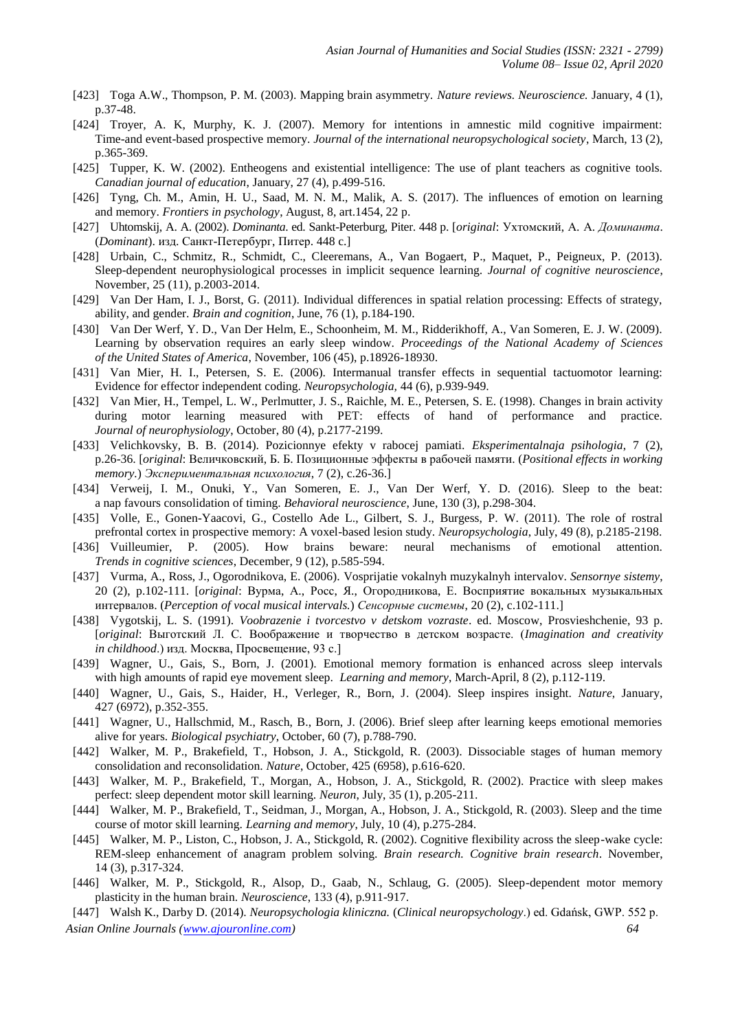[423] Toga A.W., Thompson, P. M. (2003). Mapping brain asymmetry. *Nature reviews. Neuroscience.* January, 4 (1), p.37-48.

[424] Troyer, A. K, Murphy, K. J. (2007). Memory for intentions in amnestic mild cognitive impairment: Time-and event-based prospective memory. *Journal of the international neuropsychological society*, March, 13 (2), p.365-369.

[425] Tupper, K. W. (2002). Entheogens and existential intelligence: The use of plant teachers as cognitive tools. *Canadian journal of education*, January, 27 (4), p.499-516.

[426] Tyng, Ch. M., Amin, H. U., Saad, M. N. M., Malik, A. S. (2017). The influences of emotion on learning and memory. *Frontiers in psychology*, August, 8, art.1454, 22 p.

[427] Uhtomskij, A. A. (2002). *Dominanta.* ed. Sankt-Peterburg, Piter. 448 p. [*original*: Ухтомский, А. А. *Доминанта*. (*Dominant*). изд. Санкт-Петербург, Питер. 448 с.]

[428] Urbain, C., Schmitz, R., Schmidt, C., Cleeremans, A., Van Bogaert, P., Maquet, P., Peigneux, P. (2013). Sleep-dependent neurophysiological processes in implicit sequence learning. *Journal of cognitive neuroscience*, November, 25 (11), p.2003-2014.

[429] Van Der Ham, I. J., Borst, G. (2011). Individual differences in spatial relation processing: Effects of strategy, ability, and gender. *Brain and cognition*, June, 76 (1), p.184-190.

[430] Van Der Werf, Y. D., Van Der Helm, E., Schoonheim, M. M., Ridderikhoff, A., Van Someren, E. J. W. (2009). Learning by observation requires an early sleep window. *Proceedings of the National Academy of Sciences of the United States of America*, November, 106 (45), p.18926-18930.

[431] Van Mier, H. I., Petersen, S. E. (2006). Intermanual transfer effects in sequential tactuomotor learning: Evidence for effector independent coding. *Neuropsychologia*, 44 (6), p.939-949.

[432] Van Mier, H., Tempel, L. W., Perlmutter, J. S., Raichle, M. E., Petersen, S. E. (1998). Changes in brain activity during motor learning measured with PET: effects of hand of performance and practice. *Journal of neurophysiology*, October, 80 (4), p.2177-2199.

[433] Velichkovsky, B. B. (2014). Pozicionnye efekty v rabocej pamiati. *Eksperimentalnaja psihologia*, 7 (2), p.26-36. [*original*: Величковский, Б. Б. Позиционные эффекты в рабочей памяти. (*Positional effects in working memory.*) *Экспериментальная психология*, 7 (2), с.26-36.]

[434] Verweij, I. M., Onuki, Y., Van Someren, E. J., Van Der Werf, Y. D. (2016). Sleep to the beat: a nap favours consolidation of timing. *Behavioral neuroscience*, June, 130 (3), p.298-304.

[435] Volle, E., Gonen-Yaacovi, G., Costello Ade L., Gilbert, S. J., Burgess, P. W. (2011). The role of rostral prefrontal cortex in prospective memory: A voxel-based lesion study. *Neuropsychologia*, July, 49 (8), p.2185-2198.

[436] Vuilleumier, P. (2005). How brains beware: neural mechanisms of emotional attention. *Trends in cognitive sciences*, December, 9 (12), p.585-594.

[437] Vurma, A., Ross, J., Ogorodnikova, E. (2006). Vosprijatie vokalnyh muzykalnyh intervalov. *Sensornye sistemy*, 20 (2), p.102-111. [*original*: Вурма, А., Росс, Я., Огородникова, Е. Восприятие вокальных музыкальных интервалов. (*Perception of vocal musical intervals.*) *Сенсорные системы*, 20 (2), с.102-111.]

[438] Vygotskij, L. S. (1991). *Voobrazenie i tvorcestvo v detskom vozraste*. ed. Moscow, Prosvieshchenie, 93 p. [*original*: Выготский Л. С. Воображение и творчество в детском возрасте. (*Imagination and creativity in childhood*.) изд. Москва, Просвещение, 93 с.]

[439] Wagner, U., Gais, S., Born, J. (2001). Emotional memory formation is enhanced across sleep intervals with high amounts of rapid eye movement sleep. *Learning and memory*, March-April, 8 (2), p.112-119.

[440] Wagner, U., Gais, S., Haider, H., Verleger, R., Born, J. (2004). Sleep inspires insight. *Nature*, January, 427 (6972), p.352-355.

[441] Wagner, U., Hallschmid, M., Rasch, B., Born, J. (2006). Brief sleep after learning keeps emotional memories alive for years. *Biological psychiatry*, October, 60 (7), p.788-790.

[442] Walker, M. P., Brakefield, T., Hobson, J. A., Stickgold, R. (2003). Dissociable stages of human memory consolidation and reconsolidation. *Nature*, October, 425 (6958), p.616-620.

[443] Walker, M. P., Brakefield, T., Morgan, A., Hobson, J. A., Stickgold, R. (2002). Practice with sleep makes perfect: sleep dependent motor skill learning. *Neuron*, July, 35 (1), p.205-211.

[444] Walker, M. P., Brakefield, T., Seidman, J., Morgan, A., Hobson, J. A., Stickgold, R. (2003). Sleep and the time course of motor skill learning. *Learning and memory*, July, 10 (4), p.275-284.

[445] Walker, M. P., Liston, C., Hobson, J. A., Stickgold, R. (2002). Cognitive flexibility across the sleep-wake cycle: REM-sleep enhancement of anagram problem solving. *Brain research. Cognitive brain research*. November, 14 (3), p.317-324.

[446] Walker, M. P., Stickgold, R., Alsop, D., Gaab, N., Schlaug, G. (2005). Sleep-dependent motor memory plasticity in the human brain. *Neuroscience*, 133 (4), p.911-917.

[447] Walsh K., Darby D. (2014). *Neuropsychologia kliniczna.* (*Clinical neuropsychology*.) ed. Gdańsk, GWP. 552 p.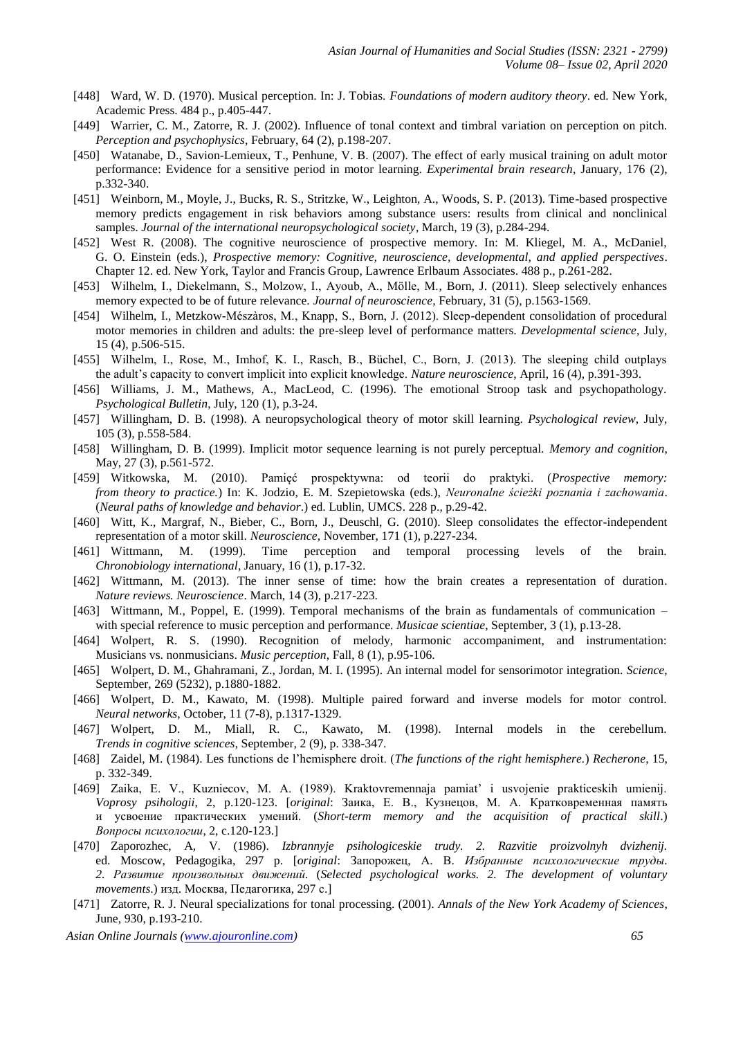[448] Ward, W. D. (1970). Musical perception. In: J. Tobias. *Foundations of modern auditory theory*. ed. New York, Academic Press. 484 p., p.405-447.

[449] Warrier, C. M., Zatorre, R. J. (2002). Influence of tonal context and timbral variation on perception on pitch. *Perception and psychophysics*, February, 64 (2), p.198-207.

[450] Watanabe, D., Savion-Lemieux, T., Penhune, V. B. (2007). The effect of early musical training on adult motor performance: Evidence for a sensitive period in motor learning. *Experimental brain research*, January, 176 (2), p.332-340.

[451] Weinborn, M., Moyle, J., Bucks, R. S., Stritzke, W., Leighton, A., Woods, S. P. (2013). Time-based prospective memory predicts engagement in risk behaviors among substance users: results from clinical and nonclinical samples. *Journal of the international neuropsychological society*, March, 19 (3), p.284-294.

[452] West R. (2008). The cognitive neuroscience of prospective memory. In: M. Kliegel, M. A., McDaniel, G. O. Einstein (eds.), *Prospective memory: Cognitive, neuroscience, developmental, and applied perspectives*. Chapter 12. ed. New York, Taylor and Francis Group, Lawrence Erlbaum Associates. 488 p., p.261-282.

[453] Wilhelm, I., Diekelmann, S., Molzow, I., Ayoub, A., Mölle, M., Born, J. (2011). Sleep selectively enhances memory expected to be of future relevance. *Journal of neuroscience*, February, 31 (5), p.1563-1569.

[454] Wilhelm, I., Metzkow-Mészàros, M., Knapp, S., Born, J. (2012). Sleep-dependent consolidation of procedural motor memories in children and adults: the pre-sleep level of performance matters. *Developmental science*, July, 15 (4), p.506-515.

[455] Wilhelm, I., Rose, M., Imhof, K. I., Rasch, B., Büchel, C., Born, J. (2013). The sleeping child outplays the adult's capacity to convert implicit into explicit knowledge. *Nature neuroscience*, April, 16 (4), p.391-393.

[456] Williams, J. M., Mathews, A., MacLeod, C. (1996). The emotional Stroop task and psychopathology. *Psychological Bulletin*, July, 120 (1), p.3-24.

[457] Willingham, D. B. (1998). A neuropsychological theory of motor skill learning. *Psychological review*, July, 105 (3), p.558-584.

[458] Willingham, D. B. (1999). Implicit motor sequence learning is not purely perceptual. *Memory and cognition*, May, 27 (3), p.561-572.

[459] Witkowska, M. (2010). Pamięć prospektywna: od teorii do praktyki. (*Prospective memory: from theory to practice.*) In: K. Jodzio, E. M. Szepietowska (eds.), *Neuronalne ścieżki poznania i zachowania*. (*Neural paths of knowledge and behavior*.) ed. Lublin, UMCS. 228 p., p.29-42.

[460] Witt, K., Margraf, N., Bieber, C., Born, J., Deuschl, G. (2010). Sleep consolidates the effector-independent representation of a motor skill. *Neuroscience*, November, 171 (1), p.227-234.

[461] Wittmann, M. (1999). Time perception and temporal processing levels of the brain. *Chronobiology international*, January, 16 (1), p.17-32.

[462] Wittmann, M. (2013). The inner sense of time: how the brain creates a representation of duration. *Nature reviews. Neuroscience*. March, 14 (3), p.217-223.

[463] Wittmann, M., Poppel, E. (1999). Temporal mechanisms of the brain as fundamentals of communication – with special reference to music perception and performance. *Musicae scientiae*, September, 3 (1), p.13-28.

[464] Wolpert, R. S. (1990). Recognition of melody, harmonic accompaniment, and instrumentation: Musicians vs. nonmusicians. *Music perception*, Fall, 8 (1), p.95-106.

[465] Wolpert, D. M., Ghahramani, Z., Jordan, M. I. (1995). An internal model for sensorimotor integration. *Science*, September, 269 (5232), p.1880-1882.

[466] Wolpert, D. M., Kawato, M. (1998). Multiple paired forward and inverse models for motor control. *Neural networks*, October, 11 (7-8), p.1317-1329.

[467] Wolpert, D. M., Miall, R. C., Kawato, M. (1998). Internal models in the cerebellum. *Trends in cognitive sciences*, September, 2 (9), p. 338-347.

[468] Zaidel, M. (1984). Les functions de l'hemisphere droit. (*The functions of the right hemisphere.*) *Recherone*, 15, p. 332-349.

[469] Zaika, E. V., Kuzniecov, M. A. (1989). Kraktovremennaja pamiat' i usvojenie prakticeskih umienij. *Voprosy psihologii*, 2, p.120-123. [*original*: Заика, Е. В., Кузнецов, М. А. Кратковременная память и усвоение практических умений. (*Short-term memory and the acquisition of practical skill*.) *Вопросы психологии*, 2, с.120-123.]

[470] Zaporozhec, A, V. (1986). *Izbrannyje psihologiceskie trudy. 2. Razvitie proizvolnyh dvizhenij.* ed. Moscow, Pedagogika, 297 p. [*original*: Запорожец, А. В. *Избранные психологические труды. 2. Развитие произвольных движений.* (*Selected psychological works. 2. The development of voluntary movements*.) изд. Москва, Педагогика, 297 с.]

[471] Zatorre, R. J. Neural specializations for tonal processing. (2001). *Annals of the New York Academy of Sciences*, June, 930, p.193-210.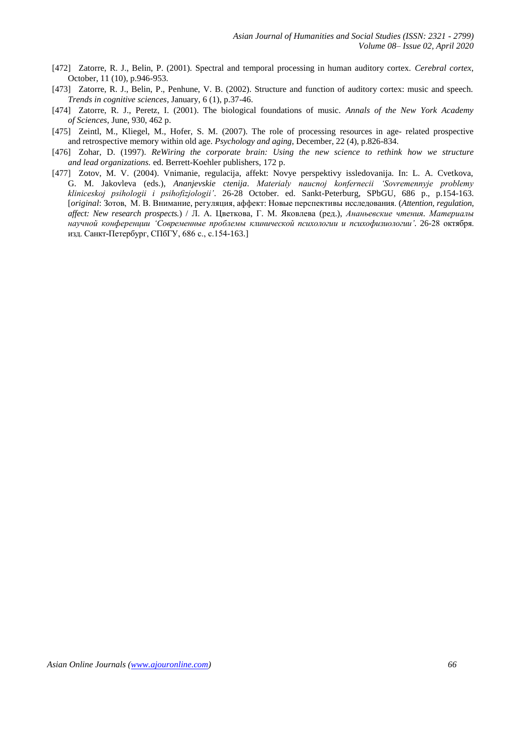[472] Zatorre, R. J., Belin, P. (2001). Spectral and temporal processing in human auditory cortex. *Cerebral cortex*, October, 11 (10), p.946-953.

[473] Zatorre, R. J., Belin, P., Penhune, V. B. (2002). Structure and function of auditory cortex: music and speech. *Trends in cognitive sciences*, January, 6 (1), p.37-46.

[474] Zatorre, R. J., Peretz, I. (2001). The biological foundations of music. *Annals of the New York Academy of Sciences*, June, 930, 462 p.

[475] Zeintl, M., Kliegel, M., Hofer, S. M. (2007). The role of processing resources in age- related prospective and retrospective memory within old age. *Psychology and aging*, December, 22 (4), p.826-834.

[476] Zohar, D. (1997). *ReWiring the corporate brain: Using the new science to rethink how we structure and lead organizations.* ed. Berrett-Koehler publishers, 172 p.

[477] Zotov, M. V. (2004). Vnimanie, regulacija, affekt: Novye perspektivy issledovanija. In: L. A. Cvetkova, G. M. Jakovleva (eds.), *Ananjevskie ctenija*. *Materialy naucnoj konfernecii 'Sovremennyje problemy kliniceskoj psihologii i psihofizjologii'*. 26-28 October. ed. Sankt-Peterburg, SPbGU, 686 p., p.154-163. [*original*: Зотов, М. В. Внимание, регуляция, аффект: Новые перспективы исследования. (*Attention, regulation, affect: New research prospects.*) / Л. А. Цветкова, Г. М. Яковлева (ред.), *Ананьевские чтения*. *Материалы научной конференции 'Современные проблемы клинической психологии и психофизиологии'*. 26-28 октября. изд. Санкт-Петербург, СПбГУ, 686 с., с.154-163.]